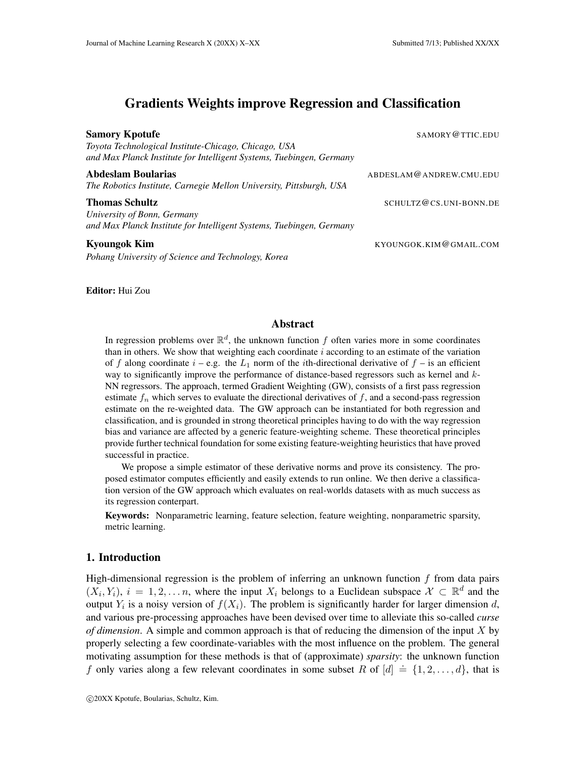# Gradients Weights improve Regression and Classification

**Samory Kpotufe** SAMORY@TTIC.EDU
*Toyota Technological Institute-Chicago, Chicago, USA*
*and Max Planck Institute for Intelligent Systems, Tuebingen, Germany*

**Abdeslam Boularias** ABDESLAM@ANDREW.CMU.EDU
*The Robotics Institute, Carnegie Mellon University, Pittsburgh, USA*

**Thomas Schultz** SCHULTZ@CS.UNI-BONN.DE
*University of Bonn, Germany*
*and Max Planck Institute for Intelligent Systems, Tuebingen, Germany*

**Kyoungok Kim** KYOUNGOK.KIM@GMAIL.COM
*Pohang University of Science and Technology, Korea*

**Editor:** Hui Zou

## Abstract

In regression problems over $\mathbb{R}^d$, the unknown function $f$ often varies more in some coordinates than in others. We show that weighting each coordinate $i$ according to an estimate of the variation of $f$ along coordinate $i$ – e.g. the $L_1$ norm of the $i$th-directional derivative of $f$ – is an efficient way to significantly improve the performance of distance-based regressors such as kernel and $k$-NN regressors. The approach, termed Gradient Weighting (GW), consists of a first pass regression estimate $f_n$ which serves to evaluate the directional derivatives of $f$, and a second-pass regression estimate on the re-weighted data. The GW approach can be instantiated for both regression and classification, and is grounded in strong theoretical principles having to do with the way regression bias and variance are affected by a generic feature-weighting scheme. These theoretical principles provide further technical foundation for some existing feature-weighting heuristics that have proved successful in practice.

We propose a simple estimator of these derivative norms and prove its consistency. The proposed estimator computes efficiently and easily extends to run online. We then derive a classification version of the GW approach which evaluates on real-worlds datasets with as much success as its regression conterpart.

**Keywords:** Nonparametric learning, feature selection, feature weighting, nonparametric sparsity, metric learning.

## 1. Introduction

High-dimensional regression is the problem of inferring an unknown function $f$ from data pairs $(X_i, Y_i)$, $i = 1, 2, \ldots n$, where the input $X_i$ belongs to a Euclidean subspace $\mathcal{X} \subset \mathbb{R}^d$ and the output $Y_i$ is a noisy version of $f(X_i)$. The problem is significantly harder for larger dimension $d$, and various pre-processing approaches have been devised over time to alleviate this so-called *curse of dimension*. A simple and common approach is that of reducing the dimension of the input $X$ by properly selecting a few coordinate-variables with the most influence on the problem. The general motivating assumption for these methods is that of (approximate) *sparsity*: the unknown function $f$ only varies along a few relevant coordinates in some subset $R$ of $[d] \doteq \{1, 2, \ldots, d\}$, that is

©20XX Kpotufe, Boularias, Schultz, Kim.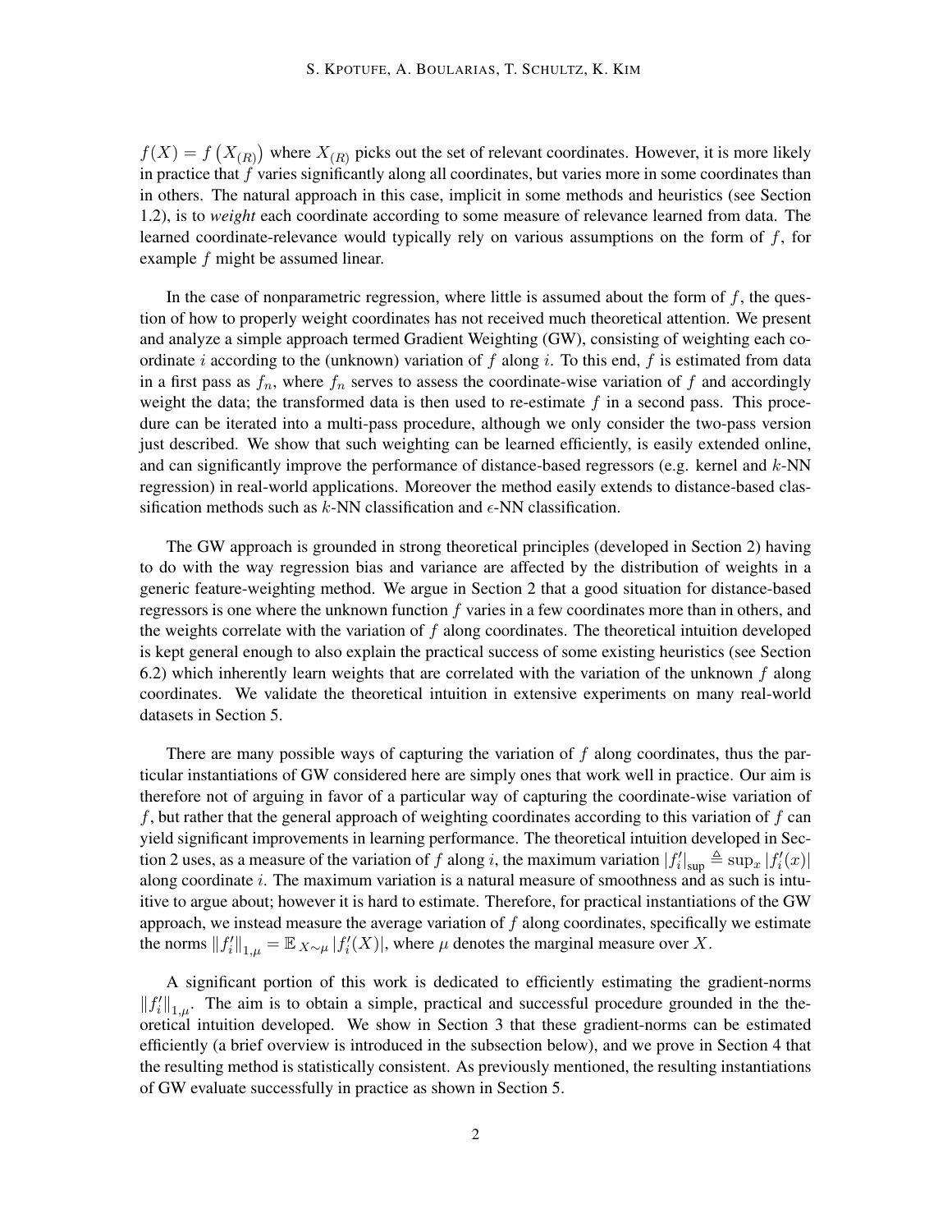$f(X) = f\left(X_{(R)}\right)$ where $X_{(R)}$ picks out the set of relevant coordinates. However, it is more likely in practice that $f$ varies significantly along all coordinates, but varies more in some coordinates than in others. The natural approach in this case, implicit in some methods and heuristics (see Section 1.2), is to *weight* each coordinate according to some measure of relevance learned from data. The learned coordinate-relevance would typically rely on various assumptions on the form of $f$, for example $f$ might be assumed linear.

In the case of nonparametric regression, where little is assumed about the form of $f$, the question of how to properly weight coordinates has not received much theoretical attention. We present and analyze a simple approach termed Gradient Weighting (GW), consisting of weighting each coordinate $i$ according to the (unknown) variation of $f$ along $i$. To this end, $f$ is estimated from data in a first pass as $f_n$, where $f_n$ serves to assess the coordinate-wise variation of $f$ and accordingly weight the data; the transformed data is then used to re-estimate $f$ in a second pass. This procedure can be iterated into a multi-pass procedure, although we only consider the two-pass version just described. We show that such weighting can be learned efficiently, is easily extended online, and can significantly improve the performance of distance-based regressors (e.g. kernel and $k$-NN regression) in real-world applications. Moreover the method easily extends to distance-based classification methods such as $k$-NN classification and $\epsilon$-NN classification.

The GW approach is grounded in strong theoretical principles (developed in Section 2) having to do with the way regression bias and variance are affected by the distribution of weights in a generic feature-weighting method. We argue in Section 2 that a good situation for distance-based regressors is one where the unknown function $f$ varies in a few coordinates more than in others, and the weights correlate with the variation of $f$ along coordinates. The theoretical intuition developed is kept general enough to also explain the practical success of some existing heuristics (see Section 6.2) which inherently learn weights that are correlated with the variation of the unknown $f$ along coordinates. We validate the theoretical intuition in extensive experiments on many real-world datasets in Section 5.

There are many possible ways of capturing the variation of $f$ along coordinates, thus the particular instantiations of GW considered here are simply ones that work well in practice. Our aim is therefore not of arguing in favor of a particular way of capturing the coordinate-wise variation of $f$, but rather that the general approach of weighting coordinates according to this variation of $f$ can yield significant improvements in learning performance. The theoretical intuition developed in Section 2 uses, as a measure of the variation of $f$ along $i$, the maximum variation $|f'_i|_{\text{sup}} \triangleq \sup_x |f'_i(x)|$ along coordinate $i$. The maximum variation is a natural measure of smoothness and as such is intuitive to argue about; however it is hard to estimate. Therefore, for practical instantiations of the GW approach, we instead measure the average variation of $f$ along coordinates, specifically we estimate the norms $\|f'_i\|_{1,\mu} = \mathbb{E}_{X\sim\mu} |f'_i(X)|$, where $\mu$ denotes the marginal measure over $X$.

A significant portion of this work is dedicated to efficiently estimating the gradient-norms $\|f'_i\|_{1,\mu}$. The aim is to obtain a simple, practical and successful procedure grounded in the theoretical intuition developed. We show in Section 3 that these gradient-norms can be estimated efficiently (a brief overview is introduced in the subsection below), and we prove in Section 4 that the resulting method is statistically consistent. As previously mentioned, the resulting instantiations of GW evaluate successfully in practice as shown in Section 5.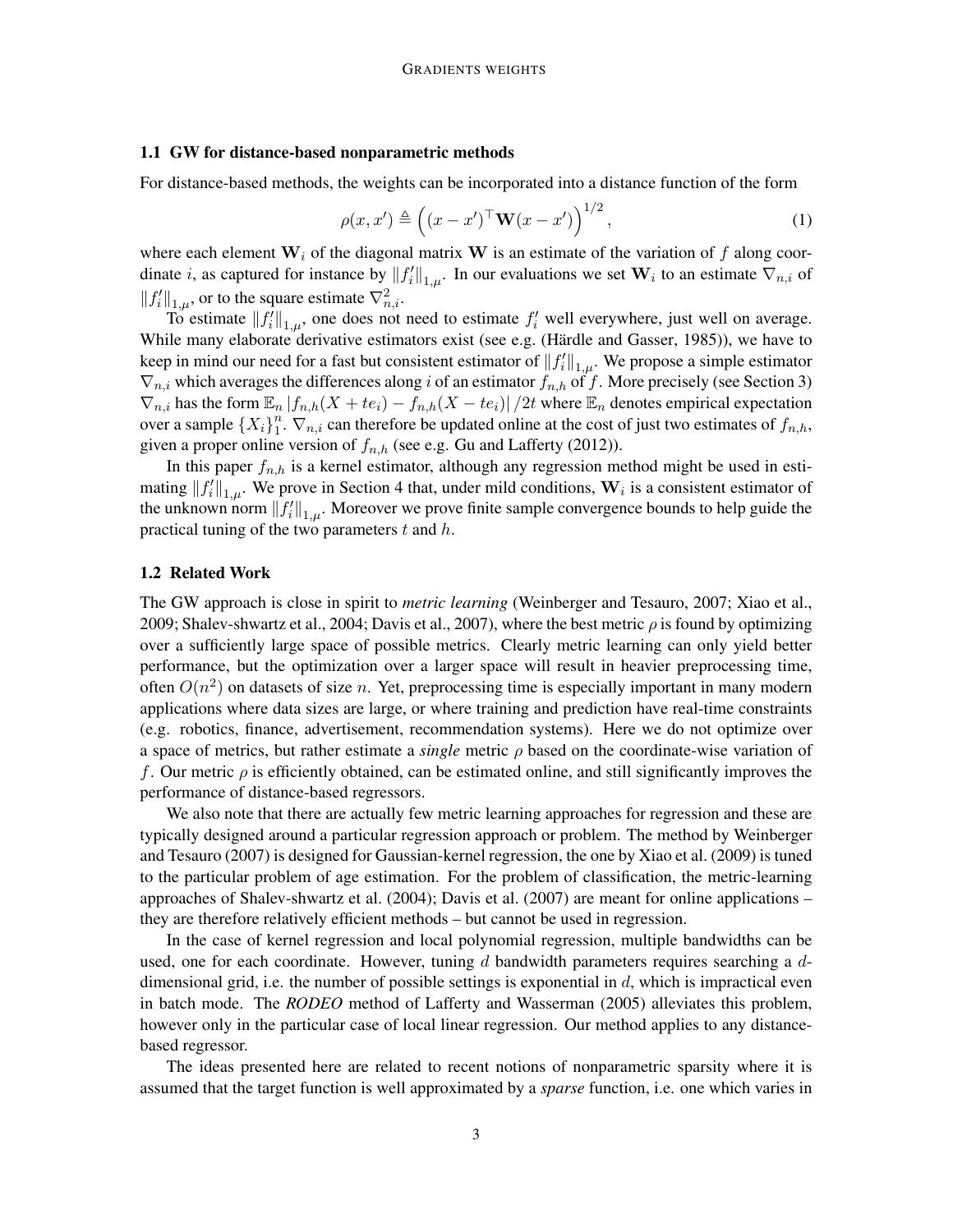### 1.1 GW for distance-based nonparametric methods

For distance-based methods, the weights can be incorporated into a distance function of the form

$$\rho(x, x') \triangleq \left((x - x')^\top \mathbf{W}(x - x')\right)^{1/2}, \tag{1}$$

where each element $\mathbf{W}_i$ of the diagonal matrix $\mathbf{W}$ is an estimate of the variation of $f$ along coordinate $i$, as captured for instance by $\|f_i'\|_{1,\mu}$. In our evaluations we set $\mathbf{W}_i$ to an estimate $\nabla_{n,i}$ of $\|f_i'\|_{1,\mu}$, or to the square estimate $\nabla_{n,i}^2$.

To estimate $\|f_i'\|_{1,\mu}$, one does not need to estimate $f_i'$ well everywhere, just well on average. While many elaborate derivative estimators exist (see e.g. (Härdle and Gasser, 1985)), we have to keep in mind our need for a fast but consistent estimator of $\|f_i'\|_{1,\mu}$. We propose a simple estimator $\nabla_{n,i}$ which averages the differences along $i$ of an estimator $f_{n,h}$ of $f$. More precisely (see Section 3) $\nabla_{n,i}$ has the form $\mathbb{E}_n |f_{n,h}(X + te_i) - f_{n,h}(X - te_i)| / 2t$ where $\mathbb{E}_n$ denotes empirical expectation over a sample $\{X_i\}_1^n$. $\nabla_{n,i}$ can therefore be updated online at the cost of just two estimates of $f_{n,h}$, given a proper online version of $f_{n,h}$ (see e.g. Gu and Lafferty (2012)).

In this paper $f_{n,h}$ is a kernel estimator, although any regression method might be used in estimating $\|f_i'\|_{1,\mu}$. We prove in Section 4 that, under mild conditions, $\mathbf{W}_i$ is a consistent estimator of the unknown norm $\|f_i'\|_{1,\mu}$. Moreover we prove finite sample convergence bounds to help guide the practical tuning of the two parameters $t$ and $h$.

### 1.2 Related Work

The GW approach is close in spirit to *metric learning* (Weinberger and Tesauro, 2007; Xiao et al., 2009; Shalev-shwartz et al., 2004; Davis et al., 2007), where the best metric $\rho$ is found by optimizing over a sufficiently large space of possible metrics. Clearly metric learning can only yield better performance, but the optimization over a larger space will result in heavier preprocessing time, often $O(n^2)$ on datasets of size $n$. Yet, preprocessing time is especially important in many modern applications where data sizes are large, or where training and prediction have real-time constraints (e.g. robotics, finance, advertisement, recommendation systems). Here we do not optimize over a space of metrics, but rather estimate a *single* metric $\rho$ based on the coordinate-wise variation of $f$. Our metric $\rho$ is efficiently obtained, can be estimated online, and still significantly improves the performance of distance-based regressors.

We also note that there are actually few metric learning approaches for regression and these are typically designed around a particular regression approach or problem. The method by Weinberger and Tesauro (2007) is designed for Gaussian-kernel regression, the one by Xiao et al. (2009) is tuned to the particular problem of age estimation. For the problem of classification, the metric-learning approaches of Shalev-shwartz et al. (2004); Davis et al. (2007) are meant for online applications – they are therefore relatively efficient methods – but cannot be used in regression.

In the case of kernel regression and local polynomial regression, multiple bandwidths can be used, one for each coordinate. However, tuning $d$ bandwidth parameters requires searching a $d$-dimensional grid, i.e. the number of possible settings is exponential in $d$, which is impractical even in batch mode. The *RODEO* method of Lafferty and Wasserman (2005) alleviates this problem, however only in the particular case of local linear regression. Our method applies to any distance-based regressor.

The ideas presented here are related to recent notions of nonparametric sparsity where it is assumed that the target function is well approximated by a *sparse* function, i.e. one which varies in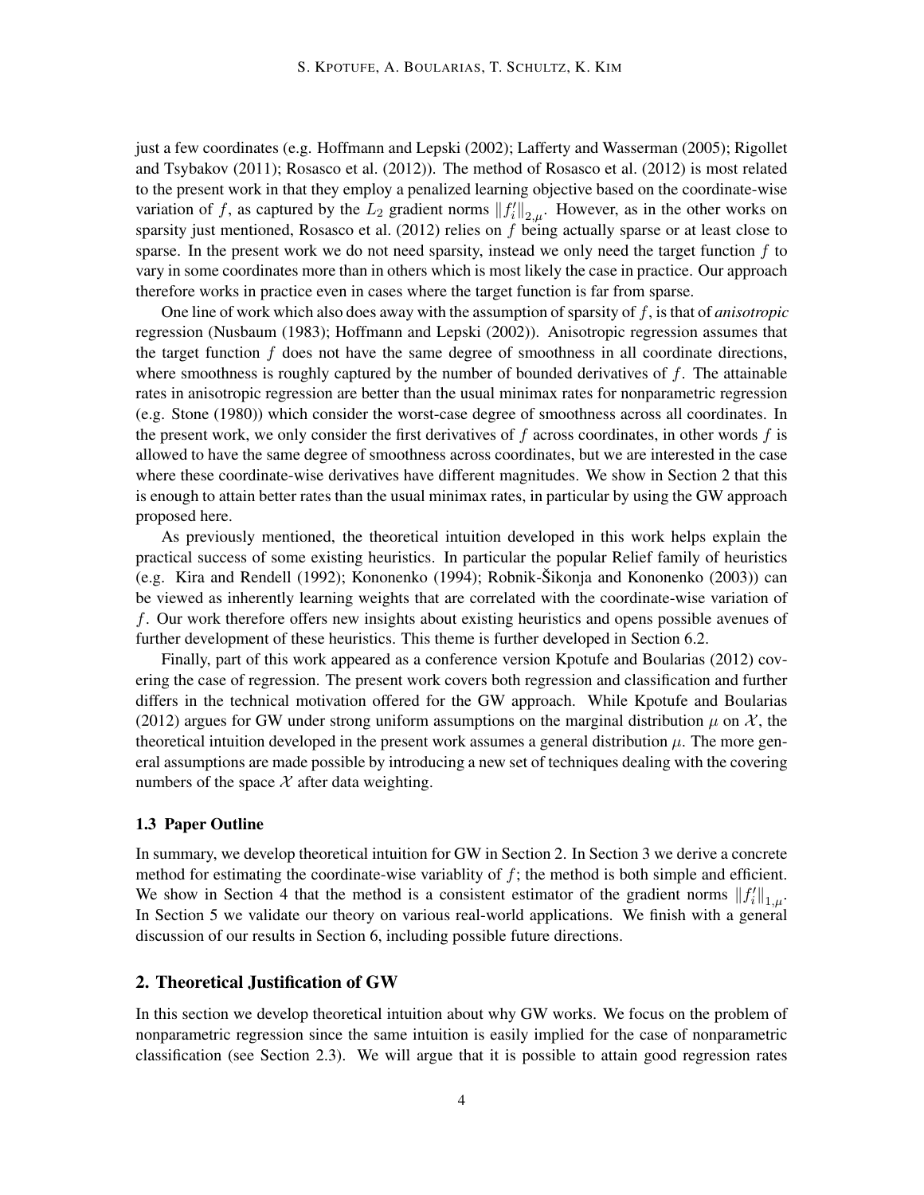just a few coordinates (e.g. Hoffmann and Lepski (2002); Lafferty and Wasserman (2005); Rigollet and Tsybakov (2011); Rosasco et al. (2012)). The method of Rosasco et al. (2012) is most related to the present work in that they employ a penalized learning objective based on the coordinate-wise variation of $f$, as captured by the $L_2$ gradient norms $\|f'_i\|_{2,\mu}$. However, as in the other works on sparsity just mentioned, Rosasco et al. (2012) relies on $f$ being actually sparse or at least close to sparse. In the present work we do not need sparsity, instead we only need the target function $f$ to vary in some coordinates more than in others which is most likely the case in practice. Our approach therefore works in practice even in cases where the target function is far from sparse.

One line of work which also does away with the assumption of sparsity of $f$, is that of *anisotropic* regression (Nusbaum (1983); Hoffmann and Lepski (2002)). Anisotropic regression assumes that the target function $f$ does not have the same degree of smoothness in all coordinate directions, where smoothness is roughly captured by the number of bounded derivatives of $f$. The attainable rates in anisotropic regression are better than the usual minimax rates for nonparametric regression (e.g. Stone (1980)) which consider the worst-case degree of smoothness across all coordinates. In the present work, we only consider the first derivatives of $f$ across coordinates, in other words $f$ is allowed to have the same degree of smoothness across coordinates, but we are interested in the case where these coordinate-wise derivatives have different magnitudes. We show in Section 2 that this is enough to attain better rates than the usual minimax rates, in particular by using the GW approach proposed here.

As previously mentioned, the theoretical intuition developed in this work helps explain the practical success of some existing heuristics. In particular the popular Relief family of heuristics (e.g. Kira and Rendell (1992); Kononenko (1994); Robnik-Šikonja and Kononenko (2003)) can be viewed as inherently learning weights that are correlated with the coordinate-wise variation of $f$. Our work therefore offers new insights about existing heuristics and opens possible avenues of further development of these heuristics. This theme is further developed in Section 6.2.

Finally, part of this work appeared as a conference version Kpotufe and Boularias (2012) covering the case of regression. The present work covers both regression and classification and further differs in the technical motivation offered for the GW approach. While Kpotufe and Boularias (2012) argues for GW under strong uniform assumptions on the marginal distribution $\mu$ on $\mathcal{X}$, the theoretical intuition developed in the present work assumes a general distribution $\mu$. The more general assumptions are made possible by introducing a new set of techniques dealing with the covering numbers of the space $\mathcal{X}$ after data weighting.

### 1.3 Paper Outline

In summary, we develop theoretical intuition for GW in Section 2. In Section 3 we derive a concrete method for estimating the coordinate-wise variablity of $f$; the method is both simple and efficient. We show in Section 4 that the method is a consistent estimator of the gradient norms $\|f'_i\|_{1,\mu}$. In Section 5 we validate our theory on various real-world applications. We finish with a general discussion of our results in Section 6, including possible future directions.

## 2. Theoretical Justification of GW

In this section we develop theoretical intuition about why GW works. We focus on the problem of nonparametric regression since the same intuition is easily implied for the case of nonparametric classification (see Section 2.3). We will argue that it is possible to attain good regression rates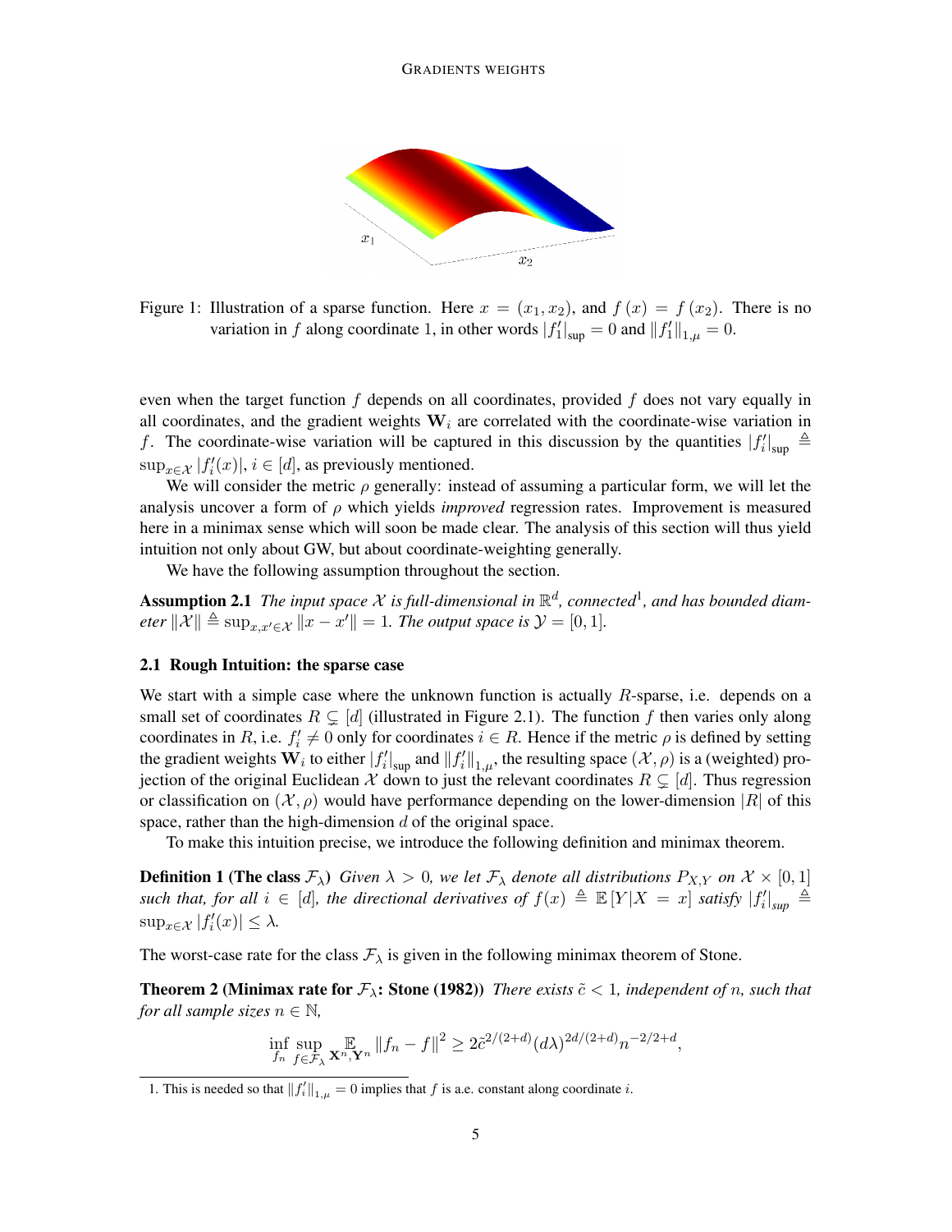Figure 1: Illustration of a sparse function. Here $x = (x_1, x_2)$, and $f(x) = f(x_2)$. There is no variation in $f$ along coordinate 1, in other words $|f'_1|_{\text{sup}} = 0$ and $\|f'_1\|_{1,\mu} = 0$.

even when the target function $f$ depends on all coordinates, provided $f$ does not vary equally in all coordinates, and the gradient weights $\mathbf{W}_i$ are correlated with the coordinate-wise variation in $f$. The coordinate-wise variation will be captured in this discussion by the quantities $|f'_i|_{\text{sup}} \triangleq \sup_{x \in \mathcal{X}} |f'_i(x)|$, $i \in [d]$, as previously mentioned.

We will consider the metric $\rho$ generally: instead of assuming a particular form, we will let the analysis uncover a form of $\rho$ which yields *improved* regression rates. Improvement is measured here in a minimax sense which will soon be made clear. The analysis of this section will thus yield intuition not only about GW, but about coordinate-weighting generally.

We have the following assumption throughout the section.

**Assumption 2.1** *The input space $\mathcal{X}$ is full-dimensional in $\mathbb{R}^d$, connected*[1]*, and has bounded diameter $\|\mathcal{X}\| \triangleq \sup_{x,x' \in \mathcal{X}} \|x - x'\| = 1$. The output space is $\mathcal{Y} = [0, 1]$.*

### 2.1 Rough Intuition: the sparse case

We start with a simple case where the unknown function is actually $R$-sparse, i.e. depends on a small set of coordinates $R \subsetneq [d]$ (illustrated in Figure 2.1). The function $f$ then varies only along coordinates in $R$, i.e. $f'_i \neq 0$ only for coordinates $i \in R$. Hence if the metric $\rho$ is defined by setting the gradient weights $\mathbf{W}_i$ to either $|f'_i|_{\text{sup}}$ and $\|f'_i\|_{1,\mu}$, the resulting space $(\mathcal{X}, \rho)$ is a (weighted) projection of the original Euclidean $\mathcal{X}$ down to just the relevant coordinates $R \subsetneq [d]$. Thus regression or classification on $(\mathcal{X}, \rho)$ would have performance depending on the lower-dimension $|R|$ of this space, rather than the high-dimension $d$ of the original space.

To make this intuition precise, we introduce the following definition and minimax theorem.

**Definition 1 (The class $\mathcal{F}_\lambda$)** *Given $\lambda > 0$, we let $\mathcal{F}_\lambda$ denote all distributions $P_{X,Y}$ on $\mathcal{X} \times [0, 1]$ such that, for all $i \in [d]$, the directional derivatives of $f(x) \triangleq \mathbb{E}[Y|X = x]$ satisfy $|f'_i|_{sup} \triangleq \sup_{x \in \mathcal{X}} |f'_i(x)| \leq \lambda$.*

The worst-case rate for the class $\mathcal{F}_\lambda$ is given in the following minimax theorem of Stone.

**Theorem 2 (Minimax rate for $\mathcal{F}_\lambda$: Stone (1982))** *There exists $\tilde{c} < 1$, independent of $n$, such that for all sample sizes $n \in \mathbb{N}$,*

$$\inf_{f_n} \sup_{f \in \mathcal{F}_\lambda} \mathop{\mathbb{E}}_{\mathbf{X}^n, \mathbf{Y}^n} \|f_n - f\|^2 \geq 2\tilde{c}^{2/(2+d)} (d\lambda)^{2d/(2+d)} n^{-2/2+d},$$

[1] This is needed so that $\|f'_i\|_{1,\mu} = 0$ implies that $f$ is a.e. constant along coordinate $i$.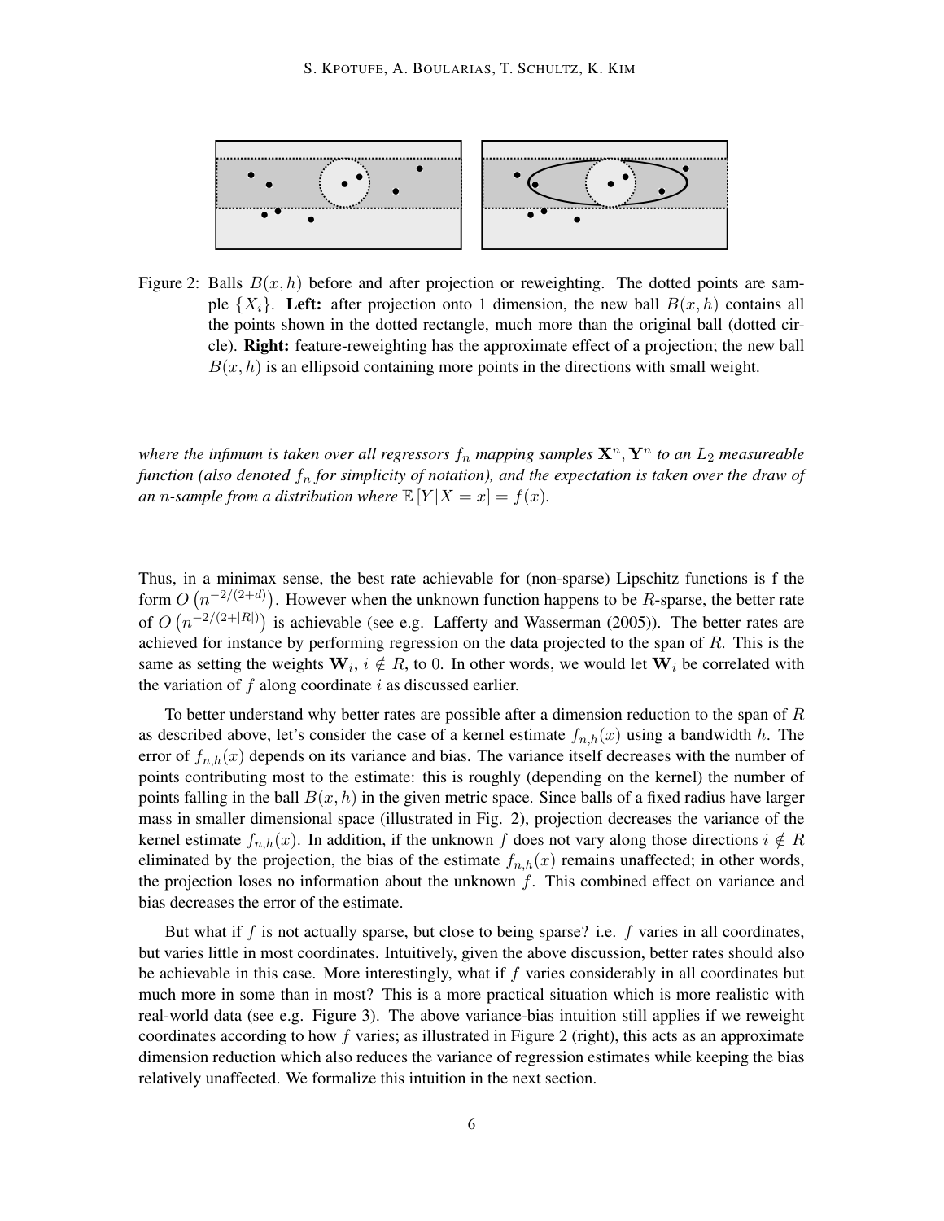Figure 2: Balls $B(x, h)$ before and after projection or reweighting. The dotted points are sample $\{X_i\}$. **Left:** after projection onto 1 dimension, the new ball $B(x, h)$ contains all the points shown in the dotted rectangle, much more than the original ball (dotted circle). **Right:** feature-reweighting has the approximate effect of a projection; the new ball $B(x, h)$ is an ellipsoid containing more points in the directions with small weight.

*where the infimum is taken over all regressors $f_n$ mapping samples $\mathbf{X}^n, \mathbf{Y}^n$ to an $L_2$ measureable function (also denoted $f_n$ for simplicity of notation), and the expectation is taken over the draw of an $n$-sample from a distribution where $\mathbb{E}[Y|X = x] = f(x)$.*

Thus, in a minimax sense, the best rate achievable for (non-sparse) Lipschitz functions is f the form $O\left(n^{-2/(2+d)}\right)$. However when the unknown function happens to be $R$-sparse, the better rate of $O\left(n^{-2/(2+|R|)}\right)$ is achievable (see e.g. Lafferty and Wasserman (2005)). The better rates are achieved for instance by performing regression on the data projected to the span of $R$. This is the same as setting the weights $\mathbf{W}_i$, $i \notin R$, to 0. In other words, we would let $\mathbf{W}_i$ be correlated with the variation of $f$ along coordinate $i$ as discussed earlier.

To better understand why better rates are possible after a dimension reduction to the span of $R$ as described above, let's consider the case of a kernel estimate $f_{n,h}(x)$ using a bandwidth $h$. The error of $f_{n,h}(x)$ depends on its variance and bias. The variance itself decreases with the number of points contributing most to the estimate: this is roughly (depending on the kernel) the number of points falling in the ball $B(x, h)$ in the given metric space. Since balls of a fixed radius have larger mass in smaller dimensional space (illustrated in Fig. 2), projection decreases the variance of the kernel estimate $f_{n,h}(x)$. In addition, if the unknown $f$ does not vary along those directions $i \notin R$ eliminated by the projection, the bias of the estimate $f_{n,h}(x)$ remains unaffected; in other words, the projection loses no information about the unknown $f$. This combined effect on variance and bias decreases the error of the estimate.

But what if $f$ is not actually sparse, but close to being sparse? i.e. $f$ varies in all coordinates, but varies little in most coordinates. Intuitively, given the above discussion, better rates should also be achievable in this case. More interestingly, what if $f$ varies considerably in all coordinates but much more in some than in most? This is a more practical situation which is more realistic with real-world data (see e.g. Figure 3). The above variance-bias intuition still applies if we reweight coordinates according to how $f$ varies; as illustrated in Figure 2 (right), this acts as an approximate dimension reduction which also reduces the variance of regression estimates while keeping the bias relatively unaffected. We formalize this intuition in the next section.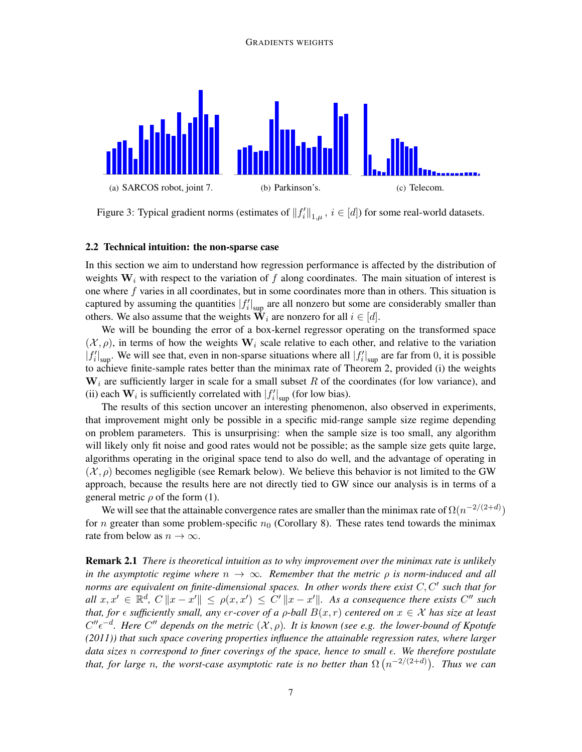(a) SARCOS robot, joint 7. (b) Parkinson's. (c) Telecom.

Figure 3: Typical gradient norms (estimates of $\|f_i'\|_{1,\mu}$, $i \in [d]$) for some real-world datasets.

### 2.2 Technical intuition: the non-sparse case

In this section we aim to understand how regression performance is affected by the distribution of weights $\mathbf{W}_i$ with respect to the variation of $f$ along coordinates. The main situation of interest is one where $f$ varies in all coordinates, but in some coordinates more than in others. This situation is captured by assuming the quantities $|f_i'|_{\sup}$ are all nonzero but some are considerably smaller than others. We also assume that the weights $\mathbf{W}_i$ are nonzero for all $i \in [d]$.

We will be bounding the error of a box-kernel regressor operating on the transformed space $(\mathcal{X}, \rho)$, in terms of how the weights $\mathbf{W}_i$ scale relative to each other, and relative to the variation $|f_i'|_{\sup}$. We will see that, even in non-sparse situations where all $|f_i'|_{\sup}$ are far from 0, it is possible to achieve finite-sample rates better than the minimax rate of Theorem 2, provided (i) the weights $\mathbf{W}_i$ are sufficiently larger in scale for a small subset $R$ of the coordinates (for low variance), and (ii) each $\mathbf{W}_i$ is sufficiently correlated with $|f_i'|_{\sup}$ (for low bias).

The results of this section uncover an interesting phenomenon, also observed in experiments, that improvement might only be possible in a specific mid-range sample size regime depending on problem parameters. This is unsurprising: when the sample size is too small, any algorithm will likely only fit noise and good rates would not be possible; as the sample size gets quite large, algorithms operating in the original space tend to also do well, and the advantage of operating in $(\mathcal{X}, \rho)$ becomes negligible (see Remark below). We believe this behavior is not limited to the GW approach, because the results here are not directly tied to GW since our analysis is in terms of a general metric $\rho$ of the form (1).

We will see that the attainable convergence rates are smaller than the minimax rate of $\Omega(n^{-2/(2+d)})$ for $n$ greater than some problem-specific $n_0$ (Corollary 8). These rates tend towards the minimax rate from below as $n \to \infty$.

**Remark 2.1** *There is theoretical intuition as to why improvement over the minimax rate is unlikely in the asymptotic regime where $n \to \infty$. Remember that the metric $\rho$ is norm-induced and all norms are equivalent on finite-dimensional spaces. In other words there exist $C, C'$ such that for all $x, x' \in \mathbb{R}^d$, $C\|x - x'\| \leq \rho(x, x') \leq C'\|x - x'\|$. As a consequence there exists $C''$ such that, for $\epsilon$ sufficiently small, any $\epsilon r$-cover of a $\rho$-ball $B(x, r)$ centered on $x \in \mathcal{X}$ has size at least $C''\epsilon^{-d}$. Here $C''$ depends on the metric $(\mathcal{X}, \rho)$. It is known (see e.g. the lower-bound of Kpotufe (2011)) that such space covering properties influence the attainable regression rates, where larger data sizes $n$ correspond to finer coverings of the space, hence to small $\epsilon$. We therefore postulate that, for large $n$, the worst-case asymptotic rate is no better than $\Omega\left(n^{-2/(2+d)}\right)$. Thus we can*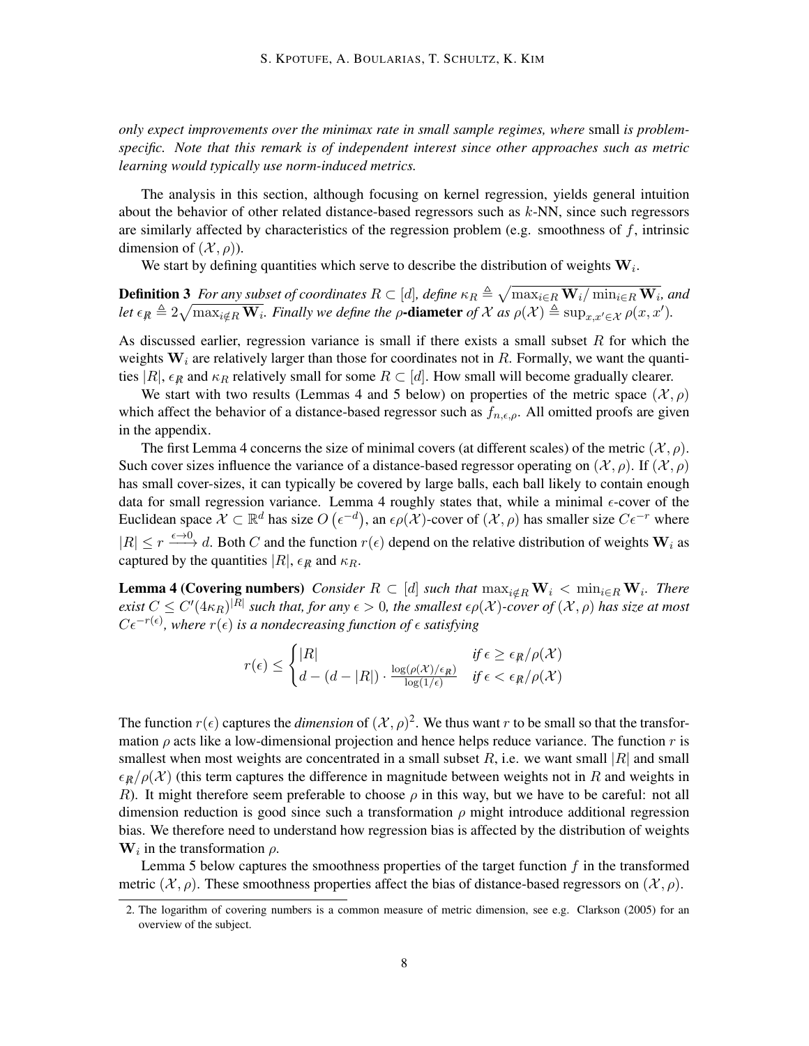*only expect improvements over the minimax rate in small sample regimes, where* small *is problem-specific. Note that this remark is of independent interest since other approaches such as metric learning would typically use norm-induced metrics.*

The analysis in this section, although focusing on kernel regression, yields general intuition about the behavior of other related distance-based regressors such as $k$-NN, since such regressors are similarly affected by characteristics of the regression problem (e.g. smoothness of $f$, intrinsic dimension of $(\mathcal{X}, \rho)$).

We start by defining quantities which serve to describe the distribution of weights $\mathbf{W}_i$.

**Definition 3** *For any subset of coordinates $R \subset [d]$, define $\kappa_R \triangleq \sqrt{\max_{i \in R} \mathbf{W}_i / \min_{i \in R} \mathbf{W}_i}$, and let $\epsilon_{\not R} \triangleq 2\sqrt{\max_{i \notin R} \mathbf{W}_i}$. Finally we define the $\rho$-**diameter** of $\mathcal{X}$ as $\rho(\mathcal{X}) \triangleq \sup_{x, x' \in \mathcal{X}} \rho(x, x')$.*

As discussed earlier, regression variance is small if there exists a small subset $R$ for which the weights $\mathbf{W}_i$ are relatively larger than those for coordinates not in $R$. Formally, we want the quantities $|R|$, $\epsilon_{\not R}$ and $\kappa_R$ relatively small for some $R \subset [d]$. How small will become gradually clearer.

We start with two results (Lemmas 4 and 5 below) on properties of the metric space $(\mathcal{X}, \rho)$ which affect the behavior of a distance-based regressor such as $f_{n,\epsilon,\rho}$. All omitted proofs are given in the appendix.

The first Lemma 4 concerns the size of minimal covers (at different scales) of the metric $(\mathcal{X}, \rho)$. Such cover sizes influence the variance of a distance-based regressor operating on $(\mathcal{X}, \rho)$. If $(\mathcal{X}, \rho)$ has small cover-sizes, it can typically be covered by large balls, each ball likely to contain enough data for small regression variance. Lemma 4 roughly states that, while a minimal $\epsilon$-cover of the Euclidean space $\mathcal{X} \subset \mathbb{R}^d$ has size $O\left(\epsilon^{-d}\right)$, an $\epsilon\rho(\mathcal{X})$-cover of $(\mathcal{X}, \rho)$ has smaller size $C\epsilon^{-r}$ where $|R| \leq r \xrightarrow{\epsilon \to 0} d$. Both $C$ and the function $r(\epsilon)$ depend on the relative distribution of weights $\mathbf{W}_i$ as captured by the quantities $|R|$, $\epsilon_{\not R}$ and $\kappa_R$.

**Lemma 4 (Covering numbers)** *Consider $R \subset [d]$ such that $\max_{i \notin R} \mathbf{W}_i < \min_{i \in R} \mathbf{W}_i$. There exist $C \leq C'(4\kappa_R)^{|R|}$ such that, for any $\epsilon > 0$, the smallest $\epsilon\rho(\mathcal{X})$-cover of $(\mathcal{X}, \rho)$ has size at most $C\epsilon^{-r(\epsilon)}$, where $r(\epsilon)$ is a nondecreasing function of $\epsilon$ satisfying*

$$r(\epsilon) \leq \begin{cases} |R| & \text{if } \epsilon \geq \epsilon_{\not R}/\rho(\mathcal{X}) \\ d - (d - |R|) \cdot \frac{\log(\rho(\mathcal{X})/\epsilon_{\not R})}{\log(1/\epsilon)} & \text{if } \epsilon < \epsilon_{\not R}/\rho(\mathcal{X}) \end{cases}$$

The function $r(\epsilon)$ captures the *dimension* of $(\mathcal{X}, \rho)$[2]. We thus want $r$ to be small so that the transformation $\rho$ acts like a low-dimensional projection and hence helps reduce variance. The function $r$ is smallest when most weights are concentrated in a small subset $R$, i.e. we want small $|R|$ and small $\epsilon_{\not R}/\rho(\mathcal{X})$ (this term captures the difference in magnitude between weights not in $R$ and weights in $R$). It might therefore seem preferable to choose $\rho$ in this way, but we have to be careful: not all dimension reduction is good since such a transformation $\rho$ might introduce additional regression bias. We therefore need to understand how regression bias is affected by the distribution of weights $\mathbf{W}_i$ in the transformation $\rho$.

Lemma 5 below captures the smoothness properties of the target function $f$ in the transformed metric $(\mathcal{X}, \rho)$. These smoothness properties affect the bias of distance-based regressors on $(\mathcal{X}, \rho)$.

2. The logarithm of covering numbers is a common measure of metric dimension, see e.g. Clarkson (2005) for an overview of the subject.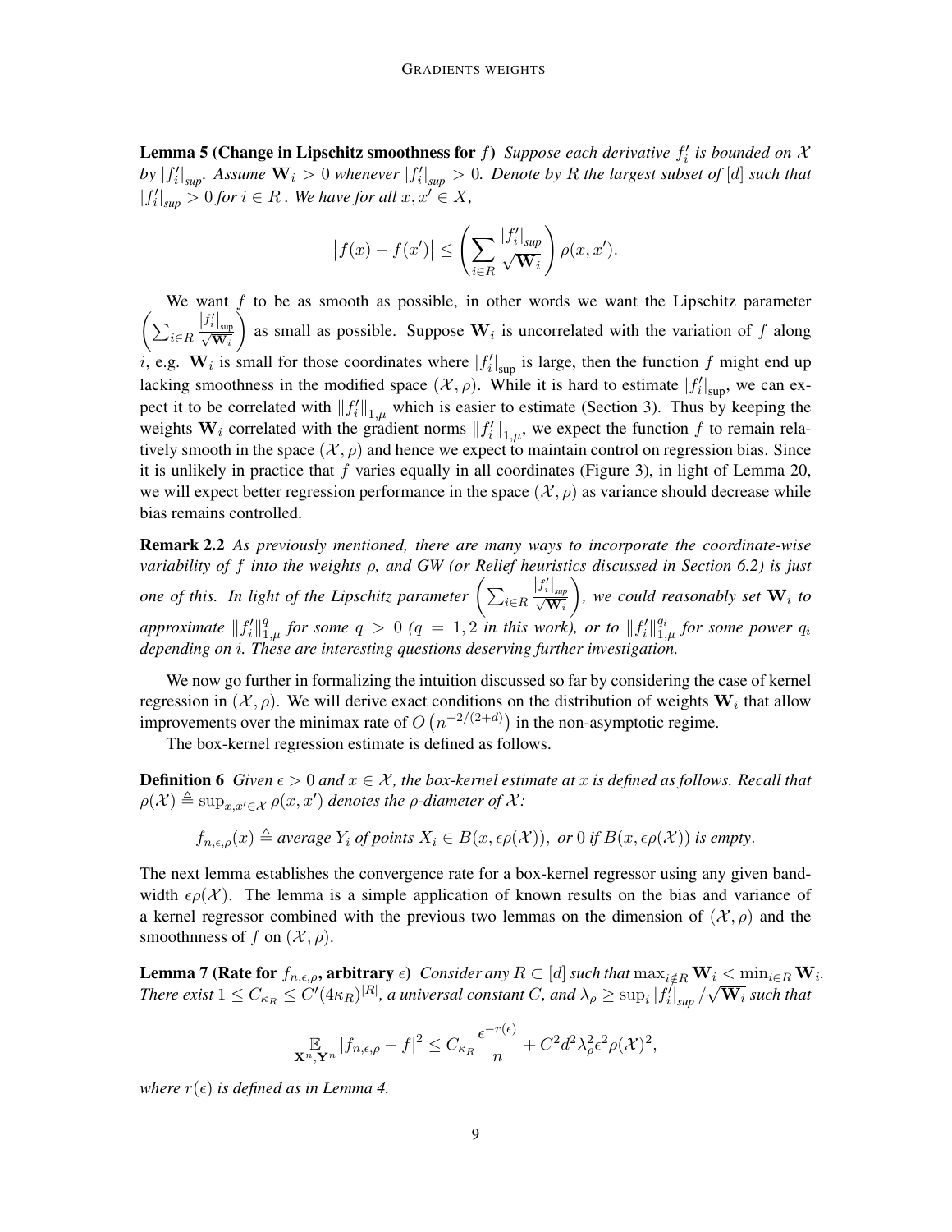**Lemma 5 (Change in Lipschitz smoothness for $f$)** *Suppose each derivative $f_i'$ is bounded on $\mathcal{X}$ by $|f_i'|_{sup}$. Assume $\mathbf{W}_i > 0$ whenever $|f_i'|_{sup} > 0$. Denote by $R$ the largest subset of $[d]$ such that $|f_i'|_{sup} > 0$ for $i \in R$. We have for all $x, x' \in X$,*

$$\left|f(x) - f(x')\right| \leq \left( \sum_{i \in R} \frac{|f_i'|_{sup}}{\sqrt{\mathbf{W}_i}} \right) \rho(x, x').$$

We want $f$ to be as smooth as possible, in other words we want the Lipschitz parameter $\left( \sum_{i \in R} \frac{|f_i'|_{\text{sup}}}{\sqrt{\mathbf{W}_i}} \right)$ as small as possible. Suppose $\mathbf{W}_i$ is uncorrelated with the variation of $f$ along $i$, e.g. $\mathbf{W}_i$ is small for those coordinates where $|f_i'|_{\text{sup}}$ is large, then the function $f$ might end up lacking smoothness in the modified space $(\mathcal{X}, \rho)$. While it is hard to estimate $|f_i'|_{\text{sup}}$, we can expect it to be correlated with $\|f_i'\|_{1,\mu}$ which is easier to estimate (Section 3). Thus by keeping the weights $\mathbf{W}_i$ correlated with the gradient norms $\|f_i'\|_{1,\mu}$, we expect the function $f$ to remain relatively smooth in the space $(\mathcal{X}, \rho)$ and hence we expect to maintain control on regression bias. Since it is unlikely in practice that $f$ varies equally in all coordinates (Figure 3), in light of Lemma 20, we will expect better regression performance in the space $(\mathcal{X}, \rho)$ as variance should decrease while bias remains controlled.

**Remark 2.2** *As previously mentioned, there are many ways to incorporate the coordinate-wise variability of $f$ into the weights $\rho$, and GW (or Relief heuristics discussed in Section 6.2) is just one of this. In light of the Lipschitz parameter $\left( \sum_{i \in R} \frac{|f_i'|_{sup}}{\sqrt{\mathbf{W}_i}} \right)$, we could reasonably set $\mathbf{W}_i$ to approximate $\|f_i'\|_{1,\mu}^q$ for some $q > 0$ ($q = 1, 2$ in this work), or to $\|f_i'\|_{1,\mu}^{q_i}$ for some power $q_i$ depending on $i$. These are interesting questions deserving further investigation.*

We now go further in formalizing the intuition discussed so far by considering the case of kernel regression in $(\mathcal{X}, \rho)$. We will derive exact conditions on the distribution of weights $\mathbf{W}_i$ that allow improvements over the minimax rate of $O\left(n^{-2/(2+d)}\right)$ in the non-asymptotic regime.

The box-kernel regression estimate is defined as follows.

**Definition 6** *Given $\epsilon > 0$ and $x \in \mathcal{X}$, the box-kernel estimate at $x$ is defined as follows. Recall that $\rho(\mathcal{X}) \triangleq \sup_{x, x' \in \mathcal{X}} \rho(x, x')$ denotes the $\rho$-diameter of $\mathcal{X}$:*

$$f_{n,\epsilon,\rho}(x) \triangleq \textit{average } Y_i \textit{ of points } X_i \in B(x, \epsilon\rho(\mathcal{X})), \textit{ or } 0 \textit{ if } B(x, \epsilon\rho(\mathcal{X})) \textit{ is empty}.$$

The next lemma establishes the convergence rate for a box-kernel regressor using any given bandwidth $\epsilon\rho(\mathcal{X})$. The lemma is a simple application of known results on the bias and variance of a kernel regressor combined with the previous two lemmas on the dimension of $(\mathcal{X}, \rho)$ and the smoothnness of $f$ on $(\mathcal{X}, \rho)$.

**Lemma 7 (Rate for $f_{n,\epsilon,\rho}$, arbitrary $\epsilon$)** *Consider any $R \subset [d]$ such that $\max_{i \notin R} \mathbf{W}_i < \min_{i \in R} \mathbf{W}_i$. There exist $1 \leq C_{\kappa_R} \leq C'(4\kappa_R)^{|R|}$, a universal constant $C$, and $\lambda_\rho \geq \sup_i |f_i'|_{sup} / \sqrt{\mathbf{W}_i}$ such that*

$$\mathop{\mathbb{E}}_{\mathbf{X}^n, \mathbf{Y}^n} \left|f_{n,\epsilon,\rho} - f\right|^2 \leq C_{\kappa_R} \frac{\epsilon^{-r(\epsilon)}}{n} + C^2 d^2 \lambda_\rho^2 \epsilon^2 \rho(\mathcal{X})^2,$$

*where $r(\epsilon)$ is defined as in Lemma 4.*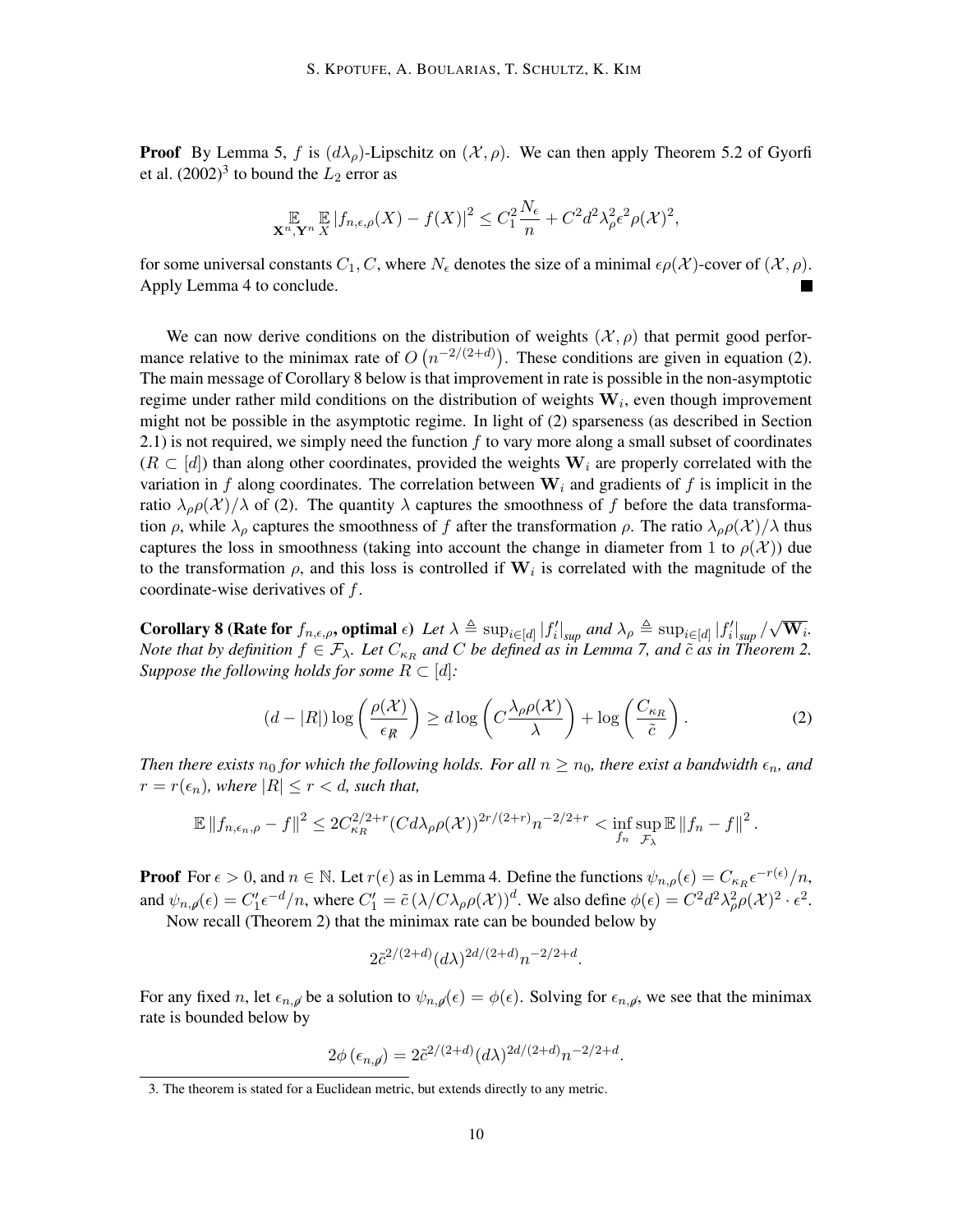**Proof** By Lemma 5, $f$ is $(d\lambda_\rho)$-Lipschitz on $(\mathcal{X}, \rho)$. We can then apply Theorem 5.2 of Gyorfi et al. (2002)[3] to bound the $L_2$ error as

$$\underset{\mathbf{X}^n, \mathbf{Y}^n}{\mathbb{E}} \underset{X}{\mathbb{E}} |f_{n,\epsilon,\rho}(X) - f(X)|^2 \le C_1^2 \frac{N_\epsilon}{n} + C^2 d^2 \lambda_\rho^2 \epsilon^2 \rho(\mathcal{X})^2,$$

for some universal constants $C_1, C$, where $N_\epsilon$ denotes the size of a minimal $\epsilon\rho(\mathcal{X})$-cover of $(\mathcal{X}, \rho)$. Apply Lemma 4 to conclude. ∎

We can now derive conditions on the distribution of weights $(\mathcal{X}, \rho)$ that permit good performance relative to the minimax rate of $O\left(n^{-2/(2+d)}\right)$. These conditions are given in equation (2). The main message of Corollary 8 below is that improvement in rate is possible in the non-asymptotic regime under rather mild conditions on the distribution of weights $\mathbf{W}_i$, even though improvement might not be possible in the asymptotic regime. In light of (2) sparseness (as described in Section 2.1) is not required, we simply need the function $f$ to vary more along a small subset of coordinates ($R \subset [d]$) than along other coordinates, provided the weights $\mathbf{W}_i$ are properly correlated with the variation in $f$ along coordinates. The correlation between $\mathbf{W}_i$ and gradients of $f$ is implicit in the ratio $\lambda_\rho \rho(\mathcal{X})/\lambda$ of (2). The quantity $\lambda$ captures the smoothness of $f$ before the data transformation $\rho$, while $\lambda_\rho$ captures the smoothness of $f$ after the transformation $\rho$. The ratio $\lambda_\rho \rho(\mathcal{X})/\lambda$ thus captures the loss in smoothness (taking into account the change in diameter from 1 to $\rho(\mathcal{X})$) due to the transformation $\rho$, and this loss is controlled if $\mathbf{W}_i$ is correlated with the magnitude of the coordinate-wise derivatives of $f$.

**Corollary 8 (Rate for $f_{n,\epsilon,\rho}$, optimal $\epsilon$)** *Let $\lambda \triangleq \sup_{i\in[d]} |f_i'|_{sup}$ and $\lambda_\rho \triangleq \sup_{i\in[d]} |f_i'|_{sup} / \sqrt{\mathbf{W}_i}$. Note that by definition $f \in \mathcal{F}_\lambda$. Let $C_{\kappa_R}$ and $C$ be defined as in Lemma 7, and $\tilde{c}$ as in Theorem 2. Suppose the following holds for some $R \subset [d]$:*

$$(d - |R|) \log\left(\frac{\rho(\mathcal{X})}{\epsilon_{\not R}}\right) \ge d \log\left(C \frac{\lambda_\rho \rho(\mathcal{X})}{\lambda}\right) + \log\left(\frac{C_{\kappa_R}}{\tilde{c}}\right). \tag{2}$$

*Then there exists $n_0$ for which the following holds. For all $n \ge n_0$, there exist a bandwidth $\epsilon_n$, and $r = r(\epsilon_n)$, where $|R| \le r < d$, such that,*

$$\mathbb{E}\|f_{n,\epsilon_n,\rho} - f\|^2 \le 2C_{\kappa_R}^{2/2+r}(Cd\lambda_\rho\rho(\mathcal{X}))^{2r/(2+r)} n^{-2/2+r} < \inf_{f_n} \sup_{\mathcal{F}_\lambda} \mathbb{E}\|f_n - f\|^2.$$

**Proof** For $\epsilon > 0$, and $n \in \mathbb{N}$. Let $r(\epsilon)$ as in Lemma 4. Define the functions $\psi_{n,\rho}(\epsilon) = C_{\kappa_R}\epsilon^{-r(\epsilon)}/n$, and $\psi_{n,\not\rho}(\epsilon) = C_1'\epsilon^{-d}/n$, where $C_1' = \tilde{c}\left(\lambda/C\lambda_\rho\rho(\mathcal{X})\right)^d$. We also define $\phi(\epsilon) = C^2 d^2 \lambda_\rho^2 \rho(\mathcal{X})^2 \cdot \epsilon^2$.

Now recall (Theorem 2) that the minimax rate can be bounded below by

$$2\tilde{c}^{2/(2+d)}(d\lambda)^{2d/(2+d)} n^{-2/2+d}.$$

For any fixed $n$, let $\epsilon_{n,\not\rho}$ be a solution to $\psi_{n,\not\rho}(\epsilon) = \phi(\epsilon)$. Solving for $\epsilon_{n,\not\rho}$, we see that the minimax rate is bounded below by

$$2\phi\left(\epsilon_{n,\not\rho}\right) = 2\tilde{c}^{2/(2+d)}(d\lambda)^{2d/(2+d)} n^{-2/2+d}.$$

3. The theorem is stated for a Euclidean metric, but extends directly to any metric.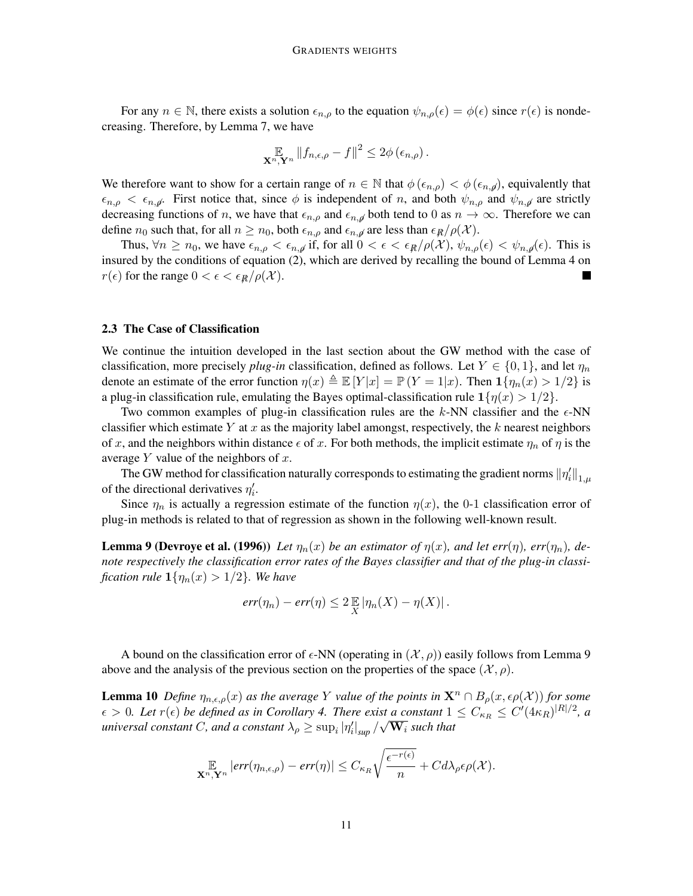For any $n \in \mathbb{N}$, there exists a solution $\epsilon_{n,\rho}$ to the equation $\psi_{n,\rho}(\epsilon) = \phi(\epsilon)$ since $r(\epsilon)$ is nondecreasing. Therefore, by Lemma 7, we have

$$\mathop{\mathbb{E}}_{\mathbf{X}^n, \mathbf{Y}^n} \|f_{n,\epsilon,\rho} - f\|^2 \leq 2\phi\left(\epsilon_{n,\rho}\right).$$

We therefore want to show for a certain range of $n \in \mathbb{N}$ that $\phi\left(\epsilon_{n,\rho}\right) < \phi\left(\epsilon_{n,\not\rho}\right)$, equivalently that $\epsilon_{n,\rho} < \epsilon_{n,\not\rho}$. First notice that, since $\phi$ is independent of $n$, and both $\psi_{n,\rho}$ and $\psi_{n,\not\rho}$ are strictly decreasing functions of $n$, we have that $\epsilon_{n,\rho}$ and $\epsilon_{n,\not\rho}$ both tend to 0 as $n \to \infty$. Therefore we can define $n_0$ such that, for all $n \geq n_0$, both $\epsilon_{n,\rho}$ and $\epsilon_{n,\not\rho}$ are less than $\epsilon_{\not R}/\rho(\mathcal{X})$.

Thus, $\forall n \geq n_0$, we have $\epsilon_{n,\rho} < \epsilon_{n,\not\rho}$ if, for all $0 < \epsilon < \epsilon_{\not R}/\rho(\mathcal{X})$, $\psi_{n,\rho}(\epsilon) < \psi_{n,\not\rho}(\epsilon)$. This is insured by the conditions of equation (2), which are derived by recalling the bound of Lemma 4 on $r(\epsilon)$ for the range $0 < \epsilon < \epsilon_{\not R}/\rho(\mathcal{X})$. ∎

### 2.3 The Case of Classification

We continue the intuition developed in the last section about the GW method with the case of classification, more precisely *plug-in* classification, defined as follows. Let $Y \in \{0, 1\}$, and let $\eta_n$ denote an estimate of the error function $\eta(x) \triangleq \mathbb{E}\left[Y|x\right] = \mathbb{P}\left(Y = 1|x\right)$. Then $\mathbf{1}\{\eta_n(x) > 1/2\}$ is a plug-in classification rule, emulating the Bayes optimal-classification rule $\mathbf{1}\{\eta(x) > 1/2\}$.

Two common examples of plug-in classification rules are the $k$-NN classifier and the $\epsilon$-NN classifier which estimate $Y$ at $x$ as the majority label amongst, respectively, the $k$ nearest neighbors of $x$, and the neighbors within distance $\epsilon$ of $x$. For both methods, the implicit estimate $\eta_n$ of $\eta$ is the average $Y$ value of the neighbors of $x$.

The GW method for classification naturally corresponds to estimating the gradient norms $\|\eta_i'\|_{1,\mu}$ of the directional derivatives $\eta_i'$.

Since $\eta_n$ is actually a regression estimate of the function $\eta(x)$, the 0-1 classification error of plug-in methods is related to that of regression as shown in the following well-known result.

**Lemma 9 (Devroye et al. (1996))** *Let $\eta_n(x)$ be an estimator of $\eta(x)$, and let err$(\eta)$, err$(\eta_n)$, denote respectively the classification error rates of the Bayes classifier and that of the plug-in classification rule $\mathbf{1}\{\eta_n(x) > 1/2\}$. We have*

$$err(\eta_n) - err(\eta) \leq 2 \mathop{\mathbb{E}}_{X} |\eta_n(X) - \eta(X)|.$$

A bound on the classification error of $\epsilon$-NN (operating in $(\mathcal{X}, \rho)$) easily follows from Lemma 9 above and the analysis of the previous section on the properties of the space $(\mathcal{X}, \rho)$.

**Lemma 10** *Define $\eta_{n,\epsilon,\rho}(x)$ as the average $Y$ value of the points in $\mathbf{X}^n \cap B_\rho(x, \epsilon\rho(\mathcal{X}))$ for some $\epsilon > 0$. Let $r(\epsilon)$ be defined as in Corollary 4. There exist a constant $1 \leq C_{\kappa_R} \leq C'(4\kappa_R)^{|R|/2}$, a universal constant $C$, and a constant $\lambda_\rho \geq \sup_i |\eta_i'|_{sup} / \sqrt{\mathbf{W}_i}$ such that*

$$\mathop{\mathbb{E}}_{\mathbf{X}^n, \mathbf{Y}^n} |err(\eta_{n,\epsilon,\rho}) - err(\eta)| \leq C_{\kappa_R} \sqrt{\frac{\epsilon^{-r(\epsilon)}}{n}} + Cd\lambda_\rho\epsilon\rho(\mathcal{X}).$$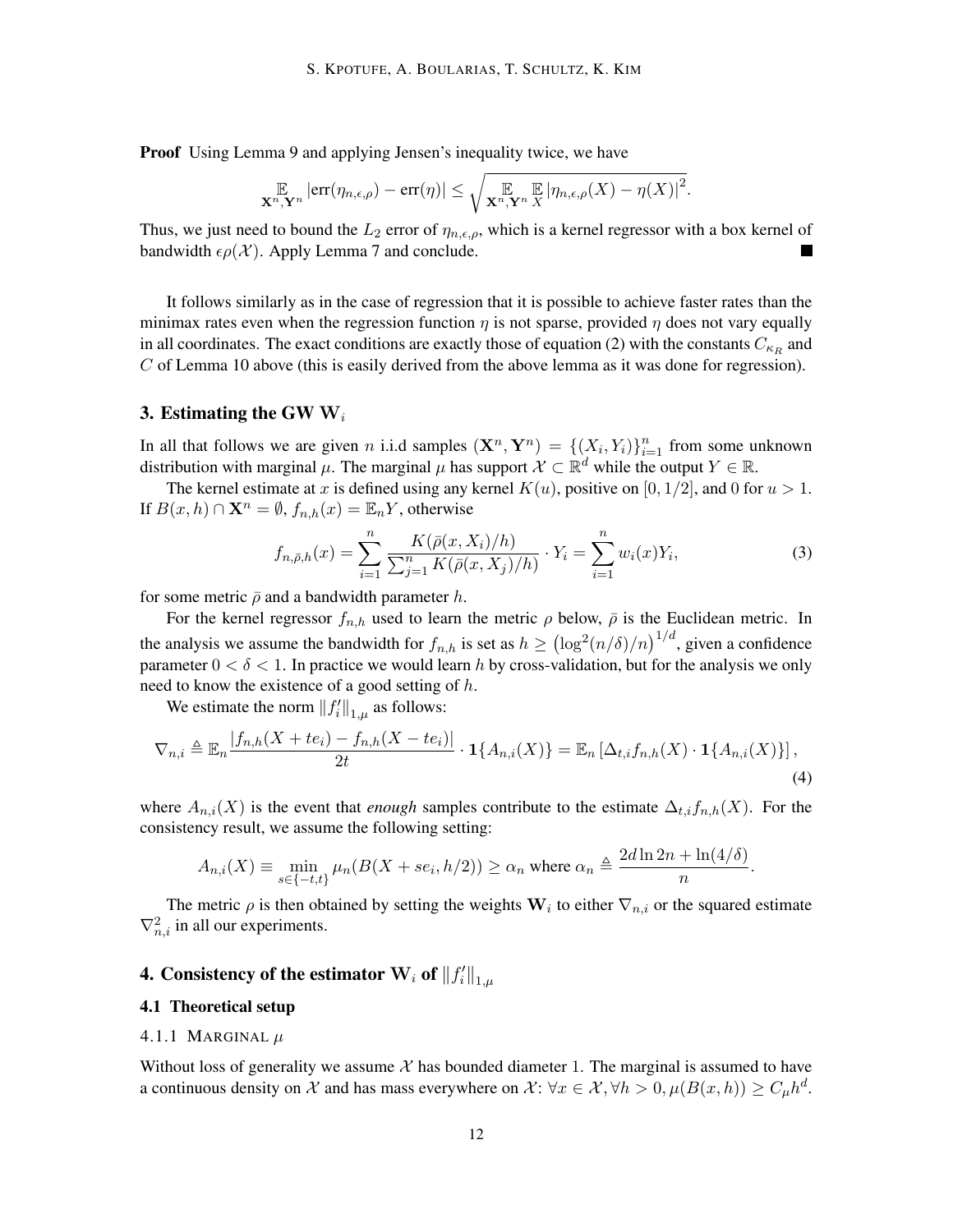**Proof** Using Lemma 9 and applying Jensen's inequality twice, we have

$$\mathop{\mathbb{E}}_{\mathbf{X}^n,\mathbf{Y}^n} |\text{err}(\eta_{n,\epsilon,\rho}) - \text{err}(\eta)| \leq \sqrt{\mathop{\mathbb{E}}_{\mathbf{X}^n,\mathbf{Y}^n} \mathop{\mathbb{E}}_{X} |\eta_{n,\epsilon,\rho}(X) - \eta(X)|^2}.$$

Thus, we just need to bound the $L_2$ error of $\eta_{n,\epsilon,\rho}$, which is a kernel regressor with a box kernel of bandwidth $\epsilon\rho(\mathcal{X})$. Apply Lemma 7 and conclude. ■

It follows similarly as in the case of regression that it is possible to achieve faster rates than the minimax rates even when the regression function $\eta$ is not sparse, provided $\eta$ does not vary equally in all coordinates. The exact conditions are exactly those of equation (2) with the constants $C_{\kappa_R}$ and $C$ of Lemma 10 above (this is easily derived from the above lemma as it was done for regression).

## 3. Estimating the GW $\mathbf{W}_i$

In all that follows we are given $n$ i.i.d samples $(\mathbf{X}^n, \mathbf{Y}^n) = \{(X_i, Y_i)\}_{i=1}^n$ from some unknown distribution with marginal $\mu$. The marginal $\mu$ has support $\mathcal{X} \subset \mathbb{R}^d$ while the output $Y \in \mathbb{R}$.

The kernel estimate at $x$ is defined using any kernel $K(u)$, positive on $[0, 1/2]$, and 0 for $u > 1$. If $B(x, h) \cap \mathbf{X}^n = \emptyset$, $f_{n,h}(x) = \mathbb{E}_n Y$, otherwise

$$f_{n,\bar{\rho},h}(x) = \sum_{i=1}^{n} \frac{K(\bar{\rho}(x, X_i)/h)}{\sum_{j=1}^{n} K(\bar{\rho}(x, X_j)/h)} \cdot Y_i = \sum_{i=1}^{n} w_i(x) Y_i, \tag{3}$$

for some metric $\bar{\rho}$ and a bandwidth parameter $h$.

For the kernel regressor $f_{n,h}$ used to learn the metric $\rho$ below, $\bar{\rho}$ is the Euclidean metric. In the analysis we assume the bandwidth for $f_{n,h}$ is set as $h \geq \left(\log^2(n/\delta)/n\right)^{1/d}$, given a confidence parameter $0 < \delta < 1$. In practice we would learn $h$ by cross-validation, but for the analysis we only need to know the existence of a good setting of $h$.

We estimate the norm $\|f_i'\|_{1,\mu}$ as follows:

$$\nabla_{n,i} \triangleq \mathbb{E}_n \frac{|f_{n,h}(X + te_i) - f_{n,h}(X - te_i)|}{2t} \cdot \mathbf{1}\{A_{n,i}(X)\} = \mathbb{E}_n \left[\Delta_{t,i} f_{n,h}(X) \cdot \mathbf{1}\{A_{n,i}(X)\}\right], \tag{4}$$

where $A_{n,i}(X)$ is the event that *enough* samples contribute to the estimate $\Delta_{t,i} f_{n,h}(X)$. For the consistency result, we assume the following setting:

$$A_{n,i}(X) \equiv \min_{s \in \{-t,t\}} \mu_n(B(X + se_i, h/2)) \geq \alpha_n \text{ where } \alpha_n \triangleq \frac{2d \ln 2n + \ln(4/\delta)}{n}.$$

The metric $\rho$ is then obtained by setting the weights $\mathbf{W}_i$ to either $\nabla_{n,i}$ or the squared estimate $\nabla_{n,i}^2$ in all our experiments.

## 4. Consistency of the estimator $\mathbf{W}_i$ of $\|f_i'\|_{1,\mu}$

### 4.1 Theoretical setup

#### 4.1.1 Marginal $\mu$

Without loss of generality we assume $\mathcal{X}$ has bounded diameter 1. The marginal is assumed to have a continuous density on $\mathcal{X}$ and has mass everywhere on $\mathcal{X}$: $\forall x \in \mathcal{X}, \forall h > 0, \mu(B(x, h)) \geq C_\mu h^d$.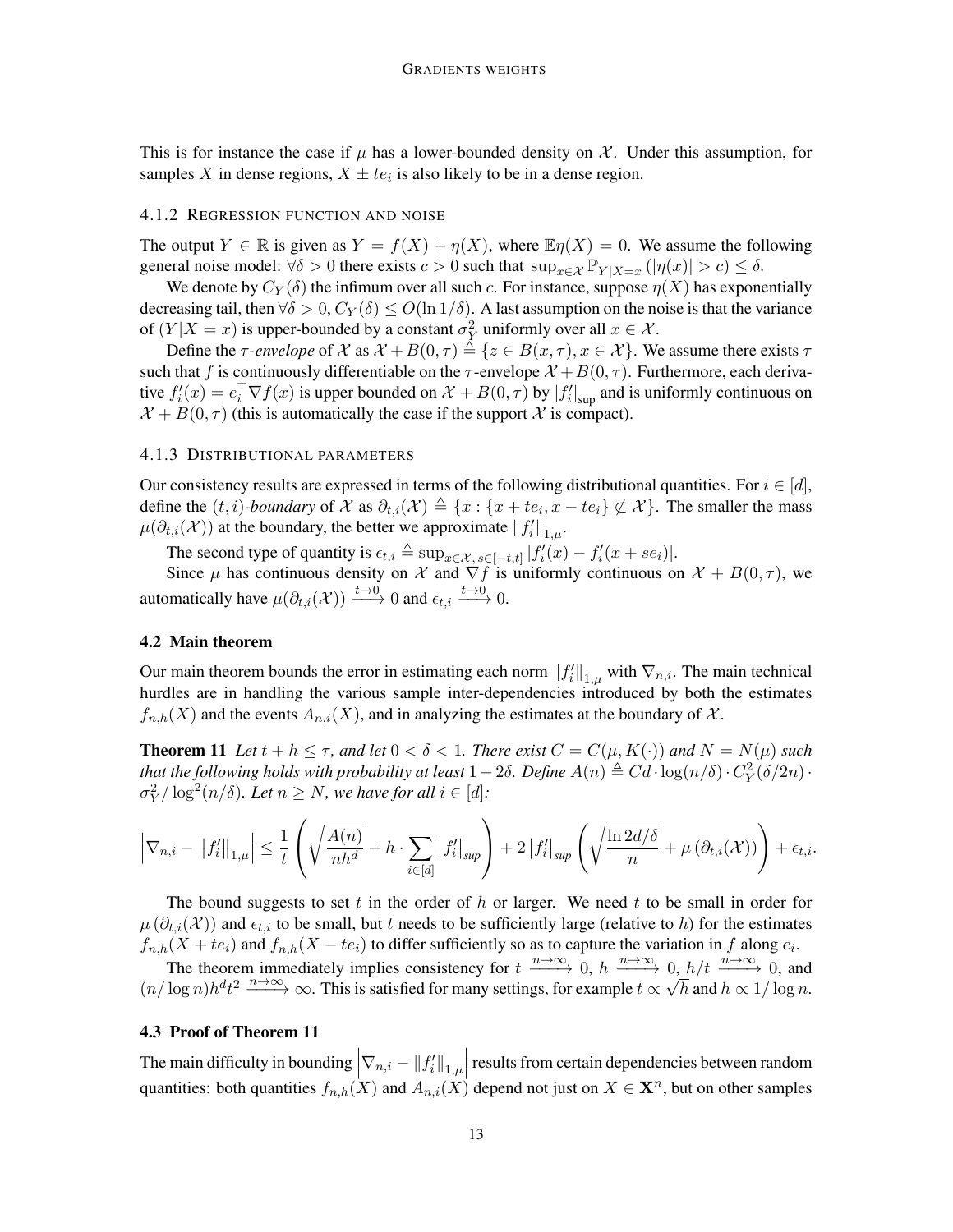This is for instance the case if $\mu$ has a lower-bounded density on $\mathcal{X}$. Under this assumption, for samples $X$ in dense regions, $X \pm te_i$ is also likely to be in a dense region.

#### 4.1.2 Regression function and noise

The output $Y \in \mathbb{R}$ is given as $Y = f(X) + \eta(X)$, where $\mathbb{E}\eta(X) = 0$. We assume the following general noise model: $\forall \delta > 0$ there exists $c > 0$ such that $\sup_{x \in \mathcal{X}} \mathbb{P}_{Y|X=x}(|\eta(x)| > c) \leq \delta$.

We denote by $C_Y(\delta)$ the infimum over all such $c$. For instance, suppose $\eta(X)$ has exponentially decreasing tail, then $\forall \delta > 0, C_Y(\delta) \leq O(\ln 1/\delta)$. A last assumption on the noise is that the variance of $(Y|X = x)$ is upper-bounded by a constant $\sigma_Y^2$ uniformly over all $x \in \mathcal{X}$.

Define the *$\tau$-envelope* of $\mathcal{X}$ as $\mathcal{X} + B(0, \tau) \triangleq \{z \in B(x, \tau), x \in \mathcal{X}\}$. We assume there exists $\tau$ such that $f$ is continuously differentiable on the $\tau$-envelope $\mathcal{X} + B(0, \tau)$. Furthermore, each derivative $f_i'(x) = e_i^\top \nabla f(x)$ is upper bounded on $\mathcal{X} + B(0, \tau)$ by $|f_i'|_{\text{sup}}$ and is uniformly continuous on $\mathcal{X} + B(0, \tau)$ (this is automatically the case if the support $\mathcal{X}$ is compact).

#### 4.1.3 Distributional parameters

Our consistency results are expressed in terms of the following distributional quantities. For $i \in [d]$, define the *$(t, i)$-boundary* of $\mathcal{X}$ as $\partial_{t,i}(\mathcal{X}) \triangleq \{x : \{x + te_i, x - te_i\} \not\subset \mathcal{X}\}$. The smaller the mass $\mu(\partial_{t,i}(\mathcal{X}))$ at the boundary, the better we approximate $\|f_i'\|_{1,\mu}$.

The second type of quantity is $\epsilon_{t,i} \triangleq \sup_{x \in \mathcal{X},\, s \in [-t,t]} |f_i'(x) - f_i'(x + se_i)|$.

Since $\mu$ has continuous density on $\mathcal{X}$ and $\nabla f$ is uniformly continuous on $\mathcal{X} + B(0, \tau)$, we automatically have $\mu(\partial_{t,i}(\mathcal{X})) \xrightarrow{t \to 0} 0$ and $\epsilon_{t,i} \xrightarrow{t \to 0} 0$.

### 4.2 Main theorem

Our main theorem bounds the error in estimating each norm $\|f_i'\|_{1,\mu}$ with $\nabla_{n,i}$. The main technical hurdles are in handling the various sample inter-dependencies introduced by both the estimates $f_{n,h}(X)$ and the events $A_{n,i}(X)$, and in analyzing the estimates at the boundary of $\mathcal{X}$.

**Theorem 11** *Let $t + h \leq \tau$, and let $0 < \delta < 1$. There exist $C = C(\mu, K(\cdot))$ and $N = N(\mu)$ such that the following holds with probability at least $1 - 2\delta$. Define $A(n) \triangleq Cd \cdot \log(n/\delta) \cdot C_Y^2(\delta/2n) \cdot \sigma_Y^2 / \log^2(n/\delta)$. Let $n \geq N$, we have for all $i \in [d]$:*

$$\left|\nabla_{n,i} - \|f_i'\|_{1,\mu}\right| \leq \frac{1}{t}\left(\sqrt{\frac{A(n)}{nh^d}} + h \cdot \sum_{i \in [d]} |f_i'|_{sup}\right) + 2\,|f_i'|_{sup}\left(\sqrt{\frac{\ln 2d/\delta}{n}} + \mu\left(\partial_{t,i}(\mathcal{X})\right)\right) + \epsilon_{t,i}.$$

The bound suggests to set $t$ in the order of $h$ or larger. We need $t$ to be small in order for $\mu(\partial_{t,i}(\mathcal{X}))$ and $\epsilon_{t,i}$ to be small, but $t$ needs to be sufficiently large (relative to $h$) for the estimates $f_{n,h}(X + te_i)$ and $f_{n,h}(X - te_i)$ to differ sufficiently so as to capture the variation in $f$ along $e_i$.

The theorem immediately implies consistency for $t \xrightarrow{n \to \infty} 0$, $h \xrightarrow{n \to \infty} 0$, $h/t \xrightarrow{n \to \infty} 0$, and $(n/\log n)h^d t^2 \xrightarrow{n \to \infty} \infty$. This is satisfied for many settings, for example $t \propto \sqrt{h}$ and $h \propto 1/\log n$.

### 4.3 Proof of Theorem 11

The main difficulty in bounding $\left|\nabla_{n,i} - \|f_i'\|_{1,\mu}\right|$ results from certain dependencies between random quantities: both quantities $f_{n,h}(X)$ and $A_{n,i}(X)$ depend not just on $X \in \mathbf{X}^n$, but on other samples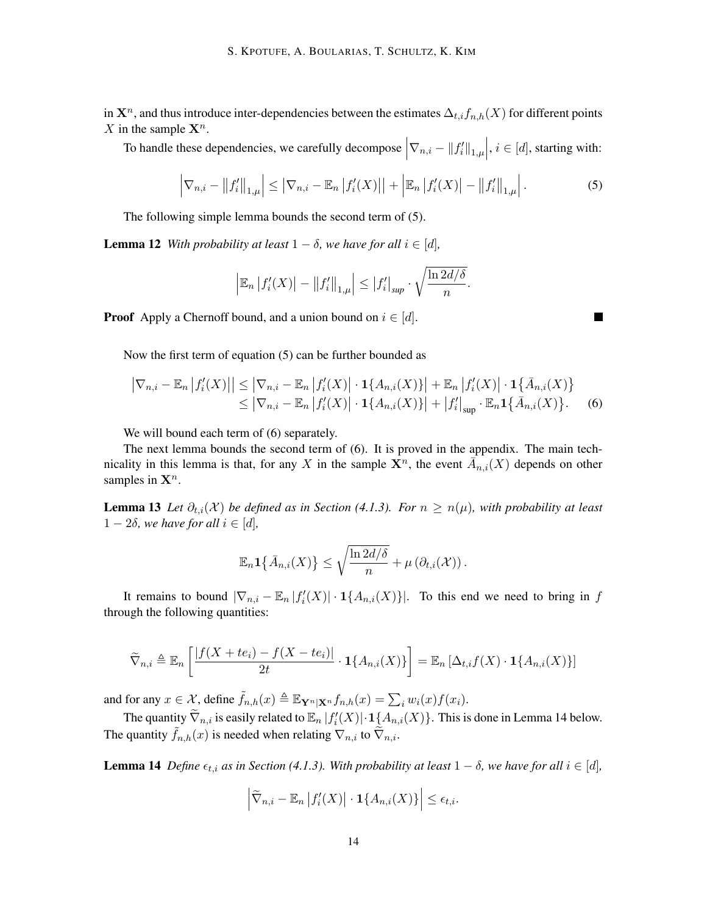in $\mathbf{X}^n$, and thus introduce inter-dependencies between the estimates $\Delta_{t,i} f_{n,h}(X)$ for different points $X$ in the sample $\mathbf{X}^n$.

To handle these dependencies, we carefully decompose $\left|\nabla_{n,i} - \|f'_i\|_{1,\mu}\right|$, $i \in [d]$, starting with:

$$\left|\nabla_{n,i} - \left\|f'_i\right\|_{1,\mu}\right| \leq \left|\nabla_{n,i} - \mathbb{E}_n \left|f'_i(X)\right|\right| + \left|\mathbb{E}_n \left|f'_i(X)\right| - \left\|f'_i\right\|_{1,\mu}\right|. \tag{5}$$

The following simple lemma bounds the second term of (5).

**Lemma 12** *With probability at least $1 - \delta$, we have for all $i \in [d]$,*

$$\left|\mathbb{E}_n \left|f'_i(X)\right| - \left\|f'_i\right\|_{1,\mu}\right| \leq \left|f'_i\right|_{sup} \cdot \sqrt{\frac{\ln 2d/\delta}{n}}.$$

**Proof** Apply a Chernoff bound, and a union bound on $i \in [d]$. ■

Now the first term of equation (5) can be further bounded as

$$\begin{aligned}
\left|\nabla_{n,i} - \mathbb{E}_n \left|f'_i(X)\right|\right| &\leq \left|\nabla_{n,i} - \mathbb{E}_n \left|f'_i(X)\right| \cdot \mathbf{1}\{A_{n,i}(X)\}\right| + \mathbb{E}_n \left|f'_i(X)\right| \cdot \mathbf{1}\{\bar{A}_{n,i}(X)\} \\
&\leq \left|\nabla_{n,i} - \mathbb{E}_n \left|f'_i(X)\right| \cdot \mathbf{1}\{A_{n,i}(X)\}\right| + \left|f'_i\right|_{\sup} \cdot \mathbb{E}_n \mathbf{1}\{\bar{A}_{n,i}(X)\}.
\end{aligned} \tag{6}$$

We will bound each term of (6) separately.

The next lemma bounds the second term of (6). It is proved in the appendix. The main technicality in this lemma is that, for any $X$ in the sample $\mathbf{X}^n$, the event $\bar{A}_{n,i}(X)$ depends on other samples in $\mathbf{X}^n$.

**Lemma 13** *Let $\partial_{t,i}(\mathcal{X})$ be defined as in Section (4.1.3). For $n \geq n(\mu)$, with probability at least $1 - 2\delta$, we have for all $i \in [d]$,*

$$\mathbb{E}_n \mathbf{1}\{\bar{A}_{n,i}(X)\} \leq \sqrt{\frac{\ln 2d/\delta}{n}} + \mu\left(\partial_{t,i}(\mathcal{X})\right).$$

It remains to bound $|\nabla_{n,i} - \mathbb{E}_n |f'_i(X)| \cdot \mathbf{1}\{A_{n,i}(X)\}|$. To this end we need to bring in $f$ through the following quantities:

$$\widetilde{\nabla}_{n,i} \triangleq \mathbb{E}_n\left[\frac{|f(X + te_i) - f(X - te_i)|}{2t} \cdot \mathbf{1}\{A_{n,i}(X)\}\right] = \mathbb{E}_n\left[\Delta_{t,i} f(X) \cdot \mathbf{1}\{A_{n,i}(X)\}\right]$$

and for any $x \in \mathcal{X}$, define $\tilde{f}_{n,h}(x) \triangleq \mathbb{E}_{\mathbf{Y}^n|\mathbf{X}^n} f_{n,h}(x) = \sum_i w_i(x) f(x_i)$.

The quantity $\widetilde{\nabla}_{n,i}$ is easily related to $\mathbb{E}_n |f'_i(X)| \cdot \mathbf{1}\{A_{n,i}(X)\}$. This is done in Lemma 14 below. The quantity $\tilde{f}_{n,h}(x)$ is needed when relating $\nabla_{n,i}$ to $\widetilde{\nabla}_{n,i}$.

**Lemma 14** *Define $\epsilon_{t,i}$ as in Section (4.1.3). With probability at least $1 - \delta$, we have for all $i \in [d]$,*

$$\left|\widetilde{\nabla}_{n,i} - \mathbb{E}_n \left|f'_i(X)\right| \cdot \mathbf{1}\{A_{n,i}(X)\}\right| \leq \epsilon_{t,i}.$$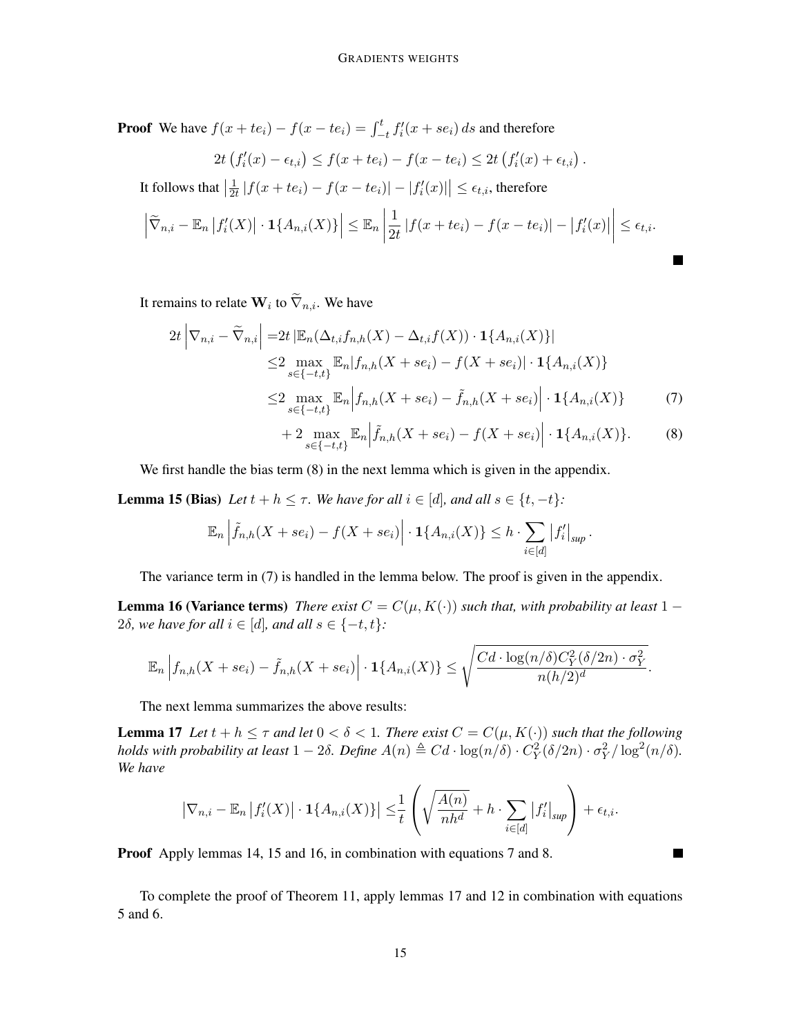**Proof** We have $f(x + te_i) - f(x - te_i) = \int_{-t}^{t} f_i'(x + se_i)\, ds$ and therefore

$$2t\left(f_i'(x) - \epsilon_{t,i}\right) \leq f(x + te_i) - f(x - te_i) \leq 2t\left(f_i'(x) + \epsilon_{t,i}\right).$$

It follows that $\left|\frac{1}{2t}\left|f(x + te_i) - f(x - te_i)\right| - \left|f_i'(x)\right|\right| \leq \epsilon_{t,i}$, therefore

$$\left|\widetilde{\nabla}_{n,i} - \mathbb{E}_n\left|f_i'(X)\right| \cdot \mathbf{1}\{A_{n,i}(X)\}\right| \leq \mathbb{E}_n\left|\frac{1}{2t}\left|f(x + te_i) - f(x - te_i)\right| - \left|f_i'(x)\right|\right| \leq \epsilon_{t,i}.$$

■

It remains to relate $\mathbf{W}_i$ to $\widetilde{\nabla}_{n,i}$. We have

$$\begin{aligned}
2t\left|\nabla_{n,i} - \widetilde{\nabla}_{n,i}\right| =& 2t\left|\mathbb{E}_n(\Delta_{t,i} f_{n,h}(X) - \Delta_{t,i} f(X)) \cdot \mathbf{1}\{A_{n,i}(X)\}\right| \\
\leq& 2 \max_{s \in \{-t,t\}} \mathbb{E}_n\left|f_{n,h}(X + se_i) - f(X + se_i)\right| \cdot \mathbf{1}\{A_{n,i}(X)\} \\
\leq& 2 \max_{s \in \{-t,t\}} \mathbb{E}_n\left|f_{n,h}(X + se_i) - \tilde{f}_{n,h}(X + se_i)\right| \cdot \mathbf{1}\{A_{n,i}(X)\} \qquad (7) \\
&+ 2 \max_{s \in \{-t,t\}} \mathbb{E}_n\left|\tilde{f}_{n,h}(X + se_i) - f(X + se_i)\right| \cdot \mathbf{1}\{A_{n,i}(X)\}. \qquad (8)
\end{aligned}$$

We first handle the bias term (8) in the next lemma which is given in the appendix.

**Lemma 15 (Bias)** *Let $t + h \leq \tau$. We have for all $i \in [d]$, and all $s \in \{t, -t\}$:*

$$\mathbb{E}_n\left|\tilde{f}_{n,h}(X + se_i) - f(X + se_i)\right| \cdot \mathbf{1}\{A_{n,i}(X)\} \leq h \cdot \sum_{i \in [d]} \left|f_i'\right|_{sup}.$$

The variance term in (7) is handled in the lemma below. The proof is given in the appendix.

**Lemma 16 (Variance terms)** *There exist $C = C(\mu, K(\cdot))$ such that, with probability at least $1 - 2\delta$, we have for all $i \in [d]$, and all $s \in \{-t, t\}$:*

$$\mathbb{E}_n\left|f_{n,h}(X + se_i) - \tilde{f}_{n,h}(X + se_i)\right| \cdot \mathbf{1}\{A_{n,i}(X)\} \leq \sqrt{\frac{Cd \cdot \log(n/\delta) C_Y^2(\delta/2n) \cdot \sigma_Y^2}{n(h/2)^d}}.$$

The next lemma summarizes the above results:

**Lemma 17** *Let $t + h \leq \tau$ and let $0 < \delta < 1$. There exist $C = C(\mu, K(\cdot))$ such that the following holds with probability at least $1 - 2\delta$. Define $A(n) \triangleq Cd \cdot \log(n/\delta) \cdot C_Y^2(\delta/2n) \cdot \sigma_Y^2 / \log^2(n/\delta)$. We have*

$$\left|\nabla_{n,i} - \mathbb{E}_n\left|f_i'(X)\right| \cdot \mathbf{1}\{A_{n,i}(X)\}\right| \leq \frac{1}{t}\left(\sqrt{\frac{A(n)}{nh^d}} + h \cdot \sum_{i \in [d]} \left|f_i'\right|_{sup}\right) + \epsilon_{t,i}.$$

**Proof** Apply lemmas 14, 15 and 16, in combination with equations 7 and 8. ■

To complete the proof of Theorem 11, apply lemmas 17 and 12 in combination with equations 5 and 6.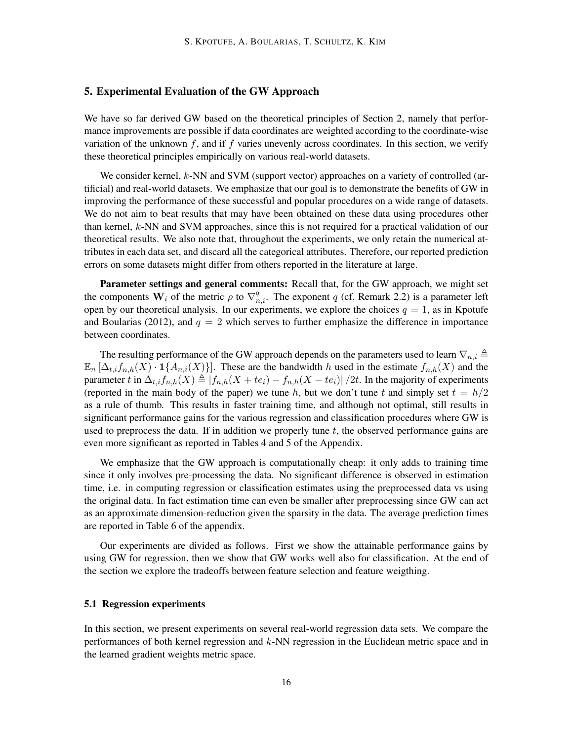## 5. Experimental Evaluation of the GW Approach

We have so far derived GW based on the theoretical principles of Section 2, namely that performance improvements are possible if data coordinates are weighted according to the coordinate-wise variation of the unknown $f$, and if $f$ varies unevenly across coordinates. In this section, we verify these theoretical principles empirically on various real-world datasets.

We consider kernel, $k$-NN and SVM (support vector) approaches on a variety of controlled (artificial) and real-world datasets. We emphasize that our goal is to demonstrate the benefits of GW in improving the performance of these successful and popular procedures on a wide range of datasets. We do not aim to beat results that may have been obtained on these data using procedures other than kernel, $k$-NN and SVM approaches, since this is not required for a practical validation of our theoretical results. We also note that, throughout the experiments, we only retain the numerical attributes in each data set, and discard all the categorical attributes. Therefore, our reported prediction errors on some datasets might differ from others reported in the literature at large.

**Parameter settings and general comments:** Recall that, for the GW approach, we might set the components $\mathbf{W}_i$ of the metric $\rho$ to $\nabla_{n,i}^q$. The exponent $q$ (cf. Remark 2.2) is a parameter left open by our theoretical analysis. In our experiments, we explore the choices $q = 1$, as in Kpotufe and Boularias (2012), and $q = 2$ which serves to further emphasize the difference in importance between coordinates.

The resulting performance of the GW approach depends on the parameters used to learn $\nabla_{n,i} \triangleq \mathbb{E}_n \left[\Delta_{t,i} f_{n,h}(X) \cdot \mathbf{1}\{A_{n,i}(X)\}\right]$. These are the bandwidth $h$ used in the estimate $f_{n,h}(X)$ and the parameter $t$ in $\Delta_{t,i} f_{n,h}(X) \triangleq \left| f_{n,h}(X + te_i) - f_{n,h}(X - te_i) \right| / 2t$. In the majority of experiments (reported in the main body of the paper) we tune $h$, but we don't tune $t$ and simply set $t = h/2$ as a rule of thumb. This results in faster training time, and although not optimal, still results in significant performance gains for the various regression and classification procedures where GW is used to preprocess the data. If in addition we properly tune $t$, the observed performance gains are even more significant as reported in Tables 4 and 5 of the Appendix.

We emphasize that the GW approach is computationally cheap: it only adds to training time since it only involves pre-processing the data. No significant difference is observed in estimation time, i.e. in computing regression or classification estimates using the preprocessed data vs using the original data. In fact estimation time can even be smaller after preprocessing since GW can act as an approximate dimension-reduction given the sparsity in the data. The average prediction times are reported in Table 6 of the appendix.

Our experiments are divided as follows. First we show the attainable performance gains by using GW for regression, then we show that GW works well also for classification. At the end of the section we explore the tradeoffs between feature selection and feature weigthing.

### 5.1 Regression experiments

In this section, we present experiments on several real-world regression data sets. We compare the performances of both kernel regression and $k$-NN regression in the Euclidean metric space and in the learned gradient weights metric space.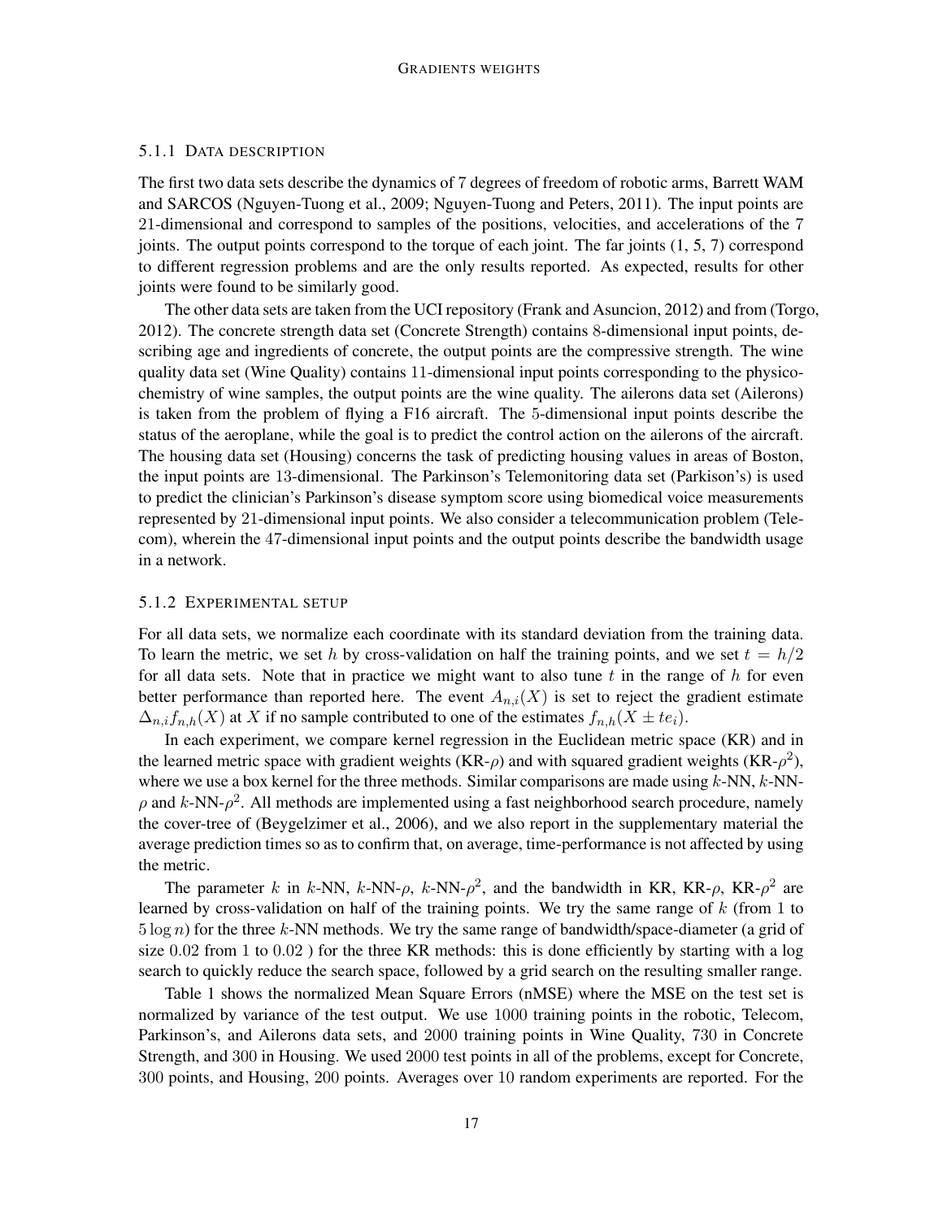#### 5.1.1 Data description

The first two data sets describe the dynamics of 7 degrees of freedom of robotic arms, Barrett WAM and SARCOS (Nguyen-Tuong et al., 2009; Nguyen-Tuong and Peters, 2011). The input points are 21-dimensional and correspond to samples of the positions, velocities, and accelerations of the 7 joints. The output points correspond to the torque of each joint. The far joints (1, 5, 7) correspond to different regression problems and are the only results reported. As expected, results for other joints were found to be similarly good.

The other data sets are taken from the UCI repository (Frank and Asuncion, 2012) and from (Torgo, 2012). The concrete strength data set (Concrete Strength) contains 8-dimensional input points, describing age and ingredients of concrete, the output points are the compressive strength. The wine quality data set (Wine Quality) contains 11-dimensional input points corresponding to the physicochemistry of wine samples, the output points are the wine quality. The ailerons data set (Ailerons) is taken from the problem of flying a F16 aircraft. The 5-dimensional input points describe the status of the aeroplane, while the goal is to predict the control action on the ailerons of the aircraft. The housing data set (Housing) concerns the task of predicting housing values in areas of Boston, the input points are 13-dimensional. The Parkinson's Telemonitoring data set (Parkison's) is used to predict the clinician's Parkinson's disease symptom score using biomedical voice measurements represented by 21-dimensional input points. We also consider a telecommunication problem (Telecom), wherein the 47-dimensional input points and the output points describe the bandwidth usage in a network.

#### 5.1.2 Experimental setup

For all data sets, we normalize each coordinate with its standard deviation from the training data. To learn the metric, we set $h$ by cross-validation on half the training points, and we set $t = h/2$ for all data sets. Note that in practice we might want to also tune $t$ in the range of $h$ for even better performance than reported here. The event $A_{n,i}(X)$ is set to reject the gradient estimate $\Delta_{n,i} f_{n,h}(X)$ at $X$ if no sample contributed to one of the estimates $f_{n,h}(X \pm te_i)$.

In each experiment, we compare kernel regression in the Euclidean metric space (KR) and in the learned metric space with gradient weights (KR-$\rho$) and with squared gradient weights (KR-$\rho^2$), where we use a box kernel for the three methods. Similar comparisons are made using $k$-NN, $k$-NN-$\rho$ and $k$-NN-$\rho^2$. All methods are implemented using a fast neighborhood search procedure, namely the cover-tree of (Beygelzimer et al., 2006), and we also report in the supplementary material the average prediction times so as to confirm that, on average, time-performance is not affected by using the metric.

The parameter $k$ in $k$-NN, $k$-NN-$\rho$, $k$-NN-$\rho^2$, and the bandwidth in KR, KR-$\rho$, KR-$\rho^2$ are learned by cross-validation on half of the training points. We try the same range of $k$ (from 1 to $5 \log n$) for the three $k$-NN methods. We try the same range of bandwidth/space-diameter (a grid of size 0.02 from 1 to 0.02 ) for the three KR methods: this is done efficiently by starting with a log search to quickly reduce the search space, followed by a grid search on the resulting smaller range.

Table 1 shows the normalized Mean Square Errors (nMSE) where the MSE on the test set is normalized by variance of the test output. We use 1000 training points in the robotic, Telecom, Parkinson's, and Ailerons data sets, and 2000 training points in Wine Quality, 730 in Concrete Strength, and 300 in Housing. We used 2000 test points in all of the problems, except for Concrete, 300 points, and Housing, 200 points. Averages over 10 random experiments are reported. For the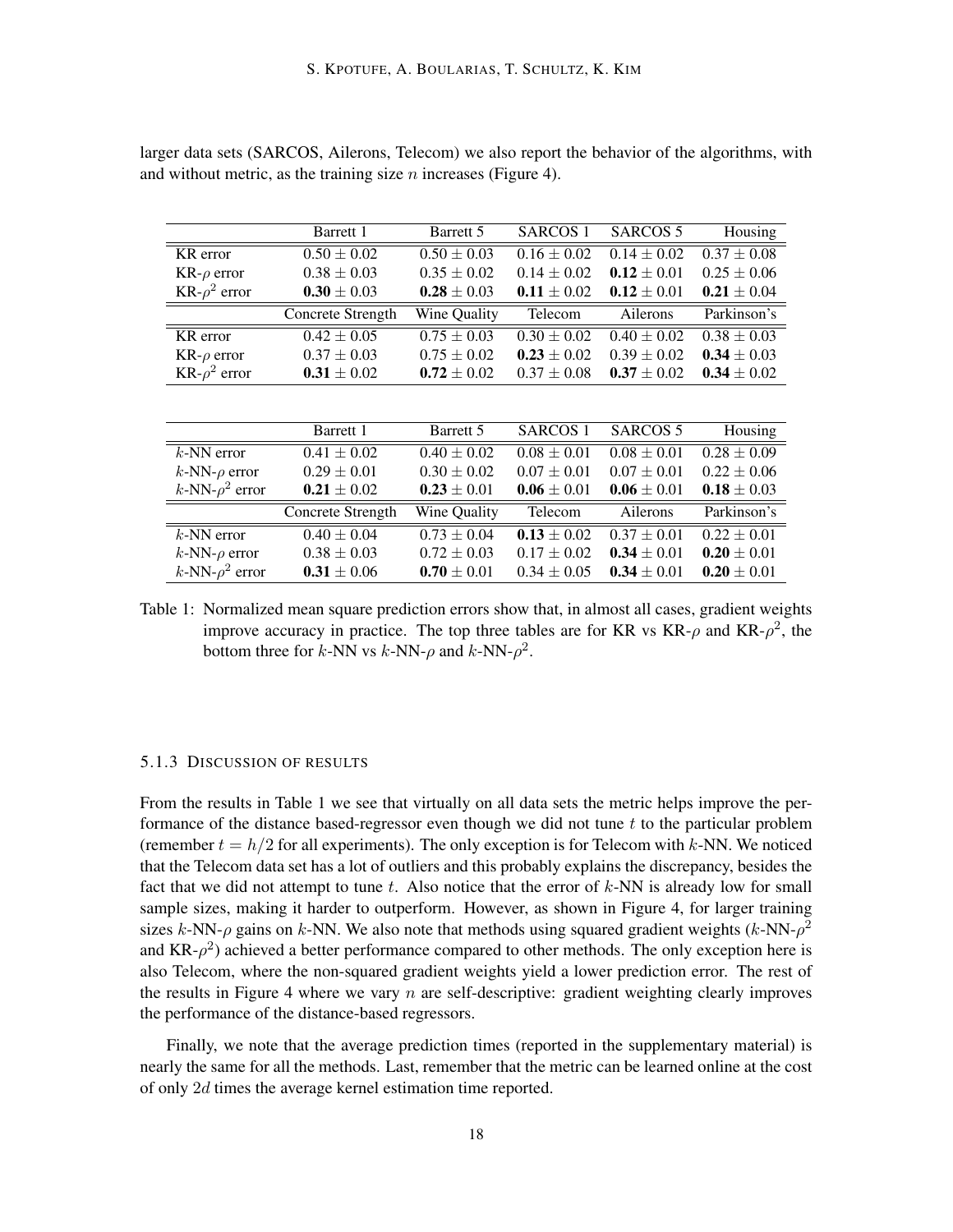larger data sets (SARCOS, Ailerons, Telecom) we also report the behavior of the algorithms, with and without metric, as the training size $n$ increases (Figure 4).

| | Barrett 1 | Barrett 5 | SARCOS 1 | SARCOS 5 | Housing |
|---|---|---|---|---|---|
| KR error | $0.50 \pm 0.02$ | $0.50 \pm 0.03$ | $0.16 \pm 0.02$ | $0.14 \pm 0.02$ | $0.37 \pm 0.08$ |
| KR-$\rho$ error | $0.38 \pm 0.03$ | $0.35 \pm 0.02$ | $0.14 \pm 0.02$ | $\mathbf{0.12} \pm 0.01$ | $0.25 \pm 0.06$ |
| KR-$\rho^2$ error | $\mathbf{0.30} \pm 0.03$ | $\mathbf{0.28} \pm 0.03$ | $\mathbf{0.11} \pm 0.02$ | $\mathbf{0.12} \pm 0.01$ | $\mathbf{0.21} \pm 0.04$ |
| | Concrete Strength | Wine Quality | Telecom | Ailerons | Parkinson's |
| KR error | $0.42 \pm 0.05$ | $0.75 \pm 0.03$ | $0.30 \pm 0.02$ | $0.40 \pm 0.02$ | $0.38 \pm 0.03$ |
| KR-$\rho$ error | $0.37 \pm 0.03$ | $0.75 \pm 0.02$ | $\mathbf{0.23} \pm 0.02$ | $0.39 \pm 0.02$ | $\mathbf{0.34} \pm 0.03$ |
| KR-$\rho^2$ error | $\mathbf{0.31} \pm 0.02$ | $\mathbf{0.72} \pm 0.02$ | $0.37 \pm 0.08$ | $\mathbf{0.37} \pm 0.02$ | $\mathbf{0.34} \pm 0.02$ |

| | Barrett 1 | Barrett 5 | SARCOS 1 | SARCOS 5 | Housing |
|---|---|---|---|---|---|
| $k$-NN error | $0.41 \pm 0.02$ | $0.40 \pm 0.02$ | $0.08 \pm 0.01$ | $0.08 \pm 0.01$ | $0.28 \pm 0.09$ |
| $k$-NN-$\rho$ error | $0.29 \pm 0.01$ | $0.30 \pm 0.02$ | $0.07 \pm 0.01$ | $0.07 \pm 0.01$ | $0.22 \pm 0.06$ |
| $k$-NN-$\rho^2$ error | $\mathbf{0.21} \pm 0.02$ | $\mathbf{0.23} \pm 0.01$ | $\mathbf{0.06} \pm 0.01$ | $\mathbf{0.06} \pm 0.01$ | $\mathbf{0.18} \pm 0.03$ |
| | Concrete Strength | Wine Quality | Telecom | Ailerons | Parkinson's |
| $k$-NN error | $0.40 \pm 0.04$ | $0.73 \pm 0.04$ | $\mathbf{0.13} \pm 0.02$ | $0.37 \pm 0.01$ | $0.22 \pm 0.01$ |
| $k$-NN-$\rho$ error | $0.38 \pm 0.03$ | $0.72 \pm 0.03$ | $0.17 \pm 0.02$ | $\mathbf{0.34} \pm 0.01$ | $\mathbf{0.20} \pm 0.01$ |
| $k$-NN-$\rho^2$ error | $\mathbf{0.31} \pm 0.06$ | $\mathbf{0.70} \pm 0.01$ | $0.34 \pm 0.05$ | $\mathbf{0.34} \pm 0.01$ | $\mathbf{0.20} \pm 0.01$ |

Table 1: Normalized mean square prediction errors show that, in almost all cases, gradient weights improve accuracy in practice. The top three tables are for KR vs KR-$\rho$ and KR-$\rho^2$, the bottom three for $k$-NN vs $k$-NN-$\rho$ and $k$-NN-$\rho^2$.

#### 5.1.3 Discussion of results

From the results in Table 1 we see that virtually on all data sets the metric helps improve the performance of the distance based-regressor even though we did not tune $t$ to the particular problem (remember $t = h/2$ for all experiments). The only exception is for Telecom with $k$-NN. We noticed that the Telecom data set has a lot of outliers and this probably explains the discrepancy, besides the fact that we did not attempt to tune $t$. Also notice that the error of $k$-NN is already low for small sample sizes, making it harder to outperform. However, as shown in Figure 4, for larger training sizes $k$-NN-$\rho$ gains on $k$-NN. We also note that methods using squared gradient weights ($k$-NN-$\rho^2$ and KR-$\rho^2$) achieved a better performance compared to other methods. The only exception here is also Telecom, where the non-squared gradient weights yield a lower prediction error. The rest of the results in Figure 4 where we vary $n$ are self-descriptive: gradient weighting clearly improves the performance of the distance-based regressors.

Finally, we note that the average prediction times (reported in the supplementary material) is nearly the same for all the methods. Last, remember that the metric can be learned online at the cost of only $2d$ times the average kernel estimation time reported.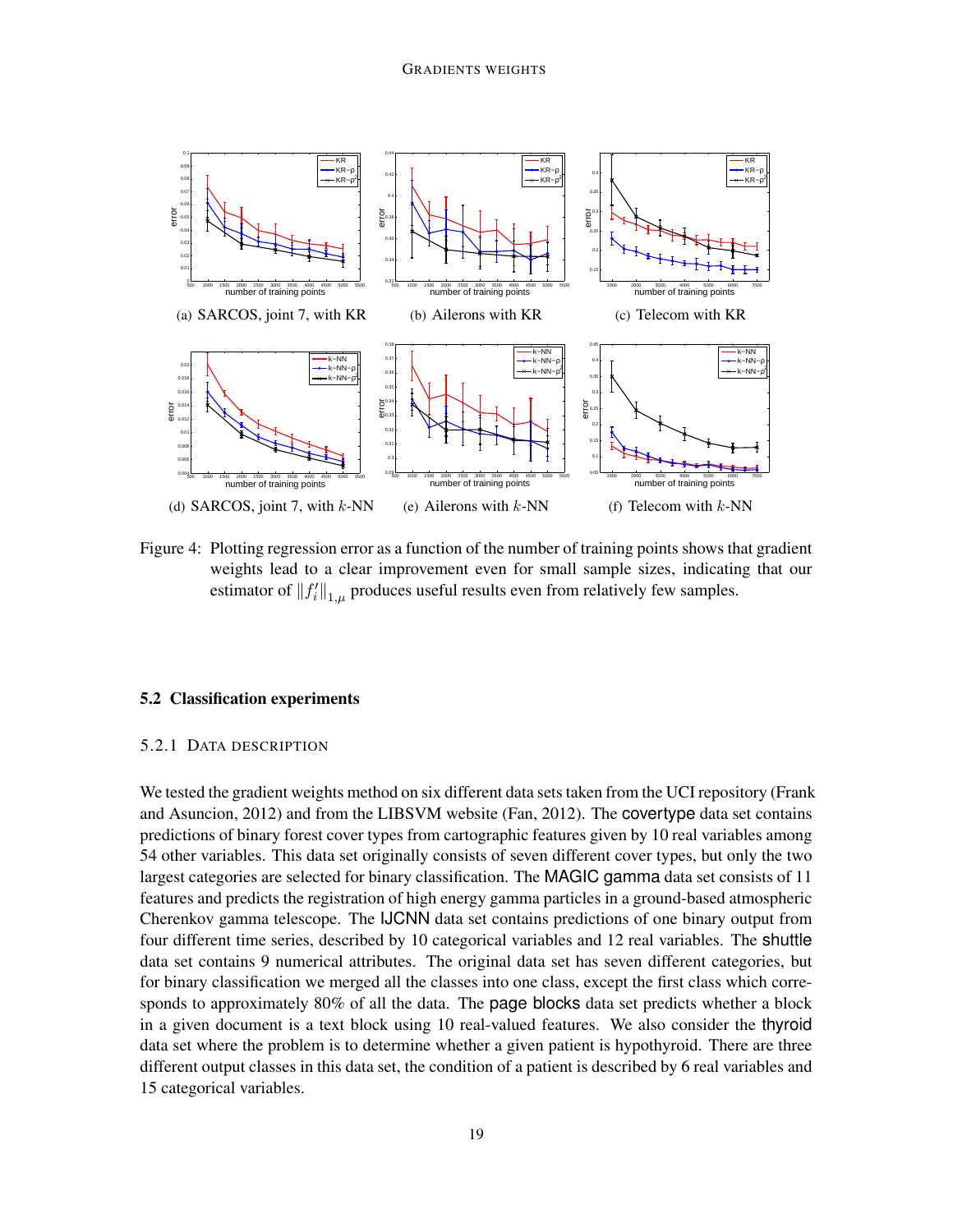(a) SARCOS, joint 7, with KR (b) Ailerons with KR (c) Telecom with KR

(d) SARCOS, joint 7, with $k$-NN (e) Ailerons with $k$-NN (f) Telecom with $k$-NN

Figure 4: Plotting regression error as a function of the number of training points shows that gradient weights lead to a clear improvement even for small sample sizes, indicating that our estimator of $\|f_i'\|_{1,\mu}$ produces useful results even from relatively few samples.

### 5.2 Classification experiments

#### 5.2.1 Data description

We tested the gradient weights method on six different data sets taken from the UCI repository (Frank and Asuncion, 2012) and from the LIBSVM website (Fan, 2012). The covertype data set contains predictions of binary forest cover types from cartographic features given by 10 real variables among 54 other variables. This data set originally consists of seven different cover types, but only the two largest categories are selected for binary classification. The MAGIC gamma data set consists of 11 features and predicts the registration of high energy gamma particles in a ground-based atmospheric Cherenkov gamma telescope. The IJCNN data set contains predictions of one binary output from four different time series, described by 10 categorical variables and 12 real variables. The shuttle data set contains 9 numerical attributes. The original data set has seven different categories, but for binary classification we merged all the classes into one class, except the first class which corresponds to approximately 80% of all the data. The page blocks data set predicts whether a block in a given document is a text block using 10 real-valued features. We also consider the thyroid data set where the problem is to determine whether a given patient is hypothyroid. There are three different output classes in this data set, the condition of a patient is described by 6 real variables and 15 categorical variables.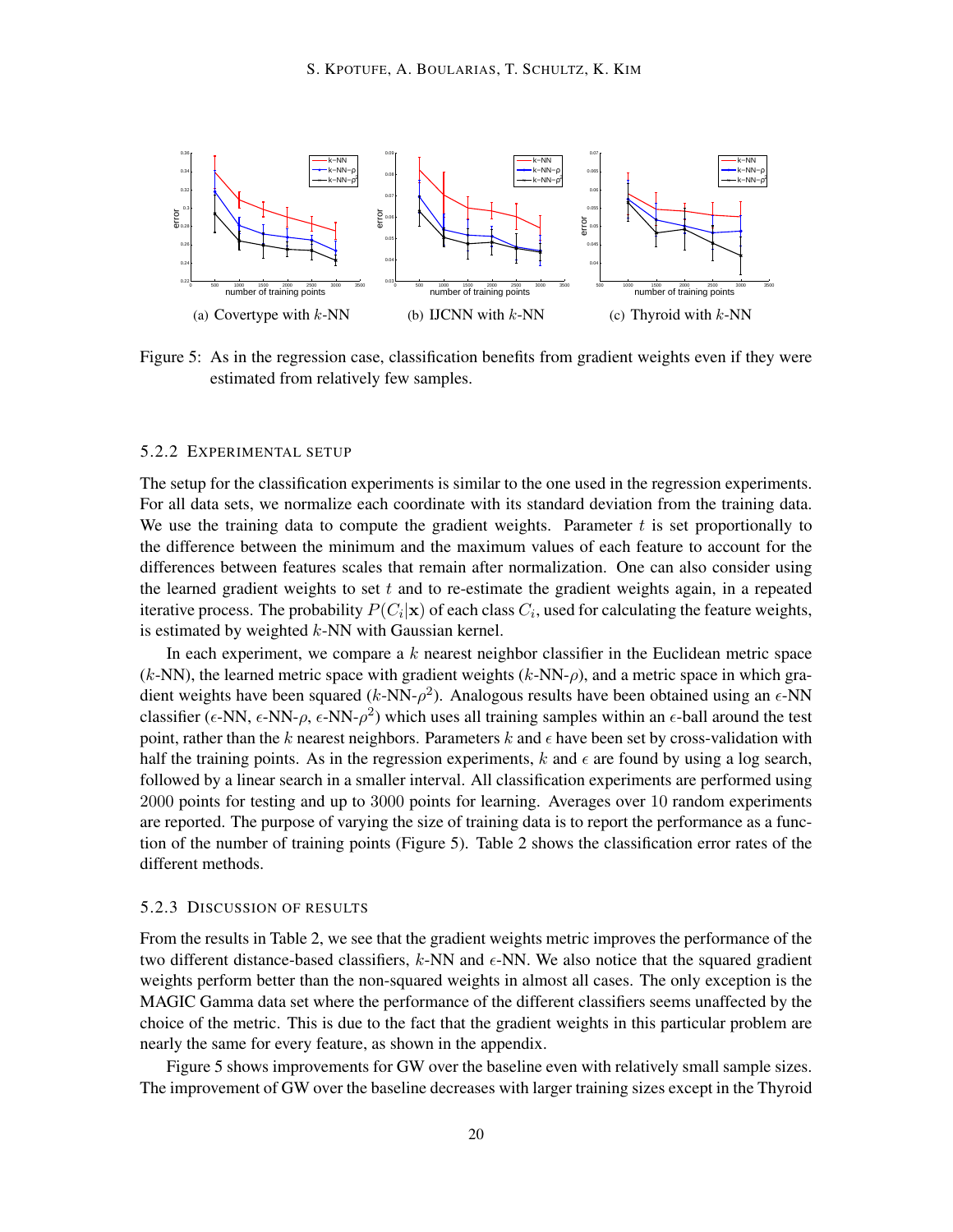(a) Covertype with $k$-NN (b) IJCNN with $k$-NN (c) Thyroid with $k$-NN

Figure 5: As in the regression case, classification benefits from gradient weights even if they were estimated from relatively few samples.

### 5.2.2 Experimental setup

The setup for the classification experiments is similar to the one used in the regression experiments. For all data sets, we normalize each coordinate with its standard deviation from the training data. We use the training data to compute the gradient weights. Parameter $t$ is set proportionally to the difference between the minimum and the maximum values of each feature to account for the differences between features scales that remain after normalization. One can also consider using the learned gradient weights to set $t$ and to re-estimate the gradient weights again, in a repeated iterative process. The probability $P(C_i|\mathbf{x})$ of each class $C_i$, used for calculating the feature weights, is estimated by weighted $k$-NN with Gaussian kernel.

In each experiment, we compare a $k$ nearest neighbor classifier in the Euclidean metric space ($k$-NN), the learned metric space with gradient weights ($k$-NN-$\rho$), and a metric space in which gradient weights have been squared ($k$-NN-$\rho^2$). Analogous results have been obtained using an $\epsilon$-NN classifier ($\epsilon$-NN, $\epsilon$-NN-$\rho$, $\epsilon$-NN-$\rho^2$) which uses all training samples within an $\epsilon$-ball around the test point, rather than the $k$ nearest neighbors. Parameters $k$ and $\epsilon$ have been set by cross-validation with half the training points. As in the regression experiments, $k$ and $\epsilon$ are found by using a log search, followed by a linear search in a smaller interval. All classification experiments are performed using 2000 points for testing and up to 3000 points for learning. Averages over 10 random experiments are reported. The purpose of varying the size of training data is to report the performance as a function of the number of training points (Figure 5). Table 2 shows the classification error rates of the different methods.

### 5.2.3 Discussion of results

From the results in Table 2, we see that the gradient weights metric improves the performance of the two different distance-based classifiers, $k$-NN and $\epsilon$-NN. We also notice that the squared gradient weights perform better than the non-squared weights in almost all cases. The only exception is the MAGIC Gamma data set where the performance of the different classifiers seems unaffected by the choice of the metric. This is due to the fact that the gradient weights in this particular problem are nearly the same for every feature, as shown in the appendix.

Figure 5 shows improvements for GW over the baseline even with relatively small sample sizes. The improvement of GW over the baseline decreases with larger training sizes except in the Thyroid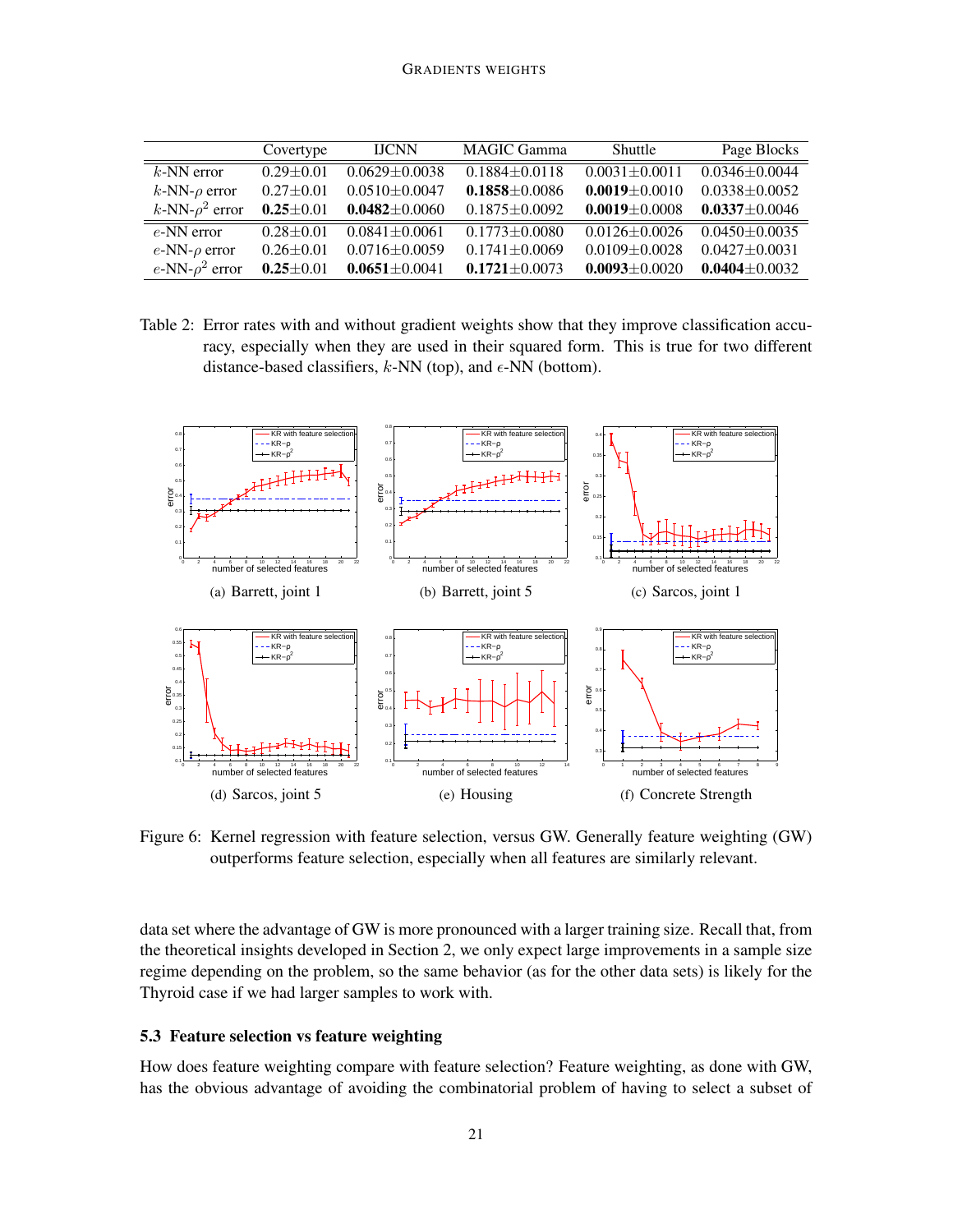|  | Covertype | IJCNN | MAGIC Gamma | Shuttle | Page Blocks |
|---|---|---|---|---|---|
| $k$-NN error | 0.29±0.01 | 0.0629±0.0038 | 0.1884±0.0118 | 0.0031±0.0011 | 0.0346±0.0044 |
| $k$-NN-$\rho$ error | 0.27±0.01 | 0.0510±0.0047 | **0.1858**±0.0086 | **0.0019**±0.0010 | 0.0338±0.0052 |
| $k$-NN-$\rho^2$ error | **0.25**±0.01 | **0.0482**±0.0060 | 0.1875±0.0092 | **0.0019**±0.0008 | **0.0337**±0.0046 |
| $e$-NN error | 0.28±0.01 | 0.0841±0.0061 | 0.1773±0.0080 | 0.0126±0.0026 | 0.0450±0.0035 |
| $e$-NN-$\rho$ error | 0.26±0.01 | 0.0716±0.0059 | 0.1741±0.0069 | 0.0109±0.0028 | 0.0427±0.0031 |
| $e$-NN-$\rho^2$ error | **0.25**±0.01 | **0.0651**±0.0041 | **0.1721**±0.0073 | **0.0093**±0.0020 | **0.0404**±0.0032 |

Table 2: Error rates with and without gradient weights show that they improve classification accuracy, especially when they are used in their squared form. This is true for two different distance-based classifiers, $k$-NN (top), and $\epsilon$-NN (bottom).

(a) Barrett, joint 1

(b) Barrett, joint 5

(c) Sarcos, joint 1

(d) Sarcos, joint 5

(e) Housing

(f) Concrete Strength

Figure 6: Kernel regression with feature selection, versus GW. Generally feature weighting (GW) outperforms feature selection, especially when all features are similarly relevant.

data set where the advantage of GW is more pronounced with a larger training size. Recall that, from the theoretical insights developed in Section 2, we only expect large improvements in a sample size regime depending on the problem, so the same behavior (as for the other data sets) is likely for the Thyroid case if we had larger samples to work with.

### 5.3 Feature selection vs feature weighting

How does feature weighting compare with feature selection? Feature weighting, as done with GW, has the obvious advantage of avoiding the combinatorial problem of having to select a subset of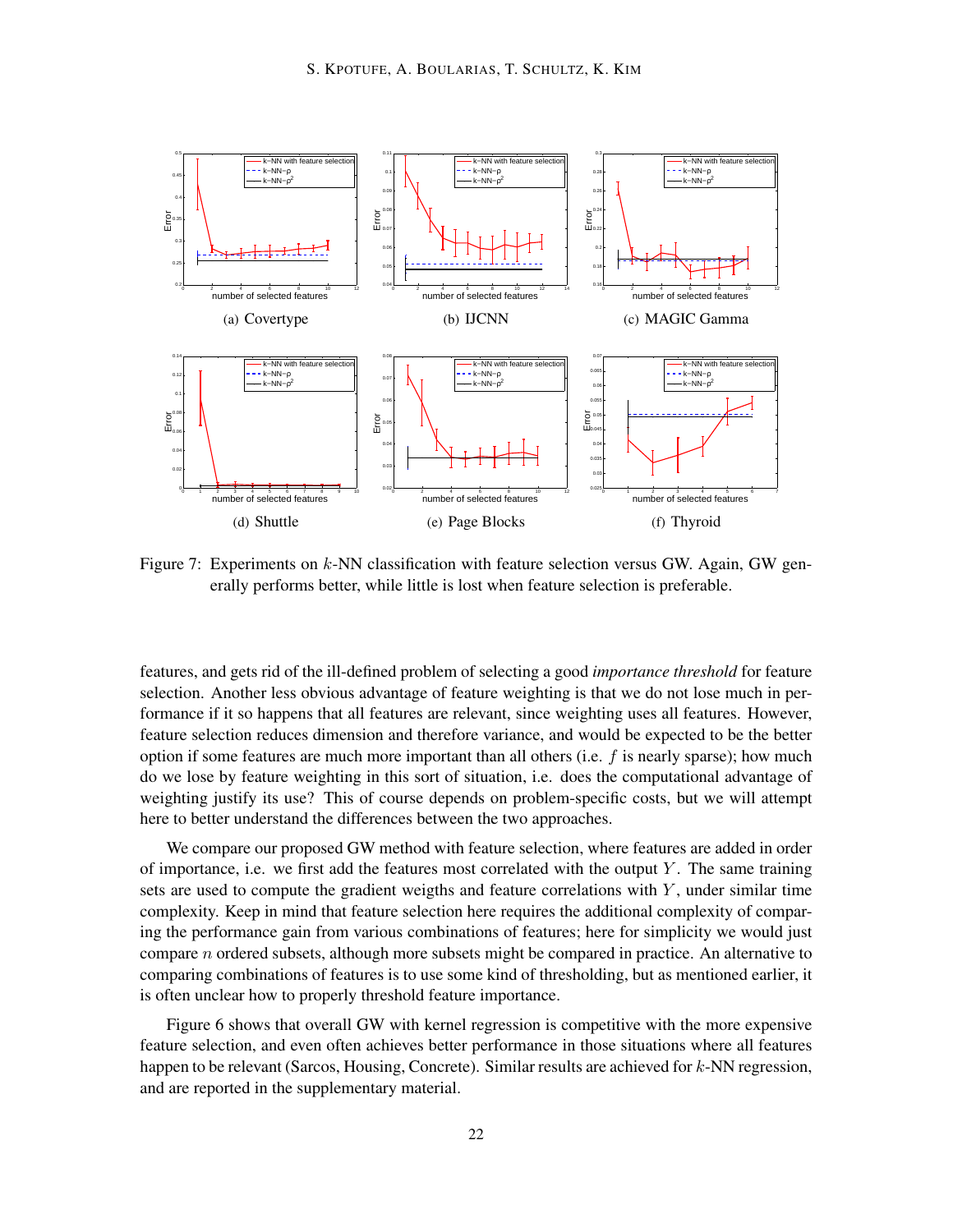(a) Covertype

(b) IJCNN

(c) MAGIC Gamma

(d) Shuttle

(e) Page Blocks

(f) Thyroid

Figure 7: Experiments on $k$-NN classification with feature selection versus GW. Again, GW generally performs better, while little is lost when feature selection is preferable.

features, and gets rid of the ill-defined problem of selecting a good *importance threshold* for feature selection. Another less obvious advantage of feature weighting is that we do not lose much in performance if it so happens that all features are relevant, since weighting uses all features. However, feature selection reduces dimension and therefore variance, and would be expected to be the better option if some features are much more important than all others (i.e. $f$ is nearly sparse); how much do we lose by feature weighting in this sort of situation, i.e. does the computational advantage of weighting justify its use? This of course depends on problem-specific costs, but we will attempt here to better understand the differences between the two approaches.

We compare our proposed GW method with feature selection, where features are added in order of importance, i.e. we first add the features most correlated with the output $Y$. The same training sets are used to compute the gradient weigths and feature correlations with $Y$, under similar time complexity. Keep in mind that feature selection here requires the additional complexity of comparing the performance gain from various combinations of features; here for simplicity we would just compare $n$ ordered subsets, although more subsets might be compared in practice. An alternative to comparing combinations of features is to use some kind of thresholding, but as mentioned earlier, it is often unclear how to properly threshold feature importance.

Figure 6 shows that overall GW with kernel regression is competitive with the more expensive feature selection, and even often achieves better performance in those situations where all features happen to be relevant (Sarcos, Housing, Concrete). Similar results are achieved for $k$-NN regression, and are reported in the supplementary material.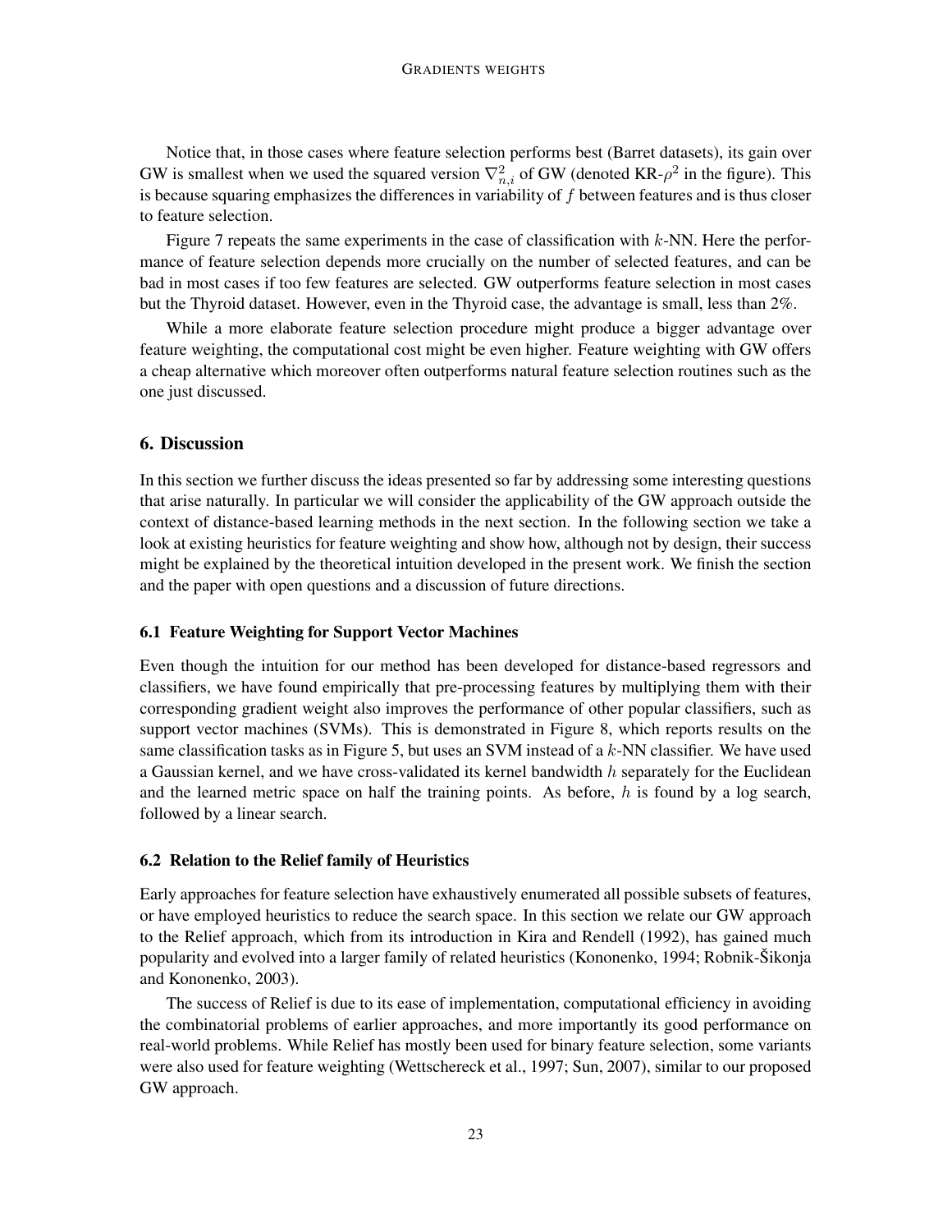Notice that, in those cases where feature selection performs best (Barret datasets), its gain over GW is smallest when we used the squared version $\nabla^2_{n,i}$ of GW (denoted KR-$\rho^2$ in the figure). This is because squaring emphasizes the differences in variability of $f$ between features and is thus closer to feature selection.

Figure 7 repeats the same experiments in the case of classification with $k$-NN. Here the performance of feature selection depends more crucially on the number of selected features, and can be bad in most cases if too few features are selected. GW outperforms feature selection in most cases but the Thyroid dataset. However, even in the Thyroid case, the advantage is small, less than 2%.

While a more elaborate feature selection procedure might produce a bigger advantage over feature weighting, the computational cost might be even higher. Feature weighting with GW offers a cheap alternative which moreover often outperforms natural feature selection routines such as the one just discussed.

## 6. Discussion

In this section we further discuss the ideas presented so far by addressing some interesting questions that arise naturally. In particular we will consider the applicability of the GW approach outside the context of distance-based learning methods in the next section. In the following section we take a look at existing heuristics for feature weighting and show how, although not by design, their success might be explained by the theoretical intuition developed in the present work. We finish the section and the paper with open questions and a discussion of future directions.

### 6.1 Feature Weighting for Support Vector Machines

Even though the intuition for our method has been developed for distance-based regressors and classifiers, we have found empirically that pre-processing features by multiplying them with their corresponding gradient weight also improves the performance of other popular classifiers, such as support vector machines (SVMs). This is demonstrated in Figure 8, which reports results on the same classification tasks as in Figure 5, but uses an SVM instead of a $k$-NN classifier. We have used a Gaussian kernel, and we have cross-validated its kernel bandwidth $h$ separately for the Euclidean and the learned metric space on half the training points. As before, $h$ is found by a log search, followed by a linear search.

### 6.2 Relation to the Relief family of Heuristics

Early approaches for feature selection have exhaustively enumerated all possible subsets of features, or have employed heuristics to reduce the search space. In this section we relate our GW approach to the Relief approach, which from its introduction in Kira and Rendell (1992), has gained much popularity and evolved into a larger family of related heuristics (Kononenko, 1994; Robnik-Šikonja and Kononenko, 2003).

The success of Relief is due to its ease of implementation, computational efficiency in avoiding the combinatorial problems of earlier approaches, and more importantly its good performance on real-world problems. While Relief has mostly been used for binary feature selection, some variants were also used for feature weighting (Wettschereck et al., 1997; Sun, 2007), similar to our proposed GW approach.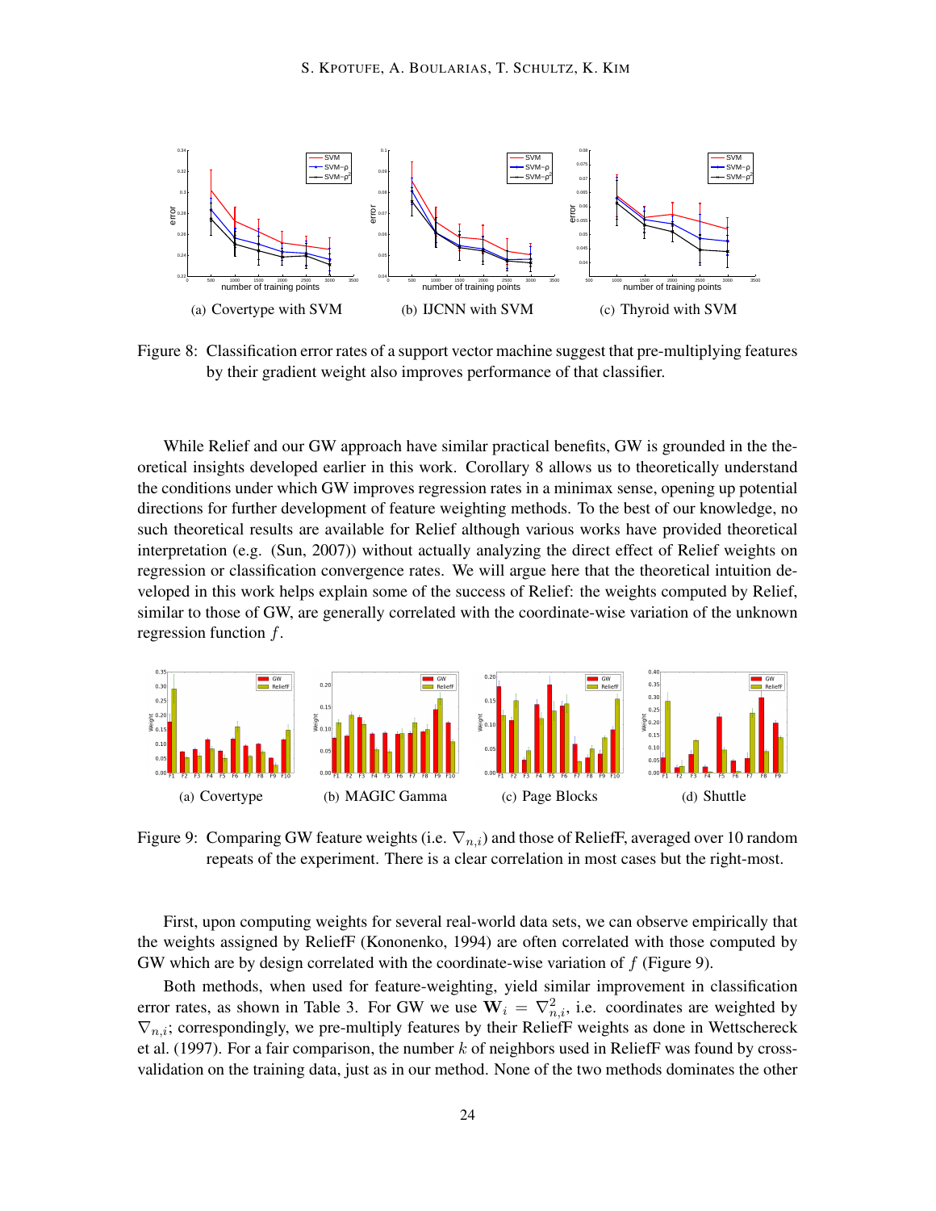(a) Covertype with SVM

(b) IJCNN with SVM

(c) Thyroid with SVM

Figure 8: Classification error rates of a support vector machine suggest that pre-multiplying features by their gradient weight also improves performance of that classifier.

While Relief and our GW approach have similar practical benefits, GW is grounded in the theoretical insights developed earlier in this work. Corollary 8 allows us to theoretically understand the conditions under which GW improves regression rates in a minimax sense, opening up potential directions for further development of feature weighting methods. To the best of our knowledge, no such theoretical results are available for Relief although various works have provided theoretical interpretation (e.g. (Sun, 2007)) without actually analyzing the direct effect of Relief weights on regression or classification convergence rates. We will argue here that the theoretical intuition developed in this work helps explain some of the success of Relief: the weights computed by Relief, similar to those of GW, are generally correlated with the coordinate-wise variation of the unknown regression function $f$.

(a) Covertype

(b) MAGIC Gamma

(c) Page Blocks

(d) Shuttle

Figure 9: Comparing GW feature weights (i.e. $\nabla_{n,i}$) and those of ReliefF, averaged over 10 random repeats of the experiment. There is a clear correlation in most cases but the right-most.

First, upon computing weights for several real-world data sets, we can observe empirically that the weights assigned by ReliefF (Kononenko, 1994) are often correlated with those computed by GW which are by design correlated with the coordinate-wise variation of $f$ (Figure 9).

Both methods, when used for feature-weighting, yield similar improvement in classification error rates, as shown in Table 3. For GW we use $\mathbf{W}_i = \nabla^2_{n,i}$, i.e. coordinates are weighted by $\nabla_{n,i}$; correspondingly, we pre-multiply features by their ReliefF weights as done in Wettschereck et al. (1997). For a fair comparison, the number $k$ of neighbors used in ReliefF was found by cross-validation on the training data, just as in our method. None of the two methods dominates the other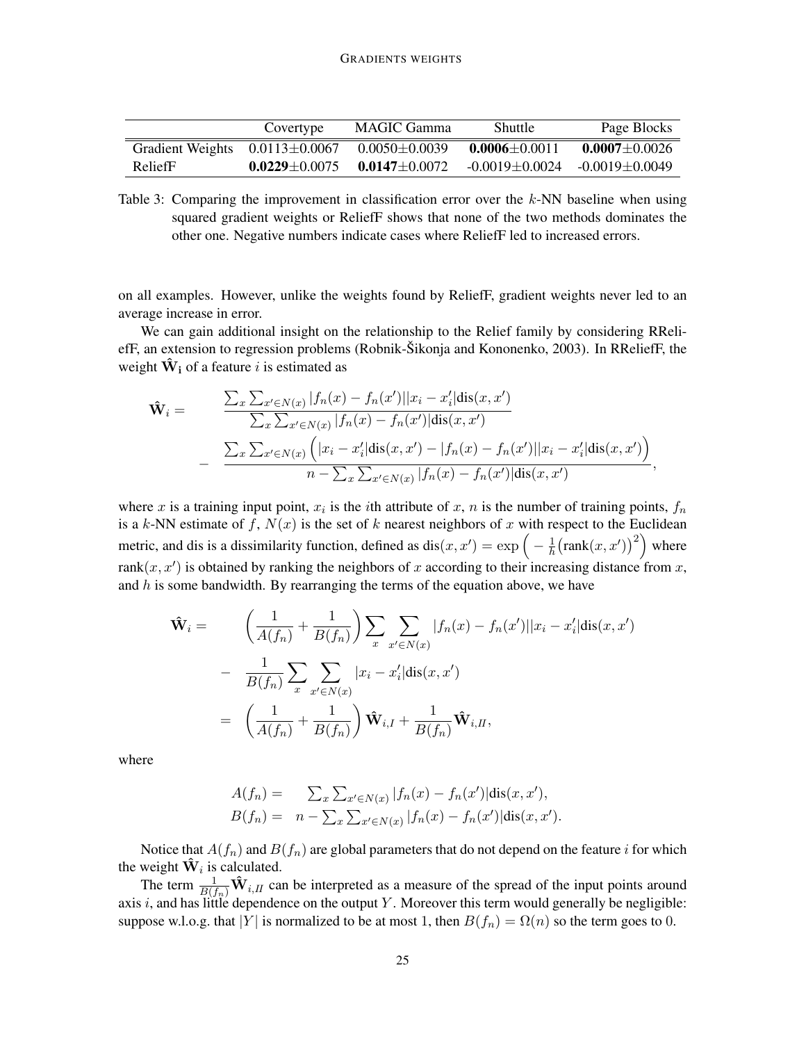| | Covertype | MAGIC Gamma | Shuttle | Page Blocks |
|---|---|---|---|---|
| Gradient Weights | 0.0113±0.0067 | 0.0050±0.0039 | **0.0006**±0.0011 | **0.0007**±0.0026 |
| ReliefF | **0.0229**±0.0075 | **0.0147**±0.0072 | -0.0019±0.0024 | -0.0019±0.0049 |

Table 3: Comparing the improvement in classification error over the $k$-NN baseline when using squared gradient weights or ReliefF shows that none of the two methods dominates the other one. Negative numbers indicate cases where ReliefF led to increased errors.

on all examples. However, unlike the weights found by ReliefF, gradient weights never led to an average increase in error.

We can gain additional insight on the relationship to the Relief family by considering RReliefF, an extension to regression problems (Robnik-Šikonja and Kononenko, 2003). In RReliefF, the weight $\hat{\mathbf{W}}_\mathbf{i}$ of a feature $i$ is estimated as

$$
\begin{aligned}
\hat{\mathbf{W}}_i = \quad & \frac{\sum_x \sum_{x' \in N(x)} |f_n(x) - f_n(x')||x_i - x_i'|\text{dis}(x, x')}{\sum_x \sum_{x' \in N(x)} |f_n(x) - f_n(x')|\text{dis}(x, x')} \\
- \quad & \frac{\sum_x \sum_{x' \in N(x)} \Big( |x_i - x_i'|\text{dis}(x, x') - |f_n(x) - f_n(x')||x_i - x_i'|\text{dis}(x, x') \Big)}{n - \sum_x \sum_{x' \in N(x)} |f_n(x) - f_n(x')|\text{dis}(x, x')},
\end{aligned}
$$

where $x$ is a training input point, $x_i$ is the $i$th attribute of $x$, $n$ is the number of training points, $f_n$ is a $k$-NN estimate of $f$, $N(x)$ is the set of $k$ nearest neighbors of $x$ with respect to the Euclidean metric, and dis is a dissimilarity function, defined as $\text{dis}(x, x') = \exp\Big(-\frac{1}{h}\big(\text{rank}(x, x')\big)^2\Big)$ where $\text{rank}(x, x')$ is obtained by ranking the neighbors of $x$ according to their increasing distance from $x$, and $h$ is some bandwidth. By rearranging the terms of the equation above, we have

$$
\begin{aligned}
\hat{\mathbf{W}}_i = \quad & \left( \frac{1}{A(f_n)} + \frac{1}{B(f_n)} \right) \sum_x \sum_{x' \in N(x)} |f_n(x) - f_n(x')||x_i - x_i'|\text{dis}(x, x') \\
- \quad & \frac{1}{B(f_n)} \sum_x \sum_{x' \in N(x)} |x_i - x_i'|\text{dis}(x, x') \\
= \quad & \left( \frac{1}{A(f_n)} + \frac{1}{B(f_n)} \right) \hat{\mathbf{W}}_{i,I} + \frac{1}{B(f_n)} \hat{\mathbf{W}}_{i,II},
\end{aligned}
$$

where

$$
\begin{aligned}
A(f_n) = \quad & \textstyle\sum_x \sum_{x' \in N(x)} |f_n(x) - f_n(x')|\text{dis}(x, x'), \\
B(f_n) = \quad & n - \textstyle\sum_x \sum_{x' \in N(x)} |f_n(x) - f_n(x')|\text{dis}(x, x').
\end{aligned}
$$

Notice that $A(f_n)$ and $B(f_n)$ are global parameters that do not depend on the feature $i$ for which the weight $\hat{\mathbf{W}}_i$ is calculated.

The term $\frac{1}{B(f_n)} \hat{\mathbf{W}}_{i,II}$ can be interpreted as a measure of the spread of the input points around axis $i$, and has little dependence on the output $Y$. Moreover this term would generally be negligible: suppose w.l.o.g. that $|Y|$ is normalized to be at most 1, then $B(f_n) = \Omega(n)$ so the term goes to 0.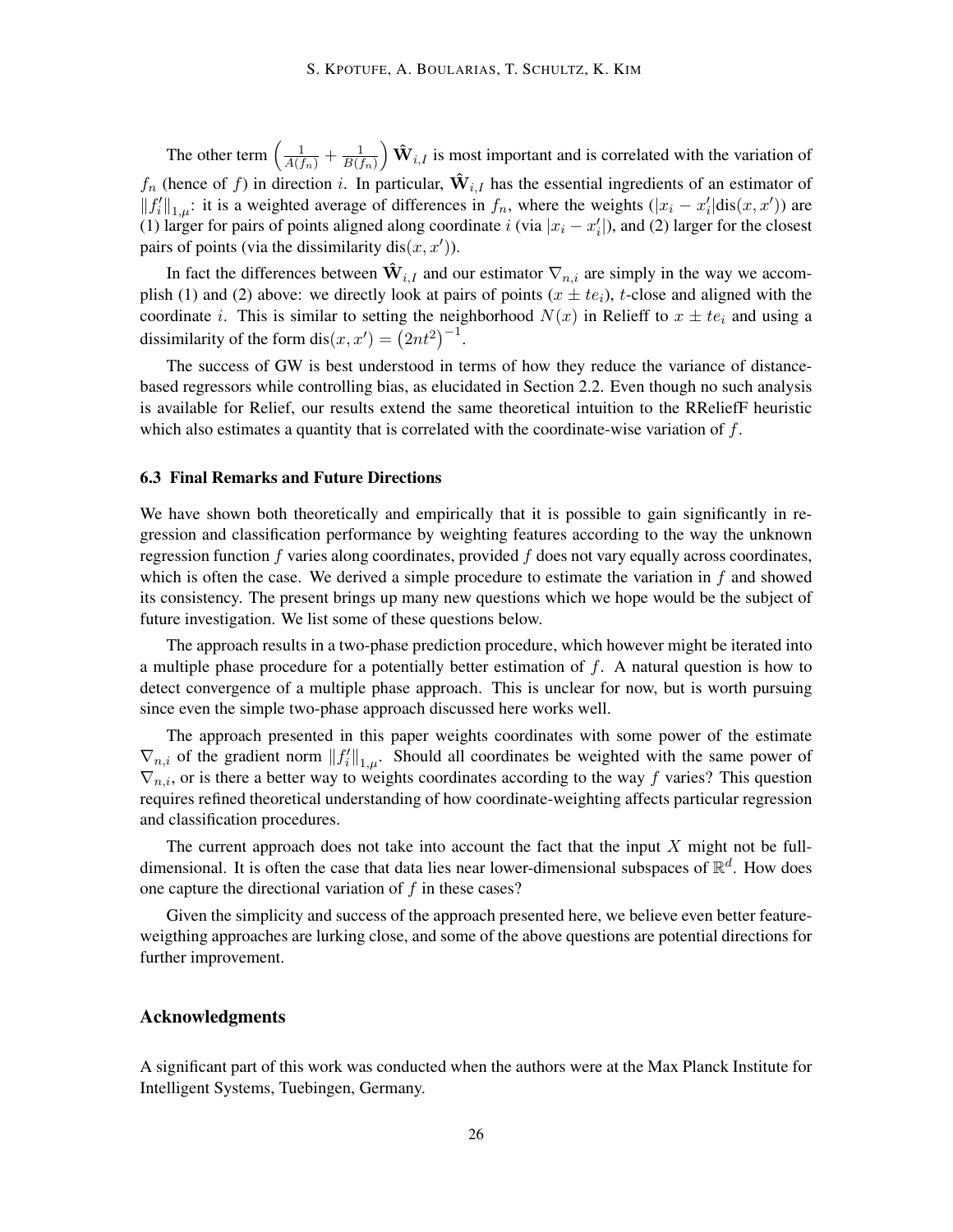The other term $\left(\frac{1}{A(f_n)} + \frac{1}{B(f_n)}\right) \hat{\mathbf{W}}_{i,I}$ is most important and is correlated with the variation of $f_n$ (hence of $f$) in direction $i$. In particular, $\hat{\mathbf{W}}_{i,I}$ has the essential ingredients of an estimator of $\|f_i'\|_{1,\mu}$: it is a weighted average of differences in $f_n$, where the weights ($|x_i - x_i'|\text{dis}(x, x')$) are (1) larger for pairs of points aligned along coordinate $i$ (via $|x_i - x_i'|$), and (2) larger for the closest pairs of points (via the dissimilarity $\text{dis}(x, x')$).

In fact the differences between $\hat{\mathbf{W}}_{i,I}$ and our estimator $\nabla_{n,i}$ are simply in the way we accomplish (1) and (2) above: we directly look at pairs of points ($x \pm te_i$), $t$-close and aligned with the coordinate $i$. This is similar to setting the neighborhood $N(x)$ in Relieff to $x \pm te_i$ and using a dissimilarity of the form $\text{dis}(x, x') = \left(2nt^2\right)^{-1}$.

The success of GW is best understood in terms of how they reduce the variance of distance-based regressors while controlling bias, as elucidated in Section 2.2. Even though no such analysis is available for Relief, our results extend the same theoretical intuition to the RReliefF heuristic which also estimates a quantity that is correlated with the coordinate-wise variation of $f$.

### 6.3 Final Remarks and Future Directions

We have shown both theoretically and empirically that it is possible to gain significantly in regression and classification performance by weighting features according to the way the unknown regression function $f$ varies along coordinates, provided $f$ does not vary equally across coordinates, which is often the case. We derived a simple procedure to estimate the variation in $f$ and showed its consistency. The present brings up many new questions which we hope would be the subject of future investigation. We list some of these questions below.

The approach results in a two-phase prediction procedure, which however might be iterated into a multiple phase procedure for a potentially better estimation of $f$. A natural question is how to detect convergence of a multiple phase approach. This is unclear for now, but is worth pursuing since even the simple two-phase approach discussed here works well.

The approach presented in this paper weights coordinates with some power of the estimate $\nabla_{n,i}$ of the gradient norm $\|f_i'\|_{1,\mu}$. Should all coordinates be weighted with the same power of $\nabla_{n,i}$, or is there a better way to weights coordinates according to the way $f$ varies? This question requires refined theoretical understanding of how coordinate-weighting affects particular regression and classification procedures.

The current approach does not take into account the fact that the input $X$ might not be full-dimensional. It is often the case that data lies near lower-dimensional subspaces of $\mathbb{R}^d$. How does one capture the directional variation of $f$ in these cases?

Given the simplicity and success of the approach presented here, we believe even better feature-weigthing approaches are lurking close, and some of the above questions are potential directions for further improvement.

## Acknowledgments

A significant part of this work was conducted when the authors were at the Max Planck Institute for Intelligent Systems, Tuebingen, Germany.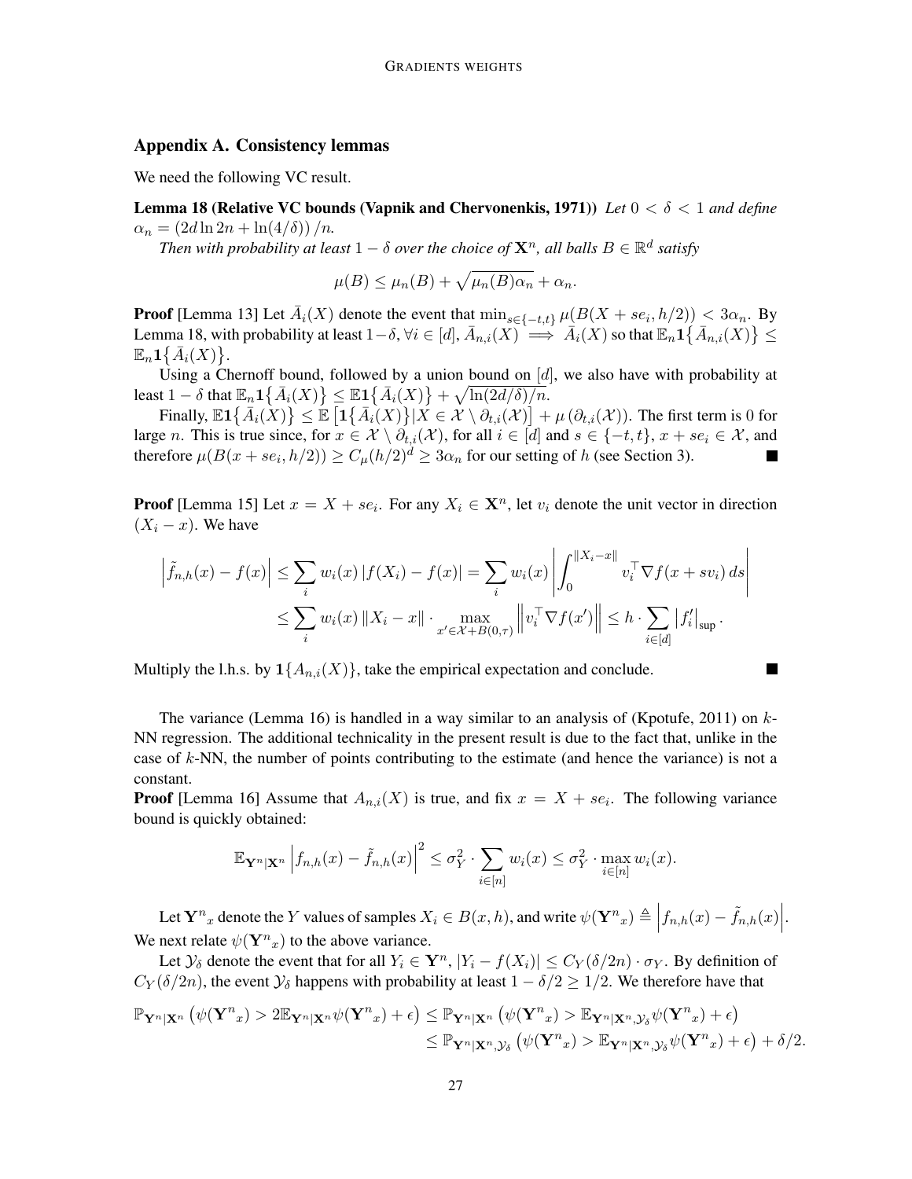## Appendix A. Consistency lemmas

We need the following VC result.

**Lemma 18 (Relative VC bounds (Vapnik and Chervonenkis, 1971))** *Let $0 < \delta < 1$ and define $\alpha_n = (2d \ln 2n + \ln(4/\delta))/n$.*

*Then with probability at least $1 - \delta$ over the choice of $\mathbf{X}^n$, all balls $B \in \mathbb{R}^d$ satisfy*

$$\mu(B) \leq \mu_n(B) + \sqrt{\mu_n(B)\alpha_n} + \alpha_n.$$

**Proof** [Lemma 13] Let $\bar{A}_i(X)$ denote the event that $\min_{s \in \{-t,t\}} \mu(B(X + se_i, h/2)) < 3\alpha_n$. By Lemma 18, with probability at least $1-\delta$, $\forall i \in [d]$, $\bar{A}_{n,i}(X) \implies \bar{A}_i(X)$ so that $\mathbb{E}_n \mathbf{1}\{\bar{A}_{n,i}(X)\} \leq \mathbb{E}_n \mathbf{1}\{\bar{A}_i(X)\}$.

Using a Chernoff bound, followed by a union bound on $[d]$, we also have with probability at least $1 - \delta$ that $\mathbb{E}_n \mathbf{1}\{\bar{A}_i(X)\} \leq \mathbb{E}\mathbf{1}\{\bar{A}_i(X)\} + \sqrt{\ln(2d/\delta)/n}$.

Finally, $\mathbb{E}\mathbf{1}\{\bar{A}_i(X)\} \leq \mathbb{E}\left[\mathbf{1}\{\bar{A}_i(X)\} | X \in \mathcal{X} \setminus \partial_{t,i}(\mathcal{X})\right] + \mu\left(\partial_{t,i}(\mathcal{X})\right)$. The first term is 0 for large $n$. This is true since, for $x \in \mathcal{X} \setminus \partial_{t,i}(\mathcal{X})$, for all $i \in [d]$ and $s \in \{-t, t\}$, $x + se_i \in \mathcal{X}$, and therefore $\mu(B(x + se_i, h/2)) \geq C_\mu (h/2)^d \geq 3\alpha_n$ for our setting of $h$ (see Section 3). ∎

**Proof** [Lemma 15] Let $x = X + se_i$. For any $X_i \in \mathbf{X}^n$, let $v_i$ denote the unit vector in direction $(X_i - x)$. We have

$$\begin{aligned}
\left|\tilde{f}_{n,h}(x) - f(x)\right| &\leq \sum_i w_i(x) \left|f(X_i) - f(x)\right| = \sum_i w_i(x) \left| \int_0^{\|X_i - x\|} v_i^\top \nabla f(x + sv_i)\, ds \right| \\
&\leq \sum_i w_i(x) \left\|X_i - x\right\| \cdot \max_{x' \in \mathcal{X} + B(0,\tau)} \left\|v_i^\top \nabla f(x')\right\| \leq h \cdot \sum_{i \in [d]} \left|f_i'\right|_{\sup}.
\end{aligned}$$

Multiply the l.h.s. by $\mathbf{1}\{A_{n,i}(X)\}$, take the empirical expectation and conclude. ∎

The variance (Lemma 16) is handled in a way similar to an analysis of (Kpotufe, 2011) on $k$-NN regression. The additional technicality in the present result is due to the fact that, unlike in the case of $k$-NN, the number of points contributing to the estimate (and hence the variance) is not a constant.

**Proof** [Lemma 16] Assume that $A_{n,i}(X)$ is true, and fix $x = X + se_i$. The following variance bound is quickly obtained:

$$\mathbb{E}_{\mathbf{Y}^n | \mathbf{X}^n} \left|f_{n,h}(x) - \tilde{f}_{n,h}(x)\right|^2 \leq \sigma_Y^2 \cdot \sum_{i \in [n]} w_i(x) \leq \sigma_Y^2 \cdot \max_{i \in [n]} w_i(x).$$

Let $\mathbf{Y}^n{}_x$ denote the $Y$ values of samples $X_i \in B(x, h)$, and write $\psi(\mathbf{Y}^n{}_x) \triangleq \left|f_{n,h}(x) - \tilde{f}_{n,h}(x)\right|$. We next relate $\psi(\mathbf{Y}^n{}_x)$ to the above variance.

Let $\mathcal{Y}_\delta$ denote the event that for all $Y_i \in \mathbf{Y}^n$, $|Y_i - f(X_i)| \leq C_Y(\delta/2n) \cdot \sigma_Y$. By definition of $C_Y(\delta/2n)$, the event $\mathcal{Y}_\delta$ happens with probability at least $1 - \delta/2 \geq 1/2$. We therefore have that

$$\begin{aligned}
\mathbb{P}_{\mathbf{Y}^n | \mathbf{X}^n}\left(\psi(\mathbf{Y}^n{}_x) > 2\mathbb{E}_{\mathbf{Y}^n | \mathbf{X}^n} \psi(\mathbf{Y}^n{}_x) + \epsilon\right) &\leq \mathbb{P}_{\mathbf{Y}^n | \mathbf{X}^n}\left(\psi(\mathbf{Y}^n{}_x) > \mathbb{E}_{\mathbf{Y}^n | \mathbf{X}^n, \mathcal{Y}_\delta} \psi(\mathbf{Y}^n{}_x) + \epsilon\right) \\
&\leq \mathbb{P}_{\mathbf{Y}^n | \mathbf{X}^n, \mathcal{Y}_\delta}\left(\psi(\mathbf{Y}^n{}_x) > \mathbb{E}_{\mathbf{Y}^n | \mathbf{X}^n, \mathcal{Y}_\delta} \psi(\mathbf{Y}^n{}_x) + \epsilon\right) + \delta/2.
\end{aligned}$$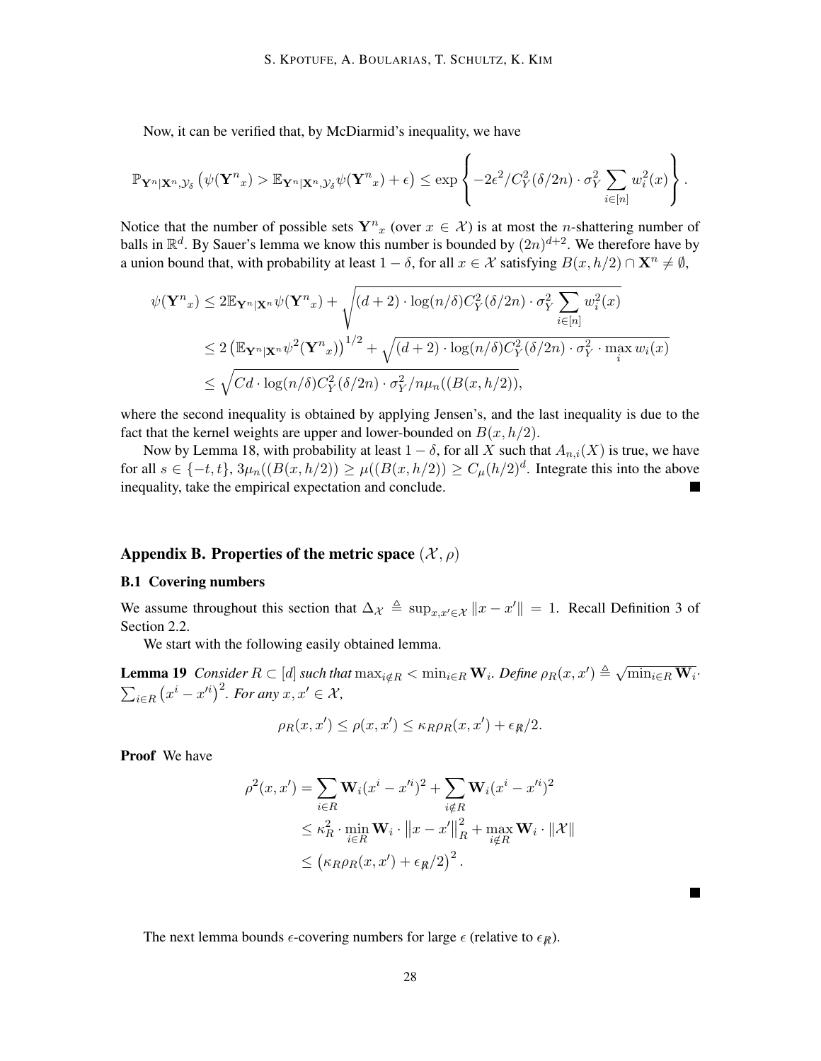Now, it can be verified that, by McDiarmid's inequality, we have

$$
\mathbb{P}_{\mathbf{Y}^n|\mathbf{X}^n,\mathcal{Y}_\delta}\left(\psi(\mathbf{Y}^n{}_x) > \mathbb{E}_{\mathbf{Y}^n|\mathbf{X}^n,\mathcal{Y}_\delta}\psi(\mathbf{Y}^n{}_x) + \epsilon\right) \le \exp\left\{-2\epsilon^2/C_Y^2(\delta/2n)\cdot\sigma_Y^2\sum_{i\in[n]}w_i^2(x)\right\}.
$$

Notice that the number of possible sets $\mathbf{Y}^n{}_x$ (over $x \in \mathcal{X}$) is at most the $n$-shattering number of balls in $\mathbb{R}^d$. By Sauer's lemma we know this number is bounded by $(2n)^{d+2}$. We therefore have by a union bound that, with probability at least $1-\delta$, for all $x \in \mathcal{X}$ satisfying $B(x, h/2) \cap \mathbf{X}^n \neq \emptyset$,

$$
\begin{aligned}
\psi(\mathbf{Y}^n{}_x) &\le 2\mathbb{E}_{\mathbf{Y}^n|\mathbf{X}^n}\psi(\mathbf{Y}^n{}_x) + \sqrt{(d+2)\cdot\log(n/\delta)C_Y^2(\delta/2n)\cdot\sigma_Y^2\sum_{i\in[n]}w_i^2(x)} \\
&\le 2\left(\mathbb{E}_{\mathbf{Y}^n|\mathbf{X}^n}\psi^2(\mathbf{Y}^n{}_x)\right)^{1/2} + \sqrt{(d+2)\cdot\log(n/\delta)C_Y^2(\delta/2n)\cdot\sigma_Y^2\cdot\max_i w_i(x)} \\
&\le \sqrt{Cd\cdot\log(n/\delta)C_Y^2(\delta/2n)\cdot\sigma_Y^2/n\mu_n((B(x,h/2))},
\end{aligned}
$$

where the second inequality is obtained by applying Jensen's, and the last inequality is due to the fact that the kernel weights are upper and lower-bounded on $B(x, h/2)$.

Now by Lemma 18, with probability at least $1-\delta$, for all $X$ such that $A_{n,i}(X)$ is true, we have for all $s \in \{-t, t\}$, $3\mu_n((B(x,h/2)) \ge \mu((B(x,h/2)) \ge C_\mu(h/2)^d$. Integrate this into the above inequality, take the empirical expectation and conclude. ∎

## Appendix B. Properties of the metric space $(\mathcal{X}, \rho)$

### B.1 Covering numbers

We assume throughout this section that $\Delta_{\mathcal{X}} \triangleq \sup_{x,x'\in\mathcal{X}}\|x - x'\| = 1$. Recall Definition 3 of Section 2.2.

We start with the following easily obtained lemma.

**Lemma 19** *Consider $R \subset [d]$ such that $\max_{i\notin R} < \min_{i\in R}\mathbf{W}_i$. Define $\rho_R(x, x') \triangleq \sqrt{\min_{i\in R}\mathbf{W}_i\cdot\sum_{i\in R}\left(x^i - x'^i\right)^2}$. For any $x, x' \in \mathcal{X}$,*

$$
\rho_R(x, x') \le \rho(x, x') \le \kappa_R\rho_R(x, x') + \epsilon_{\not R}/2.
$$

**Proof** We have

$$
\begin{aligned}
\rho^2(x, x') &= \sum_{i\in R}\mathbf{W}_i(x^i - x'^i)^2 + \sum_{i\notin R}\mathbf{W}_i(x^i - x'^i)^2 \\
&\le \kappa_R^2\cdot\min_{i\in R}\mathbf{W}_i\cdot\left\|x - x'\right\|_R^2 + \max_{i\notin R}\mathbf{W}_i\cdot\|\mathcal{X}\| \\
&\le \left(\kappa_R\rho_R(x, x') + \epsilon_{\not R}/2\right)^2.
\end{aligned}
$$

∎

The next lemma bounds $\epsilon$-covering numbers for large $\epsilon$ (relative to $\epsilon_{\not R}$).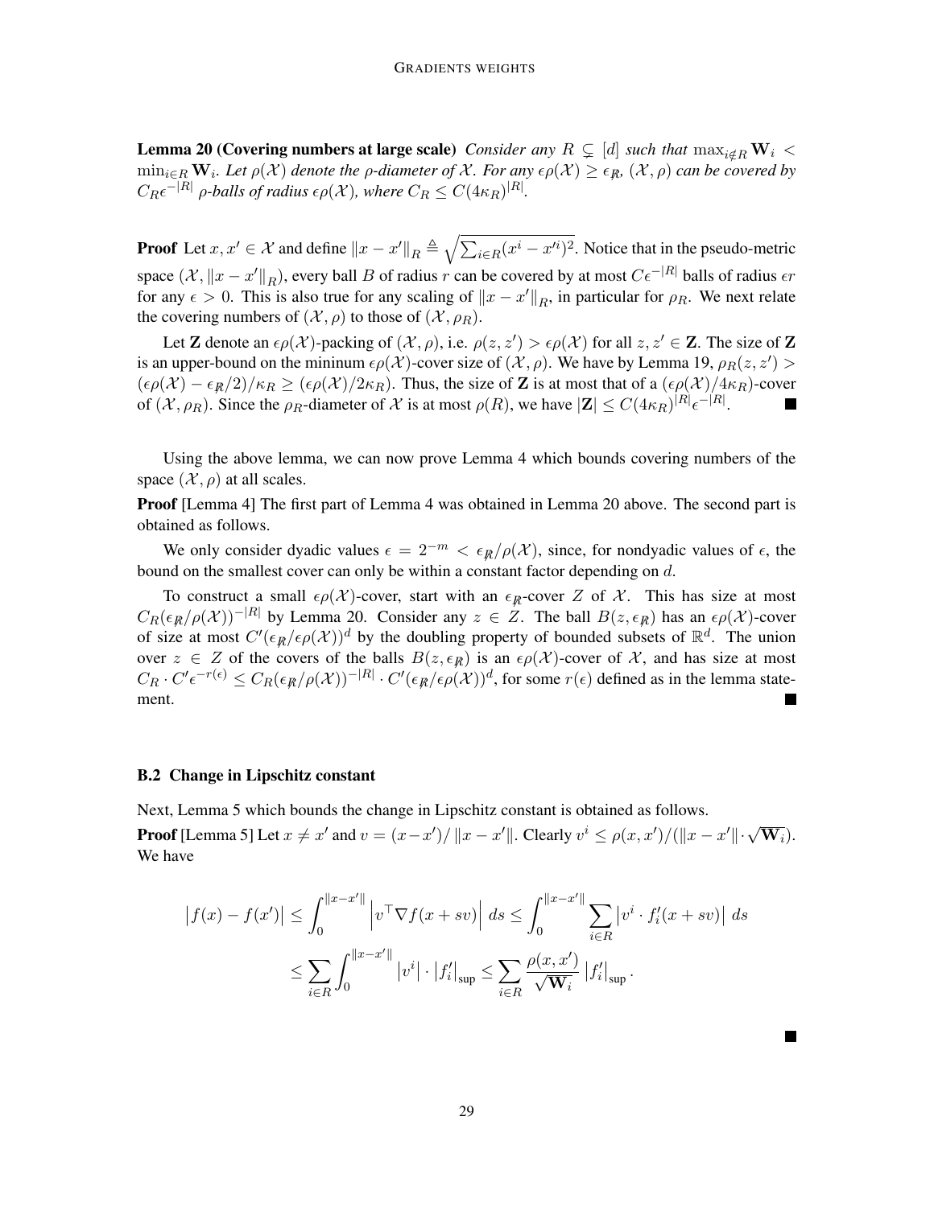**Lemma 20 (Covering numbers at large scale)** *Consider any $R \subsetneq [d]$ such that $\max_{i \notin R} \mathbf{W}_i < \min_{i \in R} \mathbf{W}_i$. Let $\rho(\mathcal{X})$ denote the $\rho$-diameter of $\mathcal{X}$. For any $\epsilon\rho(\mathcal{X}) \geq \epsilon_{\not R}$, $(\mathcal{X}, \rho)$ can be covered by $C_R \epsilon^{-|R|}$ $\rho$-balls of radius $\epsilon\rho(\mathcal{X})$, where $C_R \leq C(4\kappa_R)^{|R|}$.*

**Proof** Let $x, x' \in \mathcal{X}$ and define $\|x - x'\|_R \triangleq \sqrt{\sum_{i \in R}(x^i - x'^i)^2}$. Notice that in the pseudo-metric space $(\mathcal{X}, \|x - x'\|_R)$, every ball $B$ of radius $r$ can be covered by at most $C\epsilon^{-|R|}$ balls of radius $\epsilon r$ for any $\epsilon > 0$. This is also true for any scaling of $\|x - x'\|_R$, in particular for $\rho_R$. We next relate the covering numbers of $(\mathcal{X}, \rho)$ to those of $(\mathcal{X}, \rho_R)$.

Let $\mathbf{Z}$ denote an $\epsilon\rho(\mathcal{X})$-packing of $(\mathcal{X}, \rho)$, i.e. $\rho(z, z') > \epsilon\rho(\mathcal{X})$ for all $z, z' \in \mathbf{Z}$. The size of $\mathbf{Z}$ is an upper-bound on the mininum $\epsilon\rho(\mathcal{X})$-cover size of $(\mathcal{X}, \rho)$. We have by Lemma 19, $\rho_R(z, z') > (\epsilon\rho(\mathcal{X}) - \epsilon_{\not R}/2)/\kappa_R \geq (\epsilon\rho(\mathcal{X})/2\kappa_R)$. Thus, the size of $\mathbf{Z}$ is at most that of a $(\epsilon\rho(\mathcal{X})/4\kappa_R)$-cover of $(\mathcal{X}, \rho_R)$. Since the $\rho_R$-diameter of $\mathcal{X}$ is at most $\rho(R)$, we have $|\mathbf{Z}| \leq C(4\kappa_R)^{|R|}\epsilon^{-|R|}$. ∎

Using the above lemma, we can now prove Lemma 4 which bounds covering numbers of the space $(\mathcal{X}, \rho)$ at all scales.

**Proof** [Lemma 4] The first part of Lemma 4 was obtained in Lemma 20 above. The second part is obtained as follows.

We only consider dyadic values $\epsilon = 2^{-m} < \epsilon_{\not R}/\rho(\mathcal{X})$, since, for nondyadic values of $\epsilon$, the bound on the smallest cover can only be within a constant factor depending on $d$.

To construct a small $\epsilon\rho(\mathcal{X})$-cover, start with an $\epsilon_{\not R}$-cover $Z$ of $\mathcal{X}$. This has size at most $C_R(\epsilon_{\not R}/\rho(\mathcal{X}))^{-|R|}$ by Lemma 20. Consider any $z \in Z$. The ball $B(z, \epsilon_{\not R})$ has an $\epsilon\rho(\mathcal{X})$-cover of size at most $C'(\epsilon_{\not R}/\epsilon\rho(\mathcal{X}))^d$ by the doubling property of bounded subsets of $\mathbb{R}^d$. The union over $z \in Z$ of the covers of the balls $B(z, \epsilon_{\not R})$ is an $\epsilon\rho(\mathcal{X})$-cover of $\mathcal{X}$, and has size at most $C_R \cdot C'\epsilon^{-r(\epsilon)} \leq C_R(\epsilon_{\not R}/\rho(\mathcal{X}))^{-|R|} \cdot C'(\epsilon_{\not R}/\epsilon\rho(\mathcal{X}))^d$, for some $r(\epsilon)$ defined as in the lemma statement. ∎

### B.2 Change in Lipschitz constant

Next, Lemma 5 which bounds the change in Lipschitz constant is obtained as follows.

**Proof** [Lemma 5] Let $x \neq x'$ and $v = (x - x')/\|x - x'\|$. Clearly $v^i \leq \rho(x, x')/(\|x - x'\| \cdot \sqrt{\mathbf{W}_i})$. We have

$$
\begin{aligned}
|f(x) - f(x')| &\leq \int_0^{\|x-x'\|} \left| v^\top \nabla f(x + sv) \right| \, ds \leq \int_0^{\|x-x'\|} \sum_{i \in R} \left| v^i \cdot f'_i(x + sv) \right| \, ds \\
&\leq \sum_{i \in R} \int_0^{\|x-x'\|} \left| v^i \right| \cdot \left| f'_i \right|_{\sup} \leq \sum_{i \in R} \frac{\rho(x, x')}{\sqrt{\mathbf{W}_i}} \left| f'_i \right|_{\sup}.
\end{aligned}
$$

∎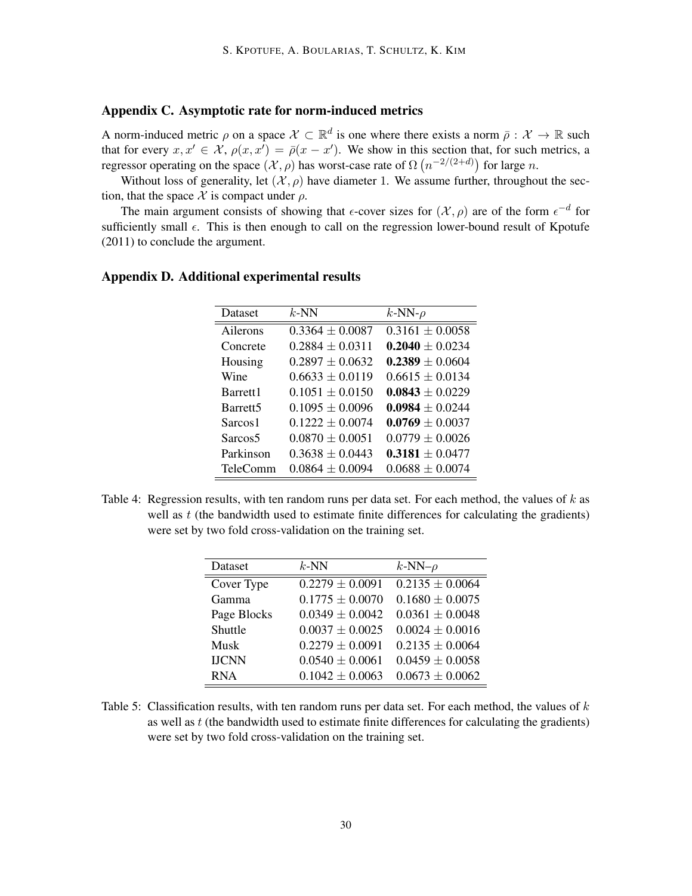## Appendix C. Asymptotic rate for norm-induced metrics

A norm-induced metric $\rho$ on a space $\mathcal{X} \subset \mathbb{R}^d$ is one where there exists a norm $\bar{\rho} : \mathcal{X} \to \mathbb{R}$ such that for every $x, x' \in \mathcal{X}$, $\rho(x, x') = \bar{\rho}(x - x')$. We show in this section that, for such metrics, a regressor operating on the space $(\mathcal{X}, \rho)$ has worst-case rate of $\Omega\left(n^{-2/(2+d)}\right)$ for large $n$.

Without loss of generality, let $(\mathcal{X}, \rho)$ have diameter 1. We assume further, throughout the section, that the space $\mathcal{X}$ is compact under $\rho$.

The main argument consists of showing that $\epsilon$-cover sizes for $(\mathcal{X}, \rho)$ are of the form $\epsilon^{-d}$ for sufficiently small $\epsilon$. This is then enough to call on the regression lower-bound result of Kpotufe (2011) to conclude the argument.

## Appendix D. Additional experimental results

| Dataset | $k$-NN | $k$-NN-$\rho$ |
|---|---|---|
| Ailerons | $0.3364 \pm 0.0087$ | $0.3161 \pm 0.0058$ |
| Concrete | $0.2884 \pm 0.0311$ | $\mathbf{0.2040} \pm 0.0234$ |
| Housing | $0.2897 \pm 0.0632$ | $\mathbf{0.2389} \pm 0.0604$ |
| Wine | $0.6633 \pm 0.0119$ | $0.6615 \pm 0.0134$ |
| Barrett1 | $0.1051 \pm 0.0150$ | $\mathbf{0.0843} \pm 0.0229$ |
| Barrett5 | $0.1095 \pm 0.0096$ | $\mathbf{0.0984} \pm 0.0244$ |
| Sarcos1 | $0.1222 \pm 0.0074$ | $\mathbf{0.0769} \pm 0.0037$ |
| Sarcos5 | $0.0870 \pm 0.0051$ | $0.0779 \pm 0.0026$ |
| Parkinson | $0.3638 \pm 0.0443$ | $\mathbf{0.3181} \pm 0.0477$ |
| TeleComm | $0.0864 \pm 0.0094$ | $0.0688 \pm 0.0074$ |

Table 4: Regression results, with ten random runs per data set. For each method, the values of $k$ as well as $t$ (the bandwidth used to estimate finite differences for calculating the gradients) were set by two fold cross-validation on the training set.

| Dataset | $k$-NN | $k$-NN–$\rho$ |
|---|---|---|
| Cover Type | $0.2279 \pm 0.0091$ | $0.2135 \pm 0.0064$ |
| Gamma | $0.1775 \pm 0.0070$ | $0.1680 \pm 0.0075$ |
| Page Blocks | $0.0349 \pm 0.0042$ | $0.0361 \pm 0.0048$ |
| Shuttle | $0.0037 \pm 0.0025$ | $0.0024 \pm 0.0016$ |
| Musk | $0.2279 \pm 0.0091$ | $0.2135 \pm 0.0064$ |
| IJCNN | $0.0540 \pm 0.0061$ | $0.0459 \pm 0.0058$ |
| RNA | $0.1042 \pm 0.0063$ | $0.0673 \pm 0.0062$ |

Table 5: Classification results, with ten random runs per data set. For each method, the values of $k$ as well as $t$ (the bandwidth used to estimate finite differences for calculating the gradients) were set by two fold cross-validation on the training set.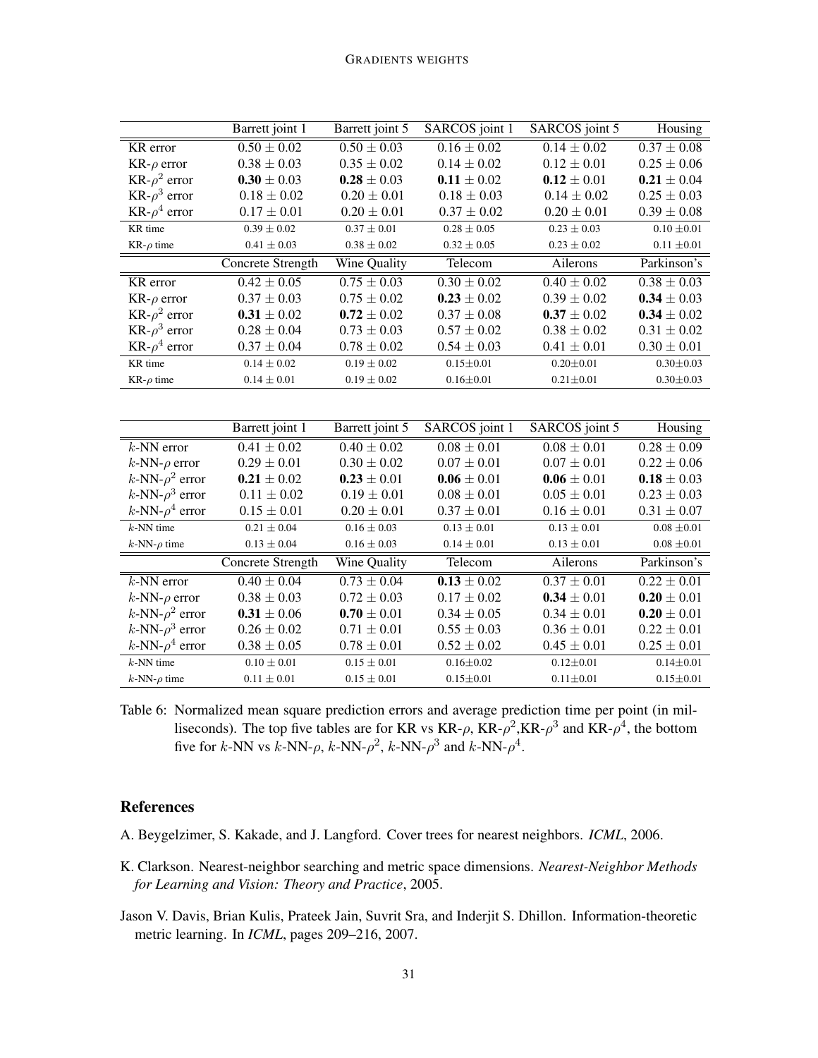| | Barrett joint 1 | Barrett joint 5 | SARCOS joint 1 | SARCOS joint 5 | Housing |
|---|---|---|---|---|---|
| KR error | $0.50 \pm 0.02$ | $0.50 \pm 0.03$ | $0.16 \pm 0.02$ | $0.14 \pm 0.02$ | $0.37 \pm 0.08$ |
| KR-$\rho$ error | $0.38 \pm 0.03$ | $0.35 \pm 0.02$ | $0.14 \pm 0.02$ | $0.12 \pm 0.01$ | $0.25 \pm 0.06$ |
| KR-$\rho^2$ error | $\mathbf{0.30} \pm 0.03$ | $\mathbf{0.28} \pm 0.03$ | $\mathbf{0.11} \pm 0.02$ | $\mathbf{0.12} \pm 0.01$ | $\mathbf{0.21} \pm 0.04$ |
| KR-$\rho^3$ error | $0.18 \pm 0.02$ | $0.20 \pm 0.01$ | $0.18 \pm 0.03$ | $0.14 \pm 0.02$ | $0.25 \pm 0.03$ |
| KR-$\rho^4$ error | $0.17 \pm 0.01$ | $0.20 \pm 0.01$ | $0.37 \pm 0.02$ | $0.20 \pm 0.01$ | $0.39 \pm 0.08$ |
| KR time | $0.39 \pm 0.02$ | $0.37 \pm 0.01$ | $0.28 \pm 0.05$ | $0.23 \pm 0.03$ | $0.10 \pm 0.01$ |
| KR-$\rho$ time | $0.41 \pm 0.03$ | $0.38 \pm 0.02$ | $0.32 \pm 0.05$ | $0.23 \pm 0.02$ | $0.11 \pm 0.01$ |
| | Concrete Strength | Wine Quality | Telecom | Ailerons | Parkinson's |
| KR error | $0.42 \pm 0.05$ | $0.75 \pm 0.03$ | $0.30 \pm 0.02$ | $0.40 \pm 0.02$ | $0.38 \pm 0.03$ |
| KR-$\rho$ error | $0.37 \pm 0.03$ | $0.75 \pm 0.02$ | $\mathbf{0.23} \pm 0.02$ | $0.39 \pm 0.02$ | $\mathbf{0.34} \pm 0.03$ |
| KR-$\rho^2$ error | $\mathbf{0.31} \pm 0.02$ | $\mathbf{0.72} \pm 0.02$ | $0.37 \pm 0.08$ | $\mathbf{0.37} \pm 0.02$ | $\mathbf{0.34} \pm 0.02$ |
| KR-$\rho^3$ error | $0.28 \pm 0.04$ | $0.73 \pm 0.03$ | $0.57 \pm 0.02$ | $0.38 \pm 0.02$ | $0.31 \pm 0.02$ |
| KR-$\rho^4$ error | $0.37 \pm 0.04$ | $0.78 \pm 0.02$ | $0.54 \pm 0.03$ | $0.41 \pm 0.01$ | $0.30 \pm 0.01$ |
| KR time | $0.14 \pm 0.02$ | $0.19 \pm 0.02$ | $0.15 \pm 0.01$ | $0.20 \pm 0.01$ | $0.30 \pm 0.03$ |
| KR-$\rho$ time | $0.14 \pm 0.01$ | $0.19 \pm 0.02$ | $0.16 \pm 0.01$ | $0.21 \pm 0.01$ | $0.30 \pm 0.03$ |

| | Barrett joint 1 | Barrett joint 5 | SARCOS joint 1 | SARCOS joint 5 | Housing |
|---|---|---|---|---|---|
| $k$-NN error | $0.41 \pm 0.02$ | $0.40 \pm 0.02$ | $0.08 \pm 0.01$ | $0.08 \pm 0.01$ | $0.28 \pm 0.09$ |
| $k$-NN-$\rho$ error | $0.29 \pm 0.01$ | $0.30 \pm 0.02$ | $0.07 \pm 0.01$ | $0.07 \pm 0.01$ | $0.22 \pm 0.06$ |
| $k$-NN-$\rho^2$ error | $\mathbf{0.21} \pm 0.02$ | $\mathbf{0.23} \pm 0.01$ | $\mathbf{0.06} \pm 0.01$ | $\mathbf{0.06} \pm 0.01$ | $\mathbf{0.18} \pm 0.03$ |
| $k$-NN-$\rho^3$ error | $0.11 \pm 0.02$ | $0.19 \pm 0.01$ | $0.08 \pm 0.01$ | $0.05 \pm 0.01$ | $0.23 \pm 0.03$ |
| $k$-NN-$\rho^4$ error | $0.15 \pm 0.01$ | $0.20 \pm 0.01$ | $0.37 \pm 0.01$ | $0.16 \pm 0.01$ | $0.31 \pm 0.07$ |
| $k$-NN time | $0.21 \pm 0.04$ | $0.16 \pm 0.03$ | $0.13 \pm 0.01$ | $0.13 \pm 0.01$ | $0.08 \pm 0.01$ |
| $k$-NN-$\rho$ time | $0.13 \pm 0.04$ | $0.16 \pm 0.03$ | $0.14 \pm 0.01$ | $0.13 \pm 0.01$ | $0.08 \pm 0.01$ |
| | Concrete Strength | Wine Quality | Telecom | Ailerons | Parkinson's |
| $k$-NN error | $0.40 \pm 0.04$ | $0.73 \pm 0.04$ | $\mathbf{0.13} \pm 0.02$ | $0.37 \pm 0.01$ | $0.22 \pm 0.01$ |
| $k$-NN-$\rho$ error | $0.38 \pm 0.03$ | $0.72 \pm 0.03$ | $0.17 \pm 0.02$ | $\mathbf{0.34} \pm 0.01$ | $\mathbf{0.20} \pm 0.01$ |
| $k$-NN-$\rho^2$ error | $\mathbf{0.31} \pm 0.06$ | $\mathbf{0.70} \pm 0.01$ | $0.34 \pm 0.05$ | $0.34 \pm 0.01$ | $\mathbf{0.20} \pm 0.01$ |
| $k$-NN-$\rho^3$ error | $0.26 \pm 0.02$ | $0.71 \pm 0.01$ | $0.55 \pm 0.03$ | $0.36 \pm 0.01$ | $0.22 \pm 0.01$ |
| $k$-NN-$\rho^4$ error | $0.38 \pm 0.05$ | $0.78 \pm 0.01$ | $0.52 \pm 0.02$ | $0.45 \pm 0.01$ | $0.25 \pm 0.01$ |
| $k$-NN time | $0.10 \pm 0.01$ | $0.15 \pm 0.01$ | $0.16 \pm 0.02$ | $0.12 \pm 0.01$ | $0.14 \pm 0.01$ |
| $k$-NN-$\rho$ time | $0.11 \pm 0.01$ | $0.15 \pm 0.01$ | $0.15 \pm 0.01$ | $0.11 \pm 0.01$ | $0.15 \pm 0.01$ |

Table 6: Normalized mean square prediction errors and average prediction time per point (in milliseconds). The top five tables are for KR vs KR-$\rho$, KR-$\rho^2$,KR-$\rho^3$ and KR-$\rho^4$, the bottom five for $k$-NN vs $k$-NN-$\rho$, $k$-NN-$\rho^2$, $k$-NN-$\rho^3$ and $k$-NN-$\rho^4$.

## References

A. Beygelzimer, S. Kakade, and J. Langford. Cover trees for nearest neighbors. *ICML*, 2006.

K. Clarkson. Nearest-neighbor searching and metric space dimensions. *Nearest-Neighbor Methods for Learning and Vision: Theory and Practice*, 2005.

Jason V. Davis, Brian Kulis, Prateek Jain, Suvrit Sra, and Inderjit S. Dhillon. Information-theoretic metric learning. In *ICML*, pages 209–216, 2007.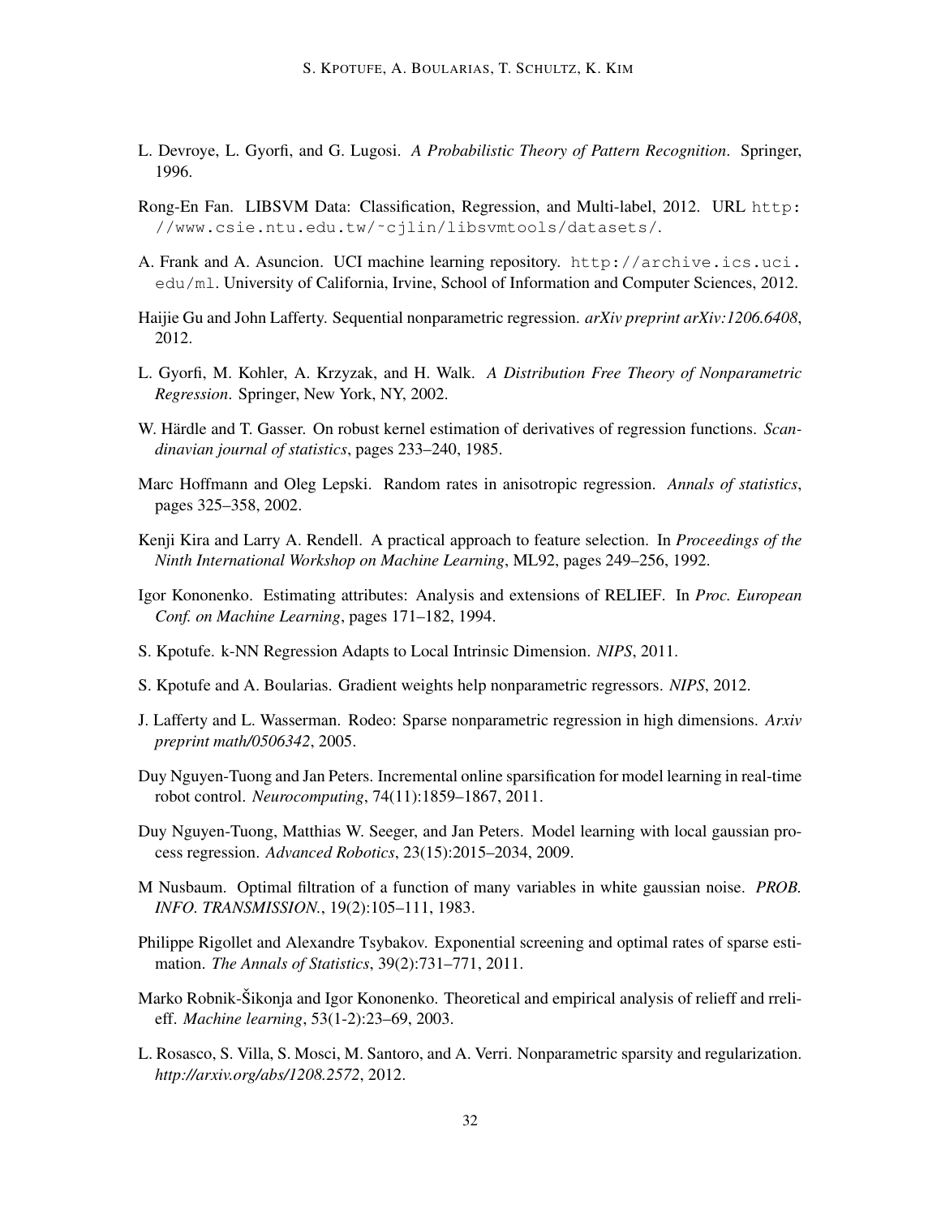L. Devroye, L. Gyorfi, and G. Lugosi. *A Probabilistic Theory of Pattern Recognition*. Springer, 1996.

Rong-En Fan. LIBSVM Data: Classification, Regression, and Multi-label, 2012. URL http://www.csie.ntu.edu.tw/~cjlin/libsvmtools/datasets/.

A. Frank and A. Asuncion. UCI machine learning repository. http://archive.ics.uci.edu/ml. University of California, Irvine, School of Information and Computer Sciences, 2012.

Haijie Gu and John Lafferty. Sequential nonparametric regression. *arXiv preprint arXiv:1206.6408*, 2012.

L. Gyorfi, M. Kohler, A. Krzyzak, and H. Walk. *A Distribution Free Theory of Nonparametric Regression*. Springer, New York, NY, 2002.

W. Härdle and T. Gasser. On robust kernel estimation of derivatives of regression functions. *Scandinavian journal of statistics*, pages 233–240, 1985.

Marc Hoffmann and Oleg Lepski. Random rates in anisotropic regression. *Annals of statistics*, pages 325–358, 2002.

Kenji Kira and Larry A. Rendell. A practical approach to feature selection. In *Proceedings of the Ninth International Workshop on Machine Learning*, ML92, pages 249–256, 1992.

Igor Kononenko. Estimating attributes: Analysis and extensions of RELIEF. In *Proc. European Conf. on Machine Learning*, pages 171–182, 1994.

S. Kpotufe. k-NN Regression Adapts to Local Intrinsic Dimension. *NIPS*, 2011.

S. Kpotufe and A. Boularias. Gradient weights help nonparametric regressors. *NIPS*, 2012.

J. Lafferty and L. Wasserman. Rodeo: Sparse nonparametric regression in high dimensions. *Arxiv preprint math/0506342*, 2005.

Duy Nguyen-Tuong and Jan Peters. Incremental online sparsification for model learning in real-time robot control. *Neurocomputing*, 74(11):1859–1867, 2011.

Duy Nguyen-Tuong, Matthias W. Seeger, and Jan Peters. Model learning with local gaussian process regression. *Advanced Robotics*, 23(15):2015–2034, 2009.

M Nusbaum. Optimal filtration of a function of many variables in white gaussian noise. *PROB. INFO. TRANSMISSION.*, 19(2):105–111, 1983.

Philippe Rigollet and Alexandre Tsybakov. Exponential screening and optimal rates of sparse estimation. *The Annals of Statistics*, 39(2):731–771, 2011.

Marko Robnik-Šikonja and Igor Kononenko. Theoretical and empirical analysis of relieff and rrelieff. *Machine learning*, 53(1-2):23–69, 2003.

L. Rosasco, S. Villa, S. Mosci, M. Santoro, and A. Verri. Nonparametric sparsity and regularization. *http://arxiv.org/abs/1208.2572*, 2012.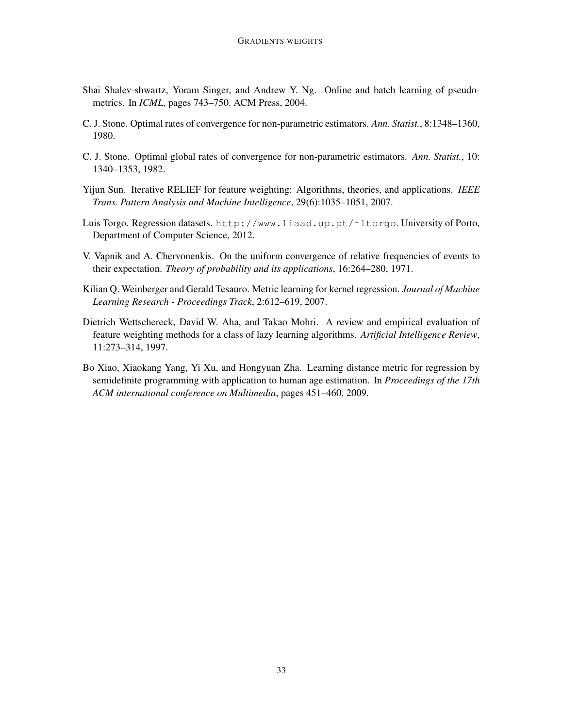Shai Shalev-shwartz, Yoram Singer, and Andrew Y. Ng. Online and batch learning of pseudo-metrics. In *ICML*, pages 743–750. ACM Press, 2004.

C. J. Stone. Optimal rates of convergence for non-parametric estimators. *Ann. Statist.*, 8:1348–1360, 1980.

C. J. Stone. Optimal global rates of convergence for non-parametric estimators. *Ann. Statist.*, 10: 1340–1353, 1982.

Yijun Sun. Iterative RELIEF for feature weighting: Algorithms, theories, and applications. *IEEE Trans. Pattern Analysis and Machine Intelligence*, 29(6):1035–1051, 2007.

Luis Torgo. Regression datasets. http://www.liaad.up.pt/~ltorgo. University of Porto, Department of Computer Science, 2012.

V. Vapnik and A. Chervonenkis. On the uniform convergence of relative frequencies of events to their expectation. *Theory of probability and its applications*, 16:264–280, 1971.

Kilian Q. Weinberger and Gerald Tesauro. Metric learning for kernel regression. *Journal of Machine Learning Research - Proceedings Track*, 2:612–619, 2007.

Dietrich Wettschereck, David W. Aha, and Takao Mohri. A review and empirical evaluation of feature weighting methods for a class of lazy learning algorithms. *Artificial Intelligence Review*, 11:273–314, 1997.

Bo Xiao, Xiaokang Yang, Yi Xu, and Hongyuan Zha. Learning distance metric for regression by semidefinite programming with application to human age estimation. In *Proceedings of the 17th ACM international conference on Multimedia*, pages 451–460, 2009.